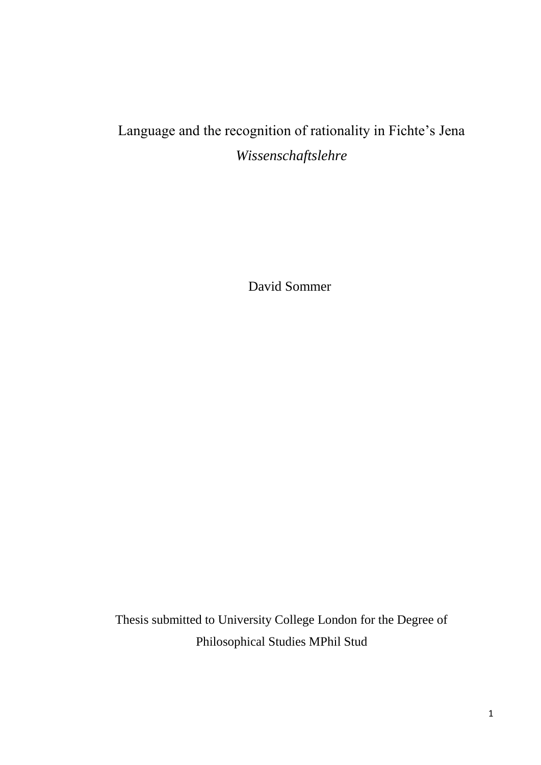# Language and the recognition of rationality in Fichte's Jena *Wissenschaftslehre*

David Sommer

Thesis submitted to University College London for the Degree of Philosophical Studies MPhil Stud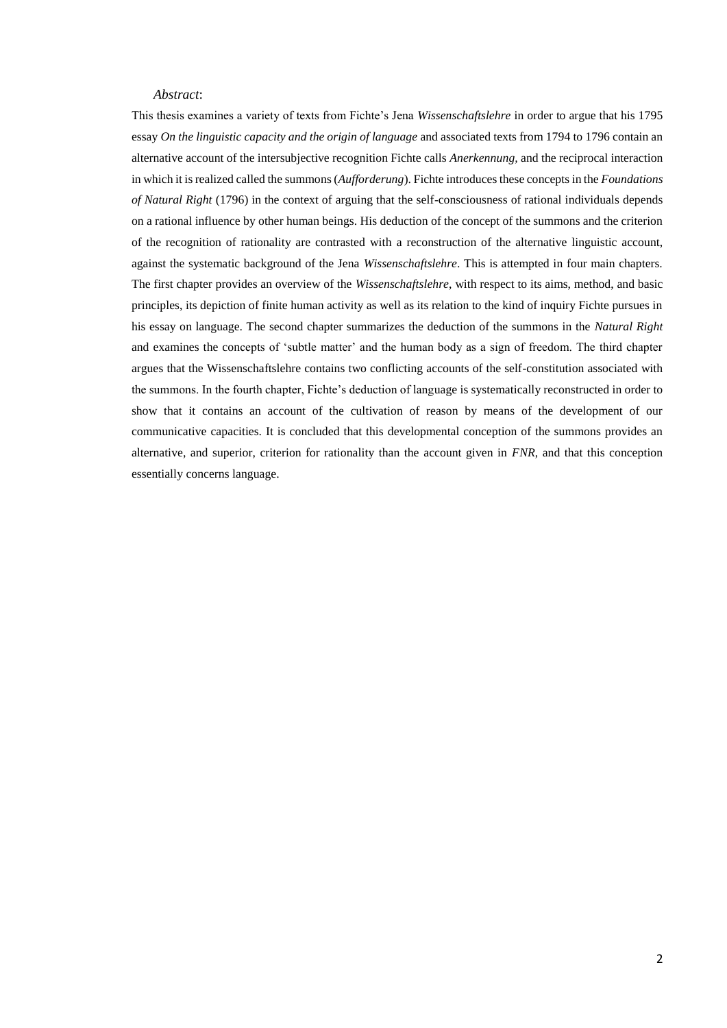*Abstract*:

This thesis examines a variety of texts from Fichte's Jena *Wissenschaftslehre* in order to argue that his 1795 essay *On the linguistic capacity and the origin of language* and associated texts from 1794 to 1796 contain an alternative account of the intersubjective recognition Fichte calls *Anerkennung*, and the reciprocal interaction in which it is realized called the summons (*Aufforderung*). Fichte introduces these concepts in the *Foundations of Natural Right* (1796) in the context of arguing that the self-consciousness of rational individuals depends on a rational influence by other human beings. His deduction of the concept of the summons and the criterion of the recognition of rationality are contrasted with a reconstruction of the alternative linguistic account, against the systematic background of the Jena *Wissenschaftslehre*. This is attempted in four main chapters. The first chapter provides an overview of the *Wissenschaftslehre*, with respect to its aims, method, and basic principles, its depiction of finite human activity as well as its relation to the kind of inquiry Fichte pursues in his essay on language. The second chapter summarizes the deduction of the summons in the *Natural Right* and examines the concepts of 'subtle matter' and the human body as a sign of freedom. The third chapter argues that the Wissenschaftslehre contains two conflicting accounts of the self-constitution associated with the summons. In the fourth chapter, Fichte's deduction of language is systematically reconstructed in order to show that it contains an account of the cultivation of reason by means of the development of our communicative capacities. It is concluded that this developmental conception of the summons provides an alternative, and superior, criterion for rationality than the account given in *FNR*, and that this conception essentially concerns language.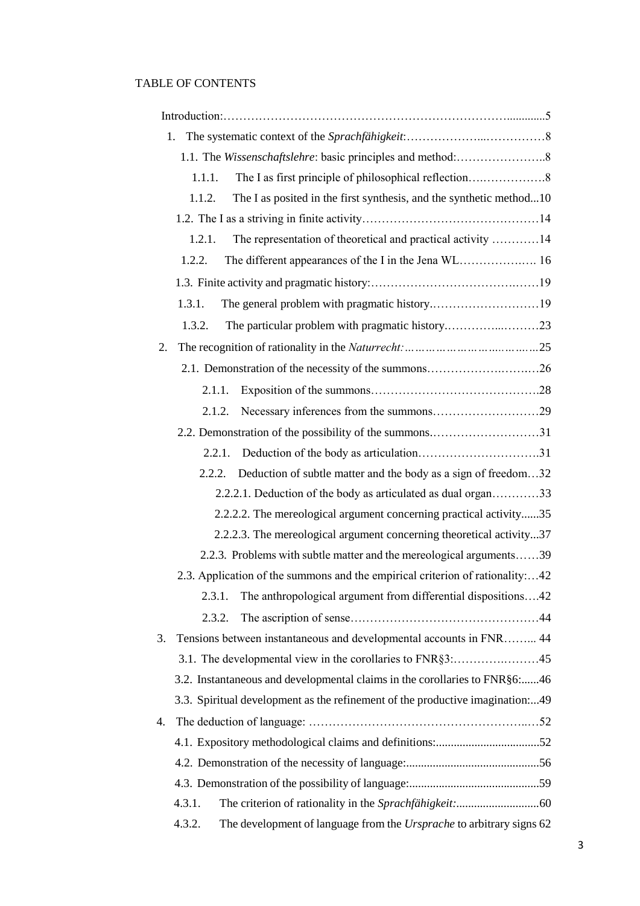TABLE OF CONTENTS

Introduction:……………………………………………………………………..............5

1. The systematic context of the *Sprachfähigkeit*:………………...……………8
   - 1.1. The *Wissenschaftslehre*: basic principles and method:…………………..8
     - 1.1.1. The I as first principle of philosophical reflection….……………..8
     - 1.1.2. The I as posited in the first synthesis, and the synthetic method...10
   - 1.2. The I as a striving in finite activity………………………………………14
     - 1.2.1. The representation of theoretical and practical activity …………14
     - 1.2.2. The different appearances of the I in the Jena WL……………….. 16
   - 1.3. Finite activity and pragmatic history:…………………………….……19
     - 1.3.1. The general problem with pragmatic history.………………………19
     - 1.3.2. The particular problem with pragmatic history.…………..………23
2. The recognition of rationality in the *Naturrecht:………………………...…………*25
   - 2.1. Demonstration of the necessity of the summons…………….…….…26
     - 2.1.1. Exposition of the summons…………………………………….28
     - 2.1.2. Necessary inferences from the summons………………………29
   - 2.2. Demonstration of the possibility of the summons.………………………31
     - 2.2.1. Deduction of the body as articulation………………………….31
     - 2.2.2. Deduction of subtle matter and the body as a sign of freedom…32
       - 2.2.2.1. Deduction of the body as articulated as dual organ…………33
       - 2.2.2.2. The mereological argument concerning practical activity......35
       - 2.2.2.3. The mereological argument concerning theoretical activity...37
     - 2.2.3. Problems with subtle matter and the mereological arguments……39
   - 2.3. Application of the summons and the empirical criterion of rationality:…42
     - 2.3.1. The anthropological argument from differential dispositions….42
     - 2.3.2. The ascription of sense…………………………………………44
3. Tensions between instantaneous and developmental accounts in FNR……... 44
   - 3.1. The developmental view in the corollaries to FNR§3:…………….………45
   - 3.2. Instantaneous and developmental claims in the corollaries to FNR§6:......46
   - 3.3. Spiritual development as the refinement of the productive imagination:...49
4. The deduction of language: ……………………………………………..…52
   - 4.1. Expository methodological claims and definitions:..................................52
   - 4.2. Demonstration of the necessity of language:............................................56
   - 4.3. Demonstration of the possibility of language:...........................................59
     - 4.3.1. The criterion of rationality in the *Sprachfähigkeit:*............................60
     - 4.3.2. The development of language from the *Ursprache* to arbitrary signs 62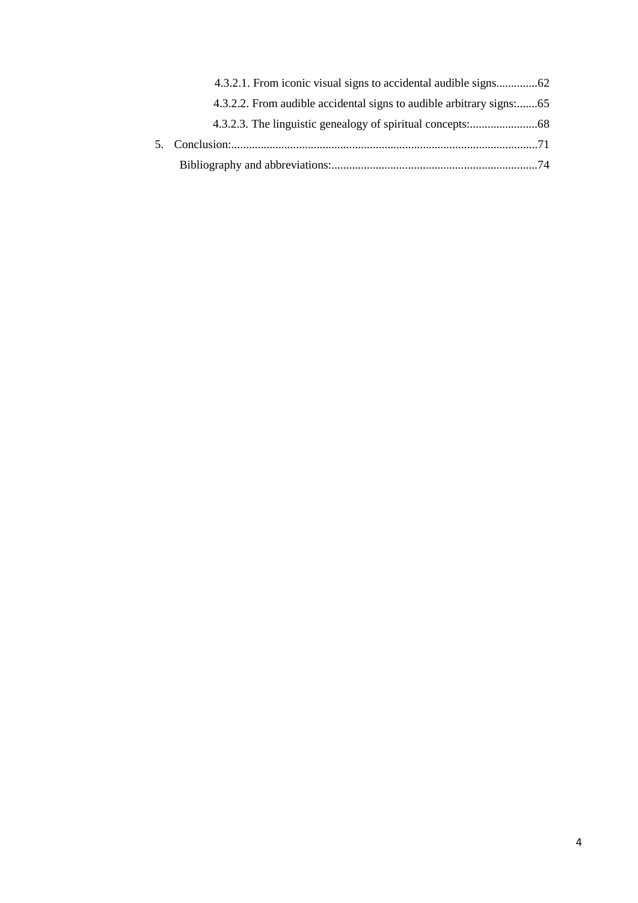4.3.2.1. From iconic visual signs to accidental audible signs..............62

4.3.2.2. From audible accidental signs to audible arbitrary signs:.......65

4.3.2.3. The linguistic genealogy of spiritual concepts:.......................68

5. Conclusion:.......................................................................................................71

Bibliography and abbreviations:......................................................................74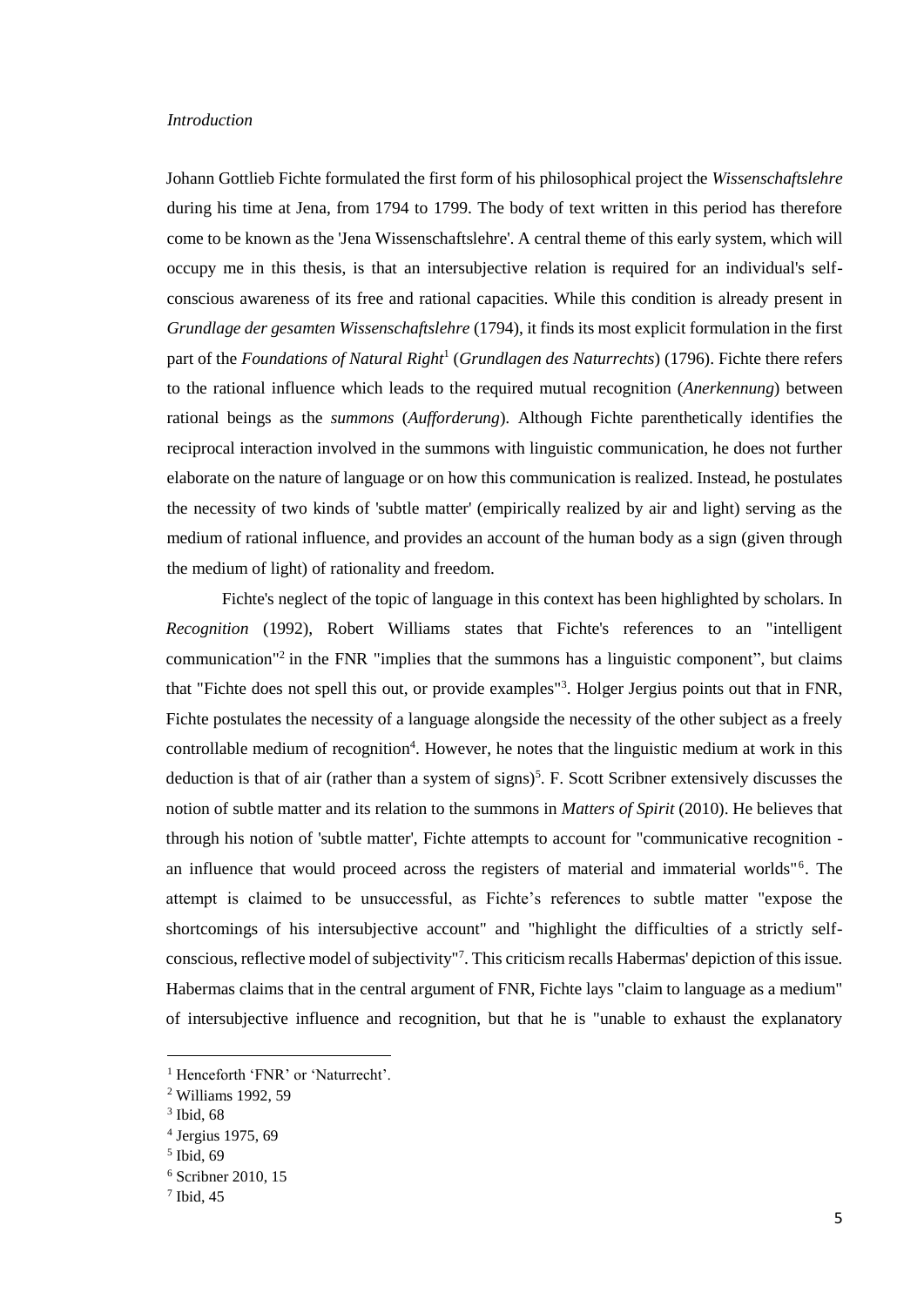*Introduction*

Johann Gottlieb Fichte formulated the first form of his philosophical project the *Wissenschaftslehre* during his time at Jena, from 1794 to 1799. The body of text written in this period has therefore come to be known as the 'Jena Wissenschaftslehre'. A central theme of this early system, which will occupy me in this thesis, is that an intersubjective relation is required for an individual's self-conscious awareness of its free and rational capacities. While this condition is already present in *Grundlage der gesamten Wissenschaftslehre* (1794), it finds its most explicit formulation in the first part of the *Foundations of Natural Right*[1] (*Grundlagen des Naturrechts*) (1796). Fichte there refers to the rational influence which leads to the required mutual recognition (*Anerkennung*) between rational beings as the *summons* (*Aufforderung*). Although Fichte parenthetically identifies the reciprocal interaction involved in the summons with linguistic communication, he does not further elaborate on the nature of language or on how this communication is realized. Instead, he postulates the necessity of two kinds of 'subtle matter' (empirically realized by air and light) serving as the medium of rational influence, and provides an account of the human body as a sign (given through the medium of light) of rationality and freedom.

Fichte's neglect of the topic of language in this context has been highlighted by scholars. In *Recognition* (1992), Robert Williams states that Fichte's references to an "intelligent communication"[2] in the FNR "implies that the summons has a linguistic component", but claims that "Fichte does not spell this out, or provide examples"[3]. Holger Jergius points out that in FNR, Fichte postulates the necessity of a language alongside the necessity of the other subject as a freely controllable medium of recognition[4]. However, he notes that the linguistic medium at work in this deduction is that of air (rather than a system of signs)[5]. F. Scott Scribner extensively discusses the notion of subtle matter and its relation to the summons in *Matters of Spirit* (2010). He believes that through his notion of 'subtle matter', Fichte attempts to account for "communicative recognition - an influence that would proceed across the registers of material and immaterial worlds"[6]. The attempt is claimed to be unsuccessful, as Fichte's references to subtle matter "expose the shortcomings of his intersubjective account" and "highlight the difficulties of a strictly self-conscious, reflective model of subjectivity"[7]. This criticism recalls Habermas' depiction of this issue. Habermas claims that in the central argument of FNR, Fichte lays "claim to language as a medium" of intersubjective influence and recognition, but that he is "unable to exhaust the explanatory

[1] Henceforth 'FNR' or 'Naturrecht'.

[2] Williams 1992, 59

[3] Ibid, 68

[4] Jergius 1975, 69

[5] Ibid, 69

[6] Scribner 2010, 15

[7] Ibid, 45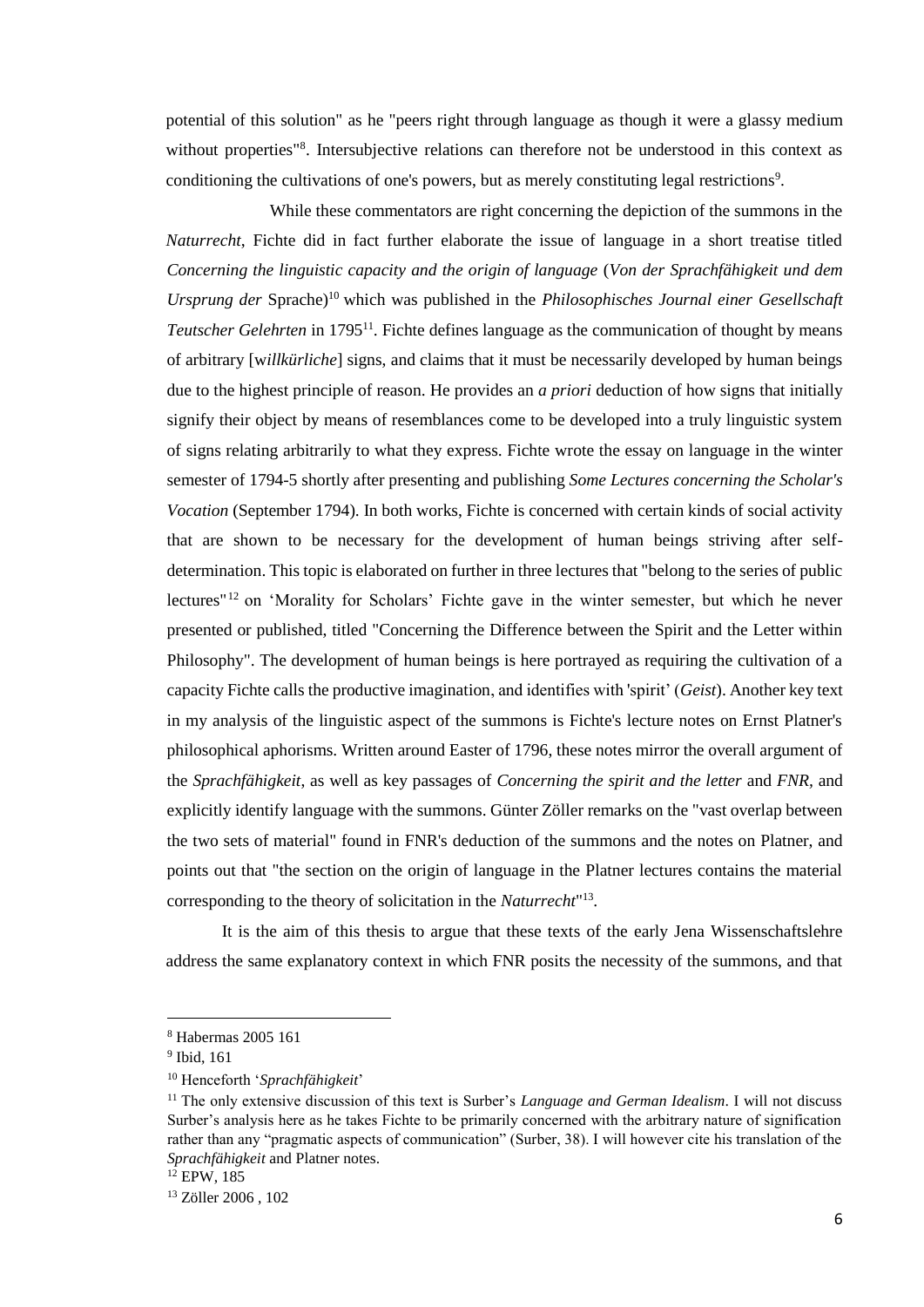potential of this solution" as he "peers right through language as though it were a glassy medium without properties"[8]. Intersubjective relations can therefore not be understood in this context as conditioning the cultivations of one's powers, but as merely constituting legal restrictions[9].

While these commentators are right concerning the depiction of the summons in the *Naturrecht*, Fichte did in fact further elaborate the issue of language in a short treatise titled *Concerning the linguistic capacity and the origin of language* (*Von der Sprachfähigkeit und dem Ursprung der* Sprache)[10] which was published in the *Philosophisches Journal einer Gesellschaft Teutscher Gelehrten* in 1795[11]. Fichte defines language as the communication of thought by means of arbitrary [w*illkürliche*] signs, and claims that it must be necessarily developed by human beings due to the highest principle of reason. He provides an *a priori* deduction of how signs that initially signify their object by means of resemblances come to be developed into a truly linguistic system of signs relating arbitrarily to what they express. Fichte wrote the essay on language in the winter semester of 1794-5 shortly after presenting and publishing *Some Lectures concerning the Scholar's Vocation* (September 1794). In both works, Fichte is concerned with certain kinds of social activity that are shown to be necessary for the development of human beings striving after self-determination. This topic is elaborated on further in three lectures that "belong to the series of public lectures"[12] on 'Morality for Scholars' Fichte gave in the winter semester, but which he never presented or published, titled "Concerning the Difference between the Spirit and the Letter within Philosophy". The development of human beings is here portrayed as requiring the cultivation of a capacity Fichte calls the productive imagination, and identifies with 'spirit' (*Geist*). Another key text in my analysis of the linguistic aspect of the summons is Fichte's lecture notes on Ernst Platner's philosophical aphorisms. Written around Easter of 1796, these notes mirror the overall argument of the *Sprachfähigkeit*, as well as key passages of *Concerning the spirit and the letter* and *FNR*, and explicitly identify language with the summons. Günter Zöller remarks on the "vast overlap between the two sets of material" found in FNR's deduction of the summons and the notes on Platner, and points out that "the section on the origin of language in the Platner lectures contains the material corresponding to the theory of solicitation in the *Naturrecht*"[13].

It is the aim of this thesis to argue that these texts of the early Jena Wissenschaftslehre address the same explanatory context in which FNR posits the necessity of the summons, and that

---

[8] Habermas 2005 161

[9] Ibid, 161

[10] Henceforth '*Sprachfähigkeit*'

[11] The only extensive discussion of this text is Surber's *Language and German Idealism*. I will not discuss Surber's analysis here as he takes Fichte to be primarily concerned with the arbitrary nature of signification rather than any "pragmatic aspects of communication" (Surber, 38). I will however cite his translation of the *Sprachfähigkeit* and Platner notes.

[12] EPW, 185

[13] Zöller 2006 , 102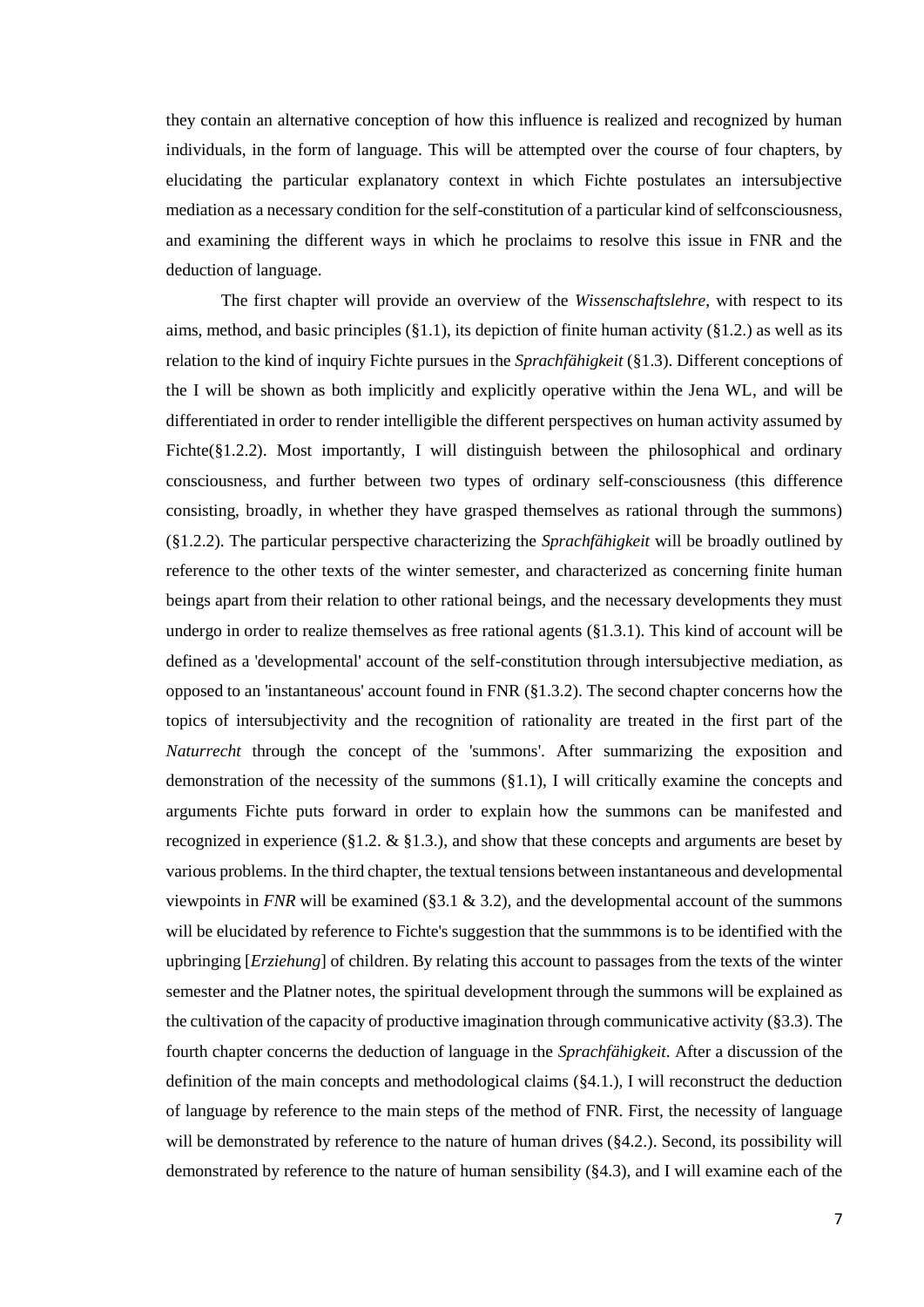they contain an alternative conception of how this influence is realized and recognized by human individuals, in the form of language. This will be attempted over the course of four chapters, by elucidating the particular explanatory context in which Fichte postulates an intersubjective mediation as a necessary condition for the self-constitution of a particular kind of selfconsciousness, and examining the different ways in which he proclaims to resolve this issue in FNR and the deduction of language.

The first chapter will provide an overview of the *Wissenschaftslehre*, with respect to its aims, method, and basic principles (§1.1), its depiction of finite human activity (§1.2.) as well as its relation to the kind of inquiry Fichte pursues in the *Sprachfähigkeit* (§1.3). Different conceptions of the I will be shown as both implicitly and explicitly operative within the Jena WL, and will be differentiated in order to render intelligible the different perspectives on human activity assumed by Fichte(§1.2.2). Most importantly, I will distinguish between the philosophical and ordinary consciousness, and further between two types of ordinary self-consciousness (this difference consisting, broadly, in whether they have grasped themselves as rational through the summons) (§1.2.2). The particular perspective characterizing the *Sprachfähigkeit* will be broadly outlined by reference to the other texts of the winter semester, and characterized as concerning finite human beings apart from their relation to other rational beings, and the necessary developments they must undergo in order to realize themselves as free rational agents (§1.3.1). This kind of account will be defined as a 'developmental' account of the self-constitution through intersubjective mediation, as opposed to an 'instantaneous' account found in FNR (§1.3.2). The second chapter concerns how the topics of intersubjectivity and the recognition of rationality are treated in the first part of the *Naturrecht* through the concept of the 'summons'. After summarizing the exposition and demonstration of the necessity of the summons (§1.1), I will critically examine the concepts and arguments Fichte puts forward in order to explain how the summons can be manifested and recognized in experience (§1.2. & §1.3.), and show that these concepts and arguments are beset by various problems. In the third chapter, the textual tensions between instantaneous and developmental viewpoints in *FNR* will be examined (§3.1 & 3.2), and the developmental account of the summons will be elucidated by reference to Fichte's suggestion that the summmons is to be identified with the upbringing [*Erziehung*] of children. By relating this account to passages from the texts of the winter semester and the Platner notes, the spiritual development through the summons will be explained as the cultivation of the capacity of productive imagination through communicative activity (§3.3). The fourth chapter concerns the deduction of language in the *Sprachfähigkeit*. After a discussion of the definition of the main concepts and methodological claims (§4.1.), I will reconstruct the deduction of language by reference to the main steps of the method of FNR. First, the necessity of language will be demonstrated by reference to the nature of human drives (§4.2.). Second, its possibility will demonstrated by reference to the nature of human sensibility (§4.3), and I will examine each of the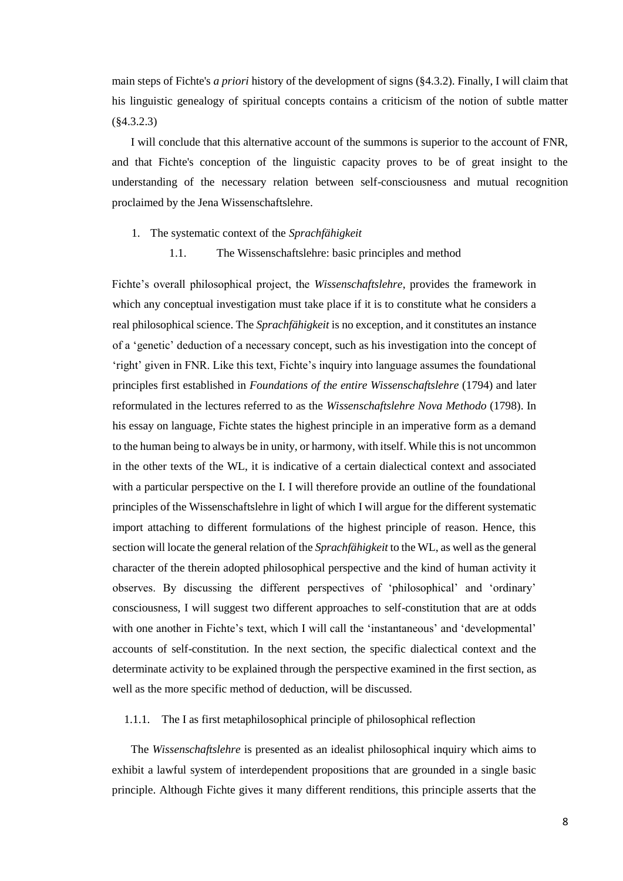main steps of Fichte's *a priori* history of the development of signs (§4.3.2). Finally, I will claim that his linguistic genealogy of spiritual concepts contains a criticism of the notion of subtle matter (§4.3.2.3)

I will conclude that this alternative account of the summons is superior to the account of FNR, and that Fichte's conception of the linguistic capacity proves to be of great insight to the understanding of the necessary relation between self-consciousness and mutual recognition proclaimed by the Jena Wissenschaftslehre.

# 1. The systematic context of the *Sprachfähigkeit*

## 1.1. The Wissenschaftslehre: basic principles and method

Fichte's overall philosophical project, the *Wissenschaftslehre*, provides the framework in which any conceptual investigation must take place if it is to constitute what he considers a real philosophical science. The *Sprachfähigkeit* is no exception, and it constitutes an instance of a 'genetic' deduction of a necessary concept, such as his investigation into the concept of 'right' given in FNR. Like this text, Fichte's inquiry into language assumes the foundational principles first established in *Foundations of the entire Wissenschaftslehre* (1794) and later reformulated in the lectures referred to as the *Wissenschaftslehre Nova Methodo* (1798). In his essay on language, Fichte states the highest principle in an imperative form as a demand to the human being to always be in unity, or harmony, with itself. While this is not uncommon in the other texts of the WL, it is indicative of a certain dialectical context and associated with a particular perspective on the I. I will therefore provide an outline of the foundational principles of the Wissenschaftslehre in light of which I will argue for the different systematic import attaching to different formulations of the highest principle of reason. Hence, this section will locate the general relation of the *Sprachfähigkeit* to the WL, as well as the general character of the therein adopted philosophical perspective and the kind of human activity it observes. By discussing the different perspectives of 'philosophical' and 'ordinary' consciousness, I will suggest two different approaches to self-constitution that are at odds with one another in Fichte's text, which I will call the 'instantaneous' and 'developmental' accounts of self-constitution. In the next section, the specific dialectical context and the determinate activity to be explained through the perspective examined in the first section, as well as the more specific method of deduction, will be discussed.

### 1.1.1. The I as first metaphilosophical principle of philosophical reflection

The *Wissenschaftslehre* is presented as an idealist philosophical inquiry which aims to exhibit a lawful system of interdependent propositions that are grounded in a single basic principle. Although Fichte gives it many different renditions, this principle asserts that the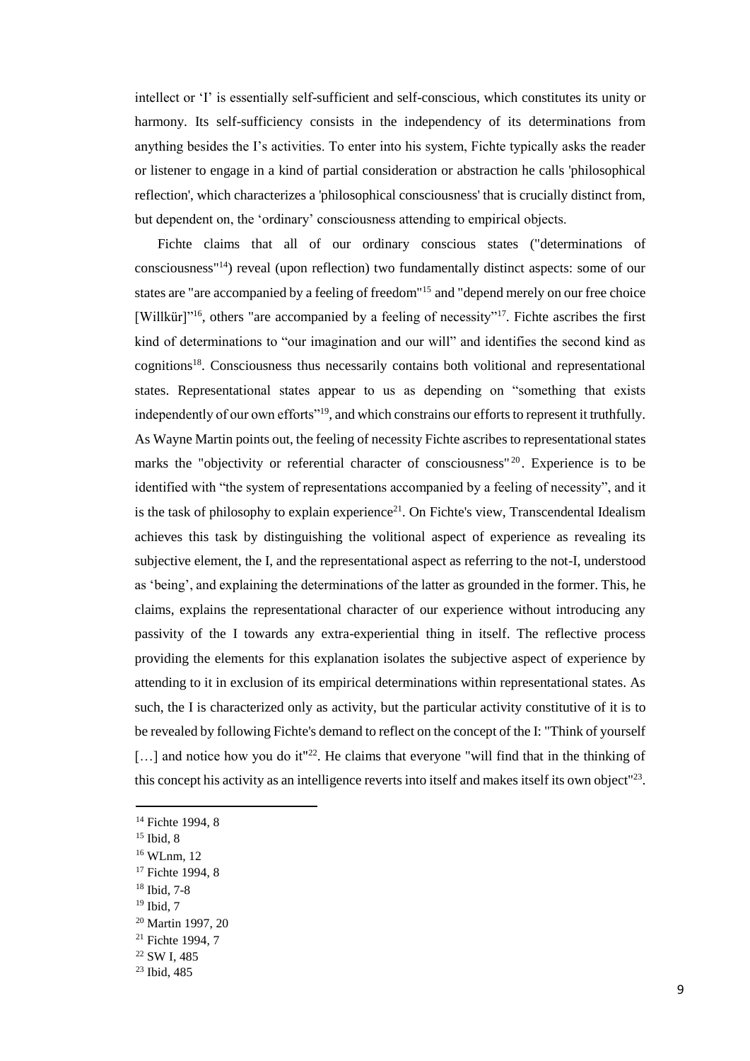intellect or 'I' is essentially self-sufficient and self-conscious, which constitutes its unity or harmony. Its self-sufficiency consists in the independency of its determinations from anything besides the I's activities. To enter into his system, Fichte typically asks the reader or listener to engage in a kind of partial consideration or abstraction he calls 'philosophical reflection', which characterizes a 'philosophical consciousness' that is crucially distinct from, but dependent on, the 'ordinary' consciousness attending to empirical objects.

Fichte claims that all of our ordinary conscious states ("determinations of consciousness"[14]) reveal (upon reflection) two fundamentally distinct aspects: some of our states are "are accompanied by a feeling of freedom"[15] and "depend merely on our free choice [Willkür]"[16], others "are accompanied by a feeling of necessity"[17]. Fichte ascribes the first kind of determinations to "our imagination and our will" and identifies the second kind as cognitions[18]. Consciousness thus necessarily contains both volitional and representational states. Representational states appear to us as depending on "something that exists independently of our own efforts"[19], and which constrains our efforts to represent it truthfully. As Wayne Martin points out, the feeling of necessity Fichte ascribes to representational states marks the "objectivity or referential character of consciousness"[20]. Experience is to be identified with "the system of representations accompanied by a feeling of necessity", and it is the task of philosophy to explain experience[21]. On Fichte's view, Transcendental Idealism achieves this task by distinguishing the volitional aspect of experience as revealing its subjective element, the I, and the representational aspect as referring to the not-I, understood as 'being', and explaining the determinations of the latter as grounded in the former. This, he claims, explains the representational character of our experience without introducing any passivity of the I towards any extra-experiential thing in itself. The reflective process providing the elements for this explanation isolates the subjective aspect of experience by attending to it in exclusion of its empirical determinations within representational states. As such, the I is characterized only as activity, but the particular activity constitutive of it is to be revealed by following Fichte's demand to reflect on the concept of the I: "Think of yourself […] and notice how you do it"[22]. He claims that everyone "will find that in the thinking of this concept his activity as an intelligence reverts into itself and makes itself its own object"[23].

---

[14] Fichte 1994, 8
[15] Ibid, 8
[16] WLnm, 12
[17] Fichte 1994, 8
[18] Ibid, 7-8
[19] Ibid, 7
[20] Martin 1997, 20
[21] Fichte 1994, 7
[22] SW I, 485
[23] Ibid, 485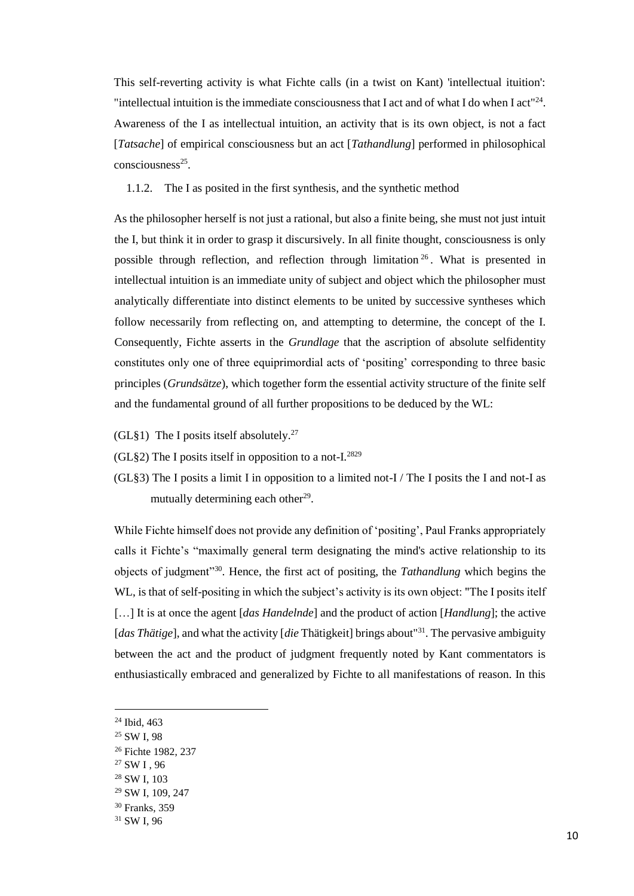This self-reverting activity is what Fichte calls (in a twist on Kant) 'intellectual ituition': "intellectual intuition is the immediate consciousness that I act and of what I do when I act"[24]. Awareness of the I as intellectual intuition, an activity that is its own object, is not a fact [*Tatsache*] of empirical consciousness but an act [*Tathandlung*] performed in philosophical consciousness[25].

### 1.1.2. The I as posited in the first synthesis, and the synthetic method

As the philosopher herself is not just a rational, but also a finite being, she must not just intuit the I, but think it in order to grasp it discursively. In all finite thought, consciousness is only possible through reflection, and reflection through limitation[26]. What is presented in intellectual intuition is an immediate unity of subject and object which the philosopher must analytically differentiate into distinct elements to be united by successive syntheses which follow necessarily from reflecting on, and attempting to determine, the concept of the I. Consequently, Fichte asserts in the *Grundlage* that the ascription of absolute selfidentity constitutes only one of three equiprimordial acts of 'positing' corresponding to three basic principles (*Grundsätze*), which together form the essential activity structure of the finite self and the fundamental ground of all further propositions to be deduced by the WL:

(GL§1) The I posits itself absolutely.[27]

(GL§2) The I posits itself in opposition to a not-I.[28][29]

(GL§3) The I posits a limit I in opposition to a limited not-I / The I posits the I and not-I as mutually determining each other[29].

While Fichte himself does not provide any definition of 'positing', Paul Franks appropriately calls it Fichte's "maximally general term designating the mind's active relationship to its objects of judgment"[30]. Hence, the first act of positing, the *Tathandlung* which begins the WL, is that of self-positing in which the subject's activity is its own object: "The I posits itelf […] It is at once the agent [*das Handelnde*] and the product of action [*Handlung*]; the active [*das Thätige*], and what the activity [*die* Thätigkeit] brings about"[31]. The pervasive ambiguity between the act and the product of judgment frequently noted by Kant commentators is enthusiastically embraced and generalized by Fichte to all manifestations of reason. In this

---

[24] Ibid, 463

[25] SW I, 98

[26] Fichte 1982, 237

[27] SW I , 96

[28] SW I, 103

[29] SW I, 109, 247

[30] Franks, 359

[31] SW I, 96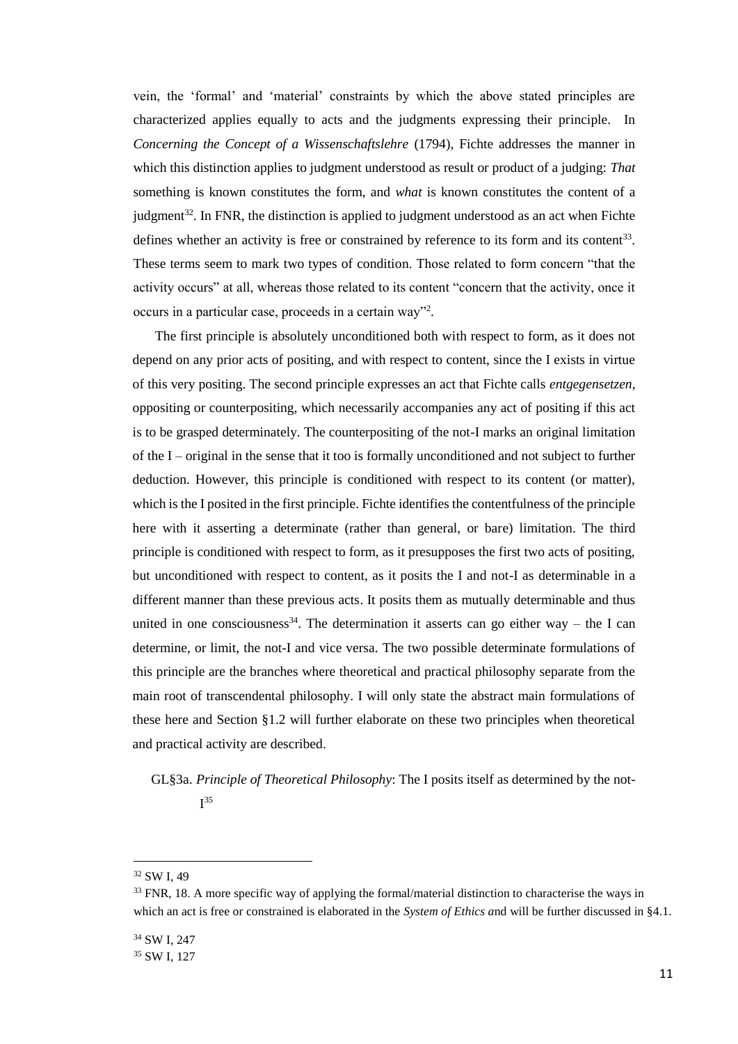vein, the 'formal' and 'material' constraints by which the above stated principles are characterized applies equally to acts and the judgments expressing their principle. In *Concerning the Concept of a Wissenschaftslehre* (1794), Fichte addresses the manner in which this distinction applies to judgment understood as result or product of a judging: *That* something is known constitutes the form, and *what* is known constitutes the content of a judgment[32]. In FNR, the distinction is applied to judgment understood as an act when Fichte defines whether an activity is free or constrained by reference to its form and its content[33]. These terms seem to mark two types of condition. Those related to form concern "that the activity occurs" at all, whereas those related to its content "concern that the activity, once it occurs in a particular case, proceeds in a certain way"[2].

The first principle is absolutely unconditioned both with respect to form, as it does not depend on any prior acts of positing, and with respect to content, since the I exists in virtue of this very positing. The second principle expresses an act that Fichte calls *entgegensetzen*, oppositing or counterpositing, which necessarily accompanies any act of positing if this act is to be grasped determinately. The counterpositing of the not-I marks an original limitation of the I – original in the sense that it too is formally unconditioned and not subject to further deduction. However, this principle is conditioned with respect to its content (or matter), which is the I posited in the first principle. Fichte identifies the contentfulness of the principle here with it asserting a determinate (rather than general, or bare) limitation. The third principle is conditioned with respect to form, as it presupposes the first two acts of positing, but unconditioned with respect to content, as it posits the I and not-I as determinable in a different manner than these previous acts. It posits them as mutually determinable and thus united in one consciousness[34]. The determination it asserts can go either way – the I can determine, or limit, the not-I and vice versa. The two possible determinate formulations of this principle are the branches where theoretical and practical philosophy separate from the main root of transcendental philosophy. I will only state the abstract main formulations of these here and Section §1.2 will further elaborate on these two principles when theoretical and practical activity are described.

GL§3a. *Principle of Theoretical Philosophy*: The I posits itself as determined by the not-I[35]

---

[32] SW I, 49

[33] FNR, 18. A more specific way of applying the formal/material distinction to characterise the ways in which an act is free or constrained is elaborated in the *System of Ethics a*nd will be further discussed in §4.1.

[34] SW I, 247

[35] SW I, 127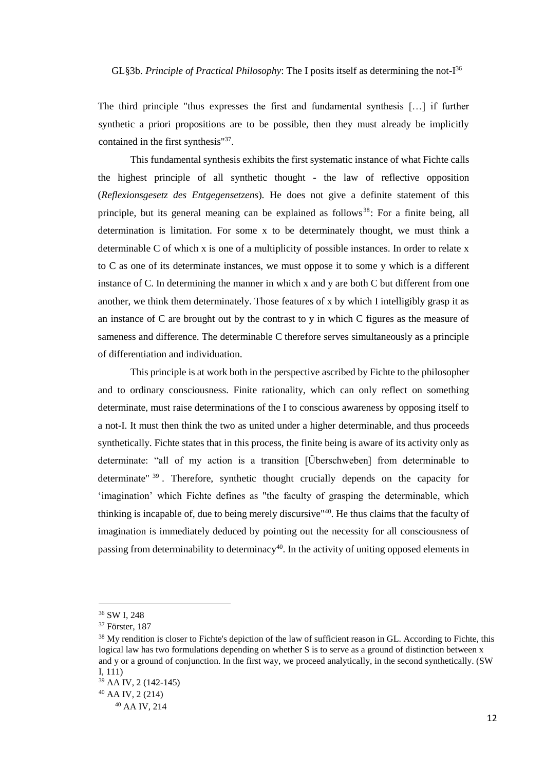GL§3b. *Principle of Practical Philosophy*: The I posits itself as determining the not-I[36]

The third principle "thus expresses the first and fundamental synthesis […] if further synthetic a priori propositions are to be possible, then they must already be implicitly contained in the first synthesis"[37].

This fundamental synthesis exhibits the first systematic instance of what Fichte calls the highest principle of all synthetic thought - the law of reflective opposition (*Reflexionsgesetz des Entgegensetzens*). He does not give a definite statement of this principle, but its general meaning can be explained as follows[38]: For a finite being, all determination is limitation. For some x to be determinately thought, we must think a determinable C of which x is one of a multiplicity of possible instances. In order to relate x to C as one of its determinate instances, we must oppose it to some y which is a different instance of C. In determining the manner in which x and y are both C but different from one another, we think them determinately. Those features of x by which I intelligibly grasp it as an instance of C are brought out by the contrast to y in which C figures as the measure of sameness and difference. The determinable C therefore serves simultaneously as a principle of differentiation and individuation.

This principle is at work both in the perspective ascribed by Fichte to the philosopher and to ordinary consciousness. Finite rationality, which can only reflect on something determinate, must raise determinations of the I to conscious awareness by opposing itself to a not-I. It must then think the two as united under a higher determinable, and thus proceeds synthetically. Fichte states that in this process, the finite being is aware of its activity only as determinate: "all of my action is a transition [Überschweben] from determinable to determinate" [39]. Therefore, synthetic thought crucially depends on the capacity for 'imagination' which Fichte defines as "the faculty of grasping the determinable, which thinking is incapable of, due to being merely discursive"[40]. He thus claims that the faculty of imagination is immediately deduced by pointing out the necessity for all consciousness of passing from determinability to determinacy[40]. In the activity of uniting opposed elements in

---

[36] SW I, 248

[37] Förster, 187

[38] My rendition is closer to Fichte's depiction of the law of sufficient reason in GL. According to Fichte, this logical law has two formulations depending on whether S is to serve as a ground of distinction between x and y or a ground of conjunction. In the first way, we proceed analytically, in the second synthetically. (SW I, 111)

[39] AA IV, 2 (142-145)

[40] AA IV, 2 (214)

[40] AA IV, 214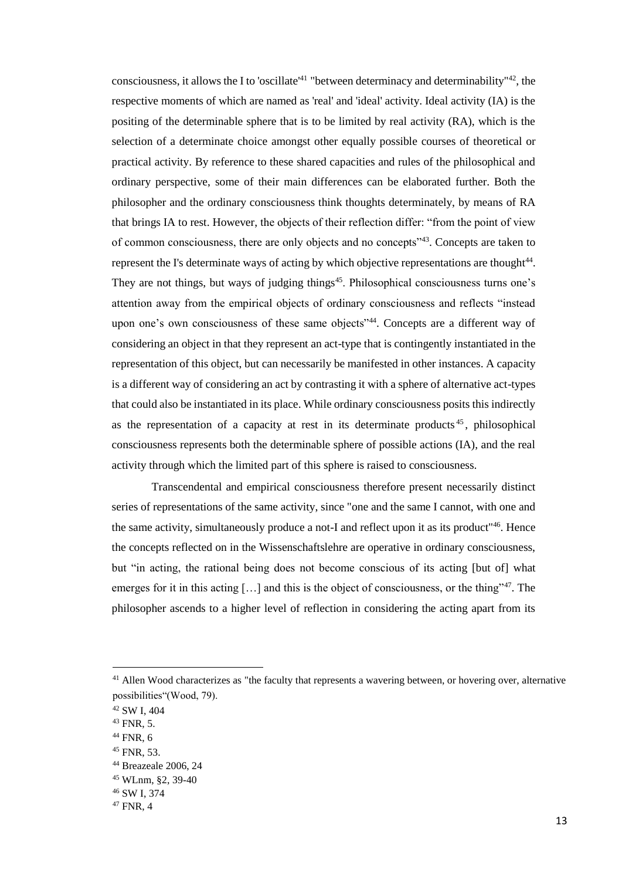consciousness, it allows the I to 'oscillate'[41] "between determinacy and determinability"[42], the respective moments of which are named as 'real' and 'ideal' activity. Ideal activity (IA) is the positing of the determinable sphere that is to be limited by real activity (RA), which is the selection of a determinate choice amongst other equally possible courses of theoretical or practical activity. By reference to these shared capacities and rules of the philosophical and ordinary perspective, some of their main differences can be elaborated further. Both the philosopher and the ordinary consciousness think thoughts determinately, by means of RA that brings IA to rest. However, the objects of their reflection differ: "from the point of view of common consciousness, there are only objects and no concepts"[43]. Concepts are taken to represent the I's determinate ways of acting by which objective representations are thought[44]. They are not things, but ways of judging things[45]. Philosophical consciousness turns one's attention away from the empirical objects of ordinary consciousness and reflects "instead upon one's own consciousness of these same objects"[44]. Concepts are a different way of considering an object in that they represent an act-type that is contingently instantiated in the representation of this object, but can necessarily be manifested in other instances. A capacity is a different way of considering an act by contrasting it with a sphere of alternative act-types that could also be instantiated in its place. While ordinary consciousness posits this indirectly as the representation of a capacity at rest in its determinate products[45], philosophical consciousness represents both the determinable sphere of possible actions (IA), and the real activity through which the limited part of this sphere is raised to consciousness.

Transcendental and empirical consciousness therefore present necessarily distinct series of representations of the same activity, since "one and the same I cannot, with one and the same activity, simultaneously produce a not-I and reflect upon it as its product"[46]. Hence the concepts reflected on in the Wissenschaftslehre are operative in ordinary consciousness, but "in acting, the rational being does not become conscious of its acting [but of] what emerges for it in this acting […] and this is the object of consciousness, or the thing"[47]. The philosopher ascends to a higher level of reflection in considering the acting apart from its

---

[41] Allen Wood characterizes as "the faculty that represents a wavering between, or hovering over, alternative possibilities"(Wood, 79).

[42] SW I, 404

[43] FNR, 5.

[44] FNR, 6

[45] FNR, 53.

[44] Breazeale 2006, 24

[45] WLnm, §2, 39-40

[46] SW I, 374

[47] FNR, 4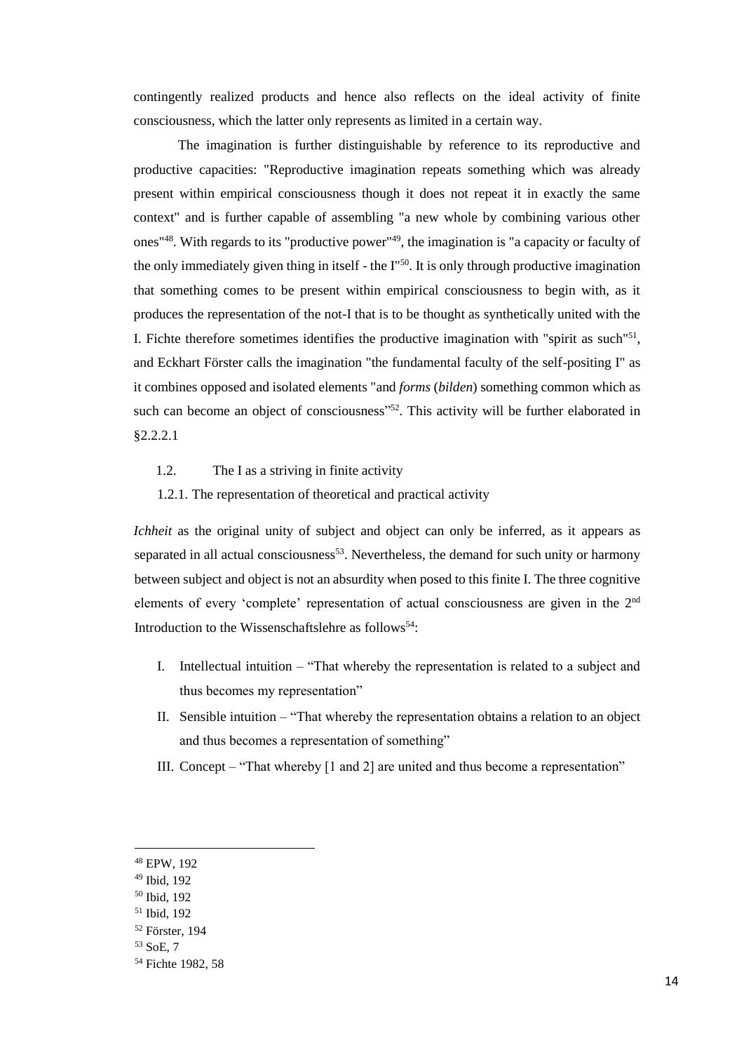contingently realized products and hence also reflects on the ideal activity of finite consciousness, which the latter only represents as limited in a certain way.

The imagination is further distinguishable by reference to its reproductive and productive capacities: "Reproductive imagination repeats something which was already present within empirical consciousness though it does not repeat it in exactly the same context" and is further capable of assembling "a new whole by combining various other ones"[48]. With regards to its "productive power"[49], the imagination is "a capacity or faculty of the only immediately given thing in itself - the I"[50]. It is only through productive imagination that something comes to be present within empirical consciousness to begin with, as it produces the representation of the not-I that is to be thought as synthetically united with the I. Fichte therefore sometimes identifies the productive imagination with "spirit as such"[51], and Eckhart Förster calls the imagination "the fundamental faculty of the self-positing I" as it combines opposed and isolated elements "and *forms* (*bilden*) something common which as such can become an object of consciousness"[52]. This activity will be further elaborated in §2.2.2.1

### 1.2. The I as a striving in finite activity

#### 1.2.1. The representation of theoretical and practical activity

*Ichheit* as the original unity of subject and object can only be inferred, as it appears as separated in all actual consciousness[53]. Nevertheless, the demand for such unity or harmony between subject and object is not an absurdity when posed to this finite I. The three cognitive elements of every 'complete' representation of actual consciousness are given in the 2nd Introduction to the Wissenschaftslehre as follows[54]:

I. Intellectual intuition – "That whereby the representation is related to a subject and thus becomes my representation"

II. Sensible intuition – "That whereby the representation obtains a relation to an object and thus becomes a representation of something"

III. Concept – "That whereby [1 and 2] are united and thus become a representation"

---

[48] EPW, 192
[49] Ibid, 192
[50] Ibid, 192
[51] Ibid, 192
[52] Förster, 194
[53] SoE, 7
[54] Fichte 1982, 58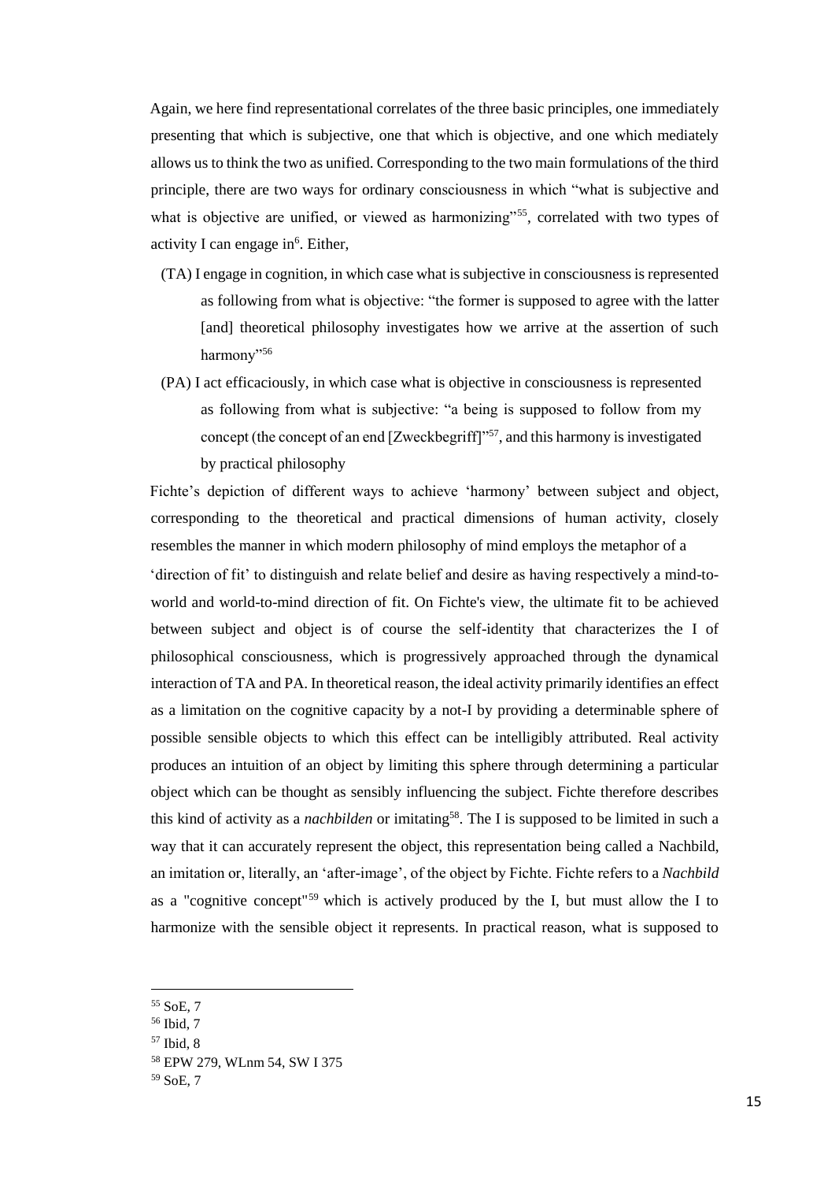Again, we here find representational correlates of the three basic principles, one immediately presenting that which is subjective, one that which is objective, and one which mediately allows us to think the two as unified. Corresponding to the two main formulations of the third principle, there are two ways for ordinary consciousness in which "what is subjective and what is objective are unified, or viewed as harmonizing"[55], correlated with two types of activity I can engage in[6]. Either,

(TA) I engage in cognition, in which case what is subjective in consciousness is represented as following from what is objective: "the former is supposed to agree with the latter [and] theoretical philosophy investigates how we arrive at the assertion of such harmony"[56]

(PA) I act efficaciously, in which case what is objective in consciousness is represented as following from what is subjective: "a being is supposed to follow from my concept (the concept of an end [Zweckbegriff]"[57], and this harmony is investigated by practical philosophy

Fichte's depiction of different ways to achieve 'harmony' between subject and object, corresponding to the theoretical and practical dimensions of human activity, closely resembles the manner in which modern philosophy of mind employs the metaphor of a 'direction of fit' to distinguish and relate belief and desire as having respectively a mind-to-world and world-to-mind direction of fit. On Fichte's view, the ultimate fit to be achieved between subject and object is of course the self-identity that characterizes the I of philosophical consciousness, which is progressively approached through the dynamical interaction of TA and PA. In theoretical reason, the ideal activity primarily identifies an effect as a limitation on the cognitive capacity by a not-I by providing a determinable sphere of possible sensible objects to which this effect can be intelligibly attributed. Real activity produces an intuition of an object by limiting this sphere through determining a particular object which can be thought as sensibly influencing the subject. Fichte therefore describes this kind of activity as a *nachbilden* or imitating[58]. The I is supposed to be limited in such a way that it can accurately represent the object, this representation being called a Nachbild, an imitation or, literally, an 'after-image', of the object by Fichte. Fichte refers to a *Nachbild* as a "cognitive concept"[59] which is actively produced by the I, but must allow the I to harmonize with the sensible object it represents. In practical reason, what is supposed to

---

[55] SoE, 7
[56] Ibid, 7
[57] Ibid, 8
[58] EPW 279, WLnm 54, SW I 375
[59] SoE, 7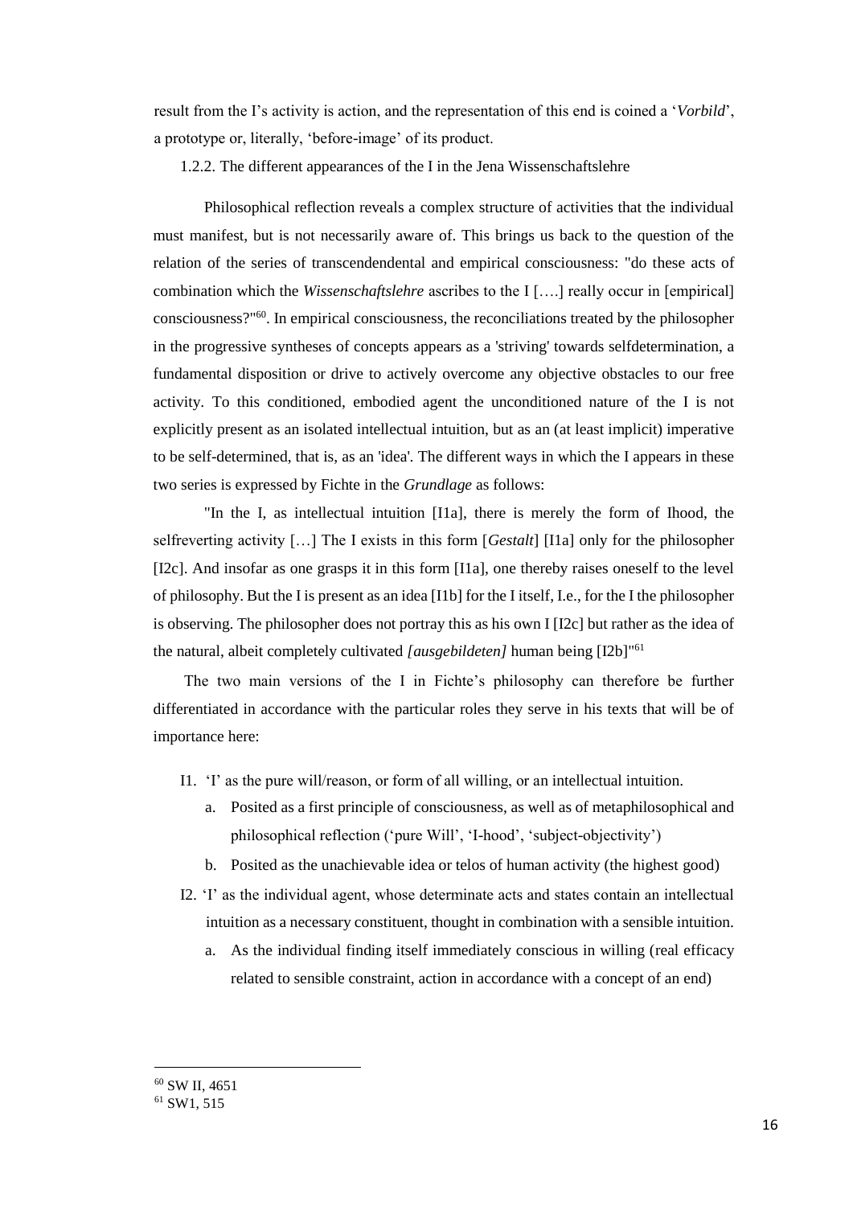result from the I's activity is action, and the representation of this end is coined a '*Vorbild*', a prototype or, literally, 'before-image' of its product.

### 1.2.2. The different appearances of the I in the Jena Wissenschaftslehre

Philosophical reflection reveals a complex structure of activities that the individual must manifest, but is not necessarily aware of. This brings us back to the question of the relation of the series of transcendendental and empirical consciousness: "do these acts of combination which the *Wissenschaftslehre* ascribes to the I [….] really occur in [empirical] consciousness?"[60]. In empirical consciousness, the reconciliations treated by the philosopher in the progressive syntheses of concepts appears as a 'striving' towards selfdetermination, a fundamental disposition or drive to actively overcome any objective obstacles to our free activity. To this conditioned, embodied agent the unconditioned nature of the I is not explicitly present as an isolated intellectual intuition, but as an (at least implicit) imperative to be self-determined, that is, as an 'idea'. The different ways in which the I appears in these two series is expressed by Fichte in the *Grundlage* as follows:

"In the I, as intellectual intuition [I1a], there is merely the form of Ihood, the selfreverting activity […] The I exists in this form [*Gestalt*] [I1a] only for the philosopher [I2c]. And insofar as one grasps it in this form [I1a], one thereby raises oneself to the level of philosophy. But the I is present as an idea [I1b] for the I itself, I.e., for the I the philosopher is observing. The philosopher does not portray this as his own I [I2c] but rather as the idea of the natural, albeit completely cultivated *[ausgebildeten]* human being [I2b]"[61]

The two main versions of the I in Fichte's philosophy can therefore be further differentiated in accordance with the particular roles they serve in his texts that will be of importance here:

- I1. 'I' as the pure will/reason, or form of all willing, or an intellectual intuition.
  - a. Posited as a first principle of consciousness, as well as of metaphilosophical and philosophical reflection ('pure Will', 'I-hood', 'subject-objectivity')
  - b. Posited as the unachievable idea or telos of human activity (the highest good)
- I2. 'I' as the individual agent, whose determinate acts and states contain an intellectual intuition as a necessary constituent, thought in combination with a sensible intuition.
  - a. As the individual finding itself immediately conscious in willing (real efficacy related to sensible constraint, action in accordance with a concept of an end)

---

[60] SW II, 4651

[61] SW1, 515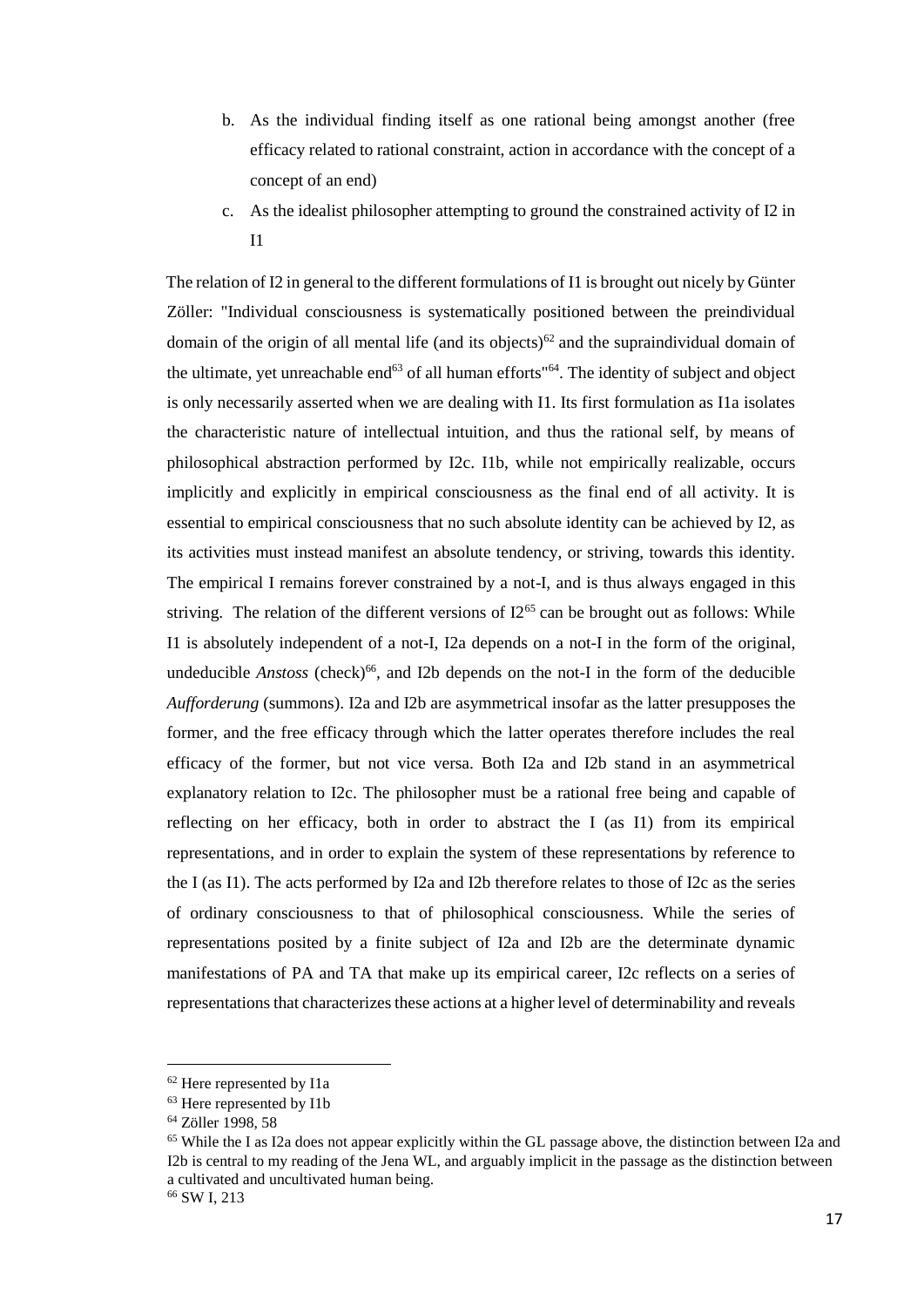b. As the individual finding itself as one rational being amongst another (free efficacy related to rational constraint, action in accordance with the concept of a concept of an end)

c. As the idealist philosopher attempting to ground the constrained activity of I2 in I1

The relation of I2 in general to the different formulations of I1 is brought out nicely by Günter Zöller: "Individual consciousness is systematically positioned between the preindividual domain of the origin of all mental life (and its objects)[62] and the supraindividual domain of the ultimate, yet unreachable end[63] of all human efforts"[64]. The identity of subject and object is only necessarily asserted when we are dealing with I1. Its first formulation as I1a isolates the characteristic nature of intellectual intuition, and thus the rational self, by means of philosophical abstraction performed by I2c. I1b, while not empirically realizable, occurs implicitly and explicitly in empirical consciousness as the final end of all activity. It is essential to empirical consciousness that no such absolute identity can be achieved by I2, as its activities must instead manifest an absolute tendency, or striving, towards this identity. The empirical I remains forever constrained by a not-I, and is thus always engaged in this striving. The relation of the different versions of I2[65] can be brought out as follows: While I1 is absolutely independent of a not-I, I2a depends on a not-I in the form of the original, undeducible *Anstoss* (check)[66], and I2b depends on the not-I in the form of the deducible *Aufforderung* (summons). I2a and I2b are asymmetrical insofar as the latter presupposes the former, and the free efficacy through which the latter operates therefore includes the real efficacy of the former, but not vice versa. Both I2a and I2b stand in an asymmetrical explanatory relation to I2c. The philosopher must be a rational free being and capable of reflecting on her efficacy, both in order to abstract the I (as I1) from its empirical representations, and in order to explain the system of these representations by reference to the I (as I1). The acts performed by I2a and I2b therefore relates to those of I2c as the series of ordinary consciousness to that of philosophical consciousness. While the series of representations posited by a finite subject of I2a and I2b are the determinate dynamic manifestations of PA and TA that make up its empirical career, I2c reflects on a series of representations that characterizes these actions at a higher level of determinability and reveals

---

[62] Here represented by I1a

[63] Here represented by I1b

[64] Zöller 1998, 58

[65] While the I as I2a does not appear explicitly within the GL passage above, the distinction between I2a and I2b is central to my reading of the Jena WL, and arguably implicit in the passage as the distinction between a cultivated and uncultivated human being.

[66] SW I, 213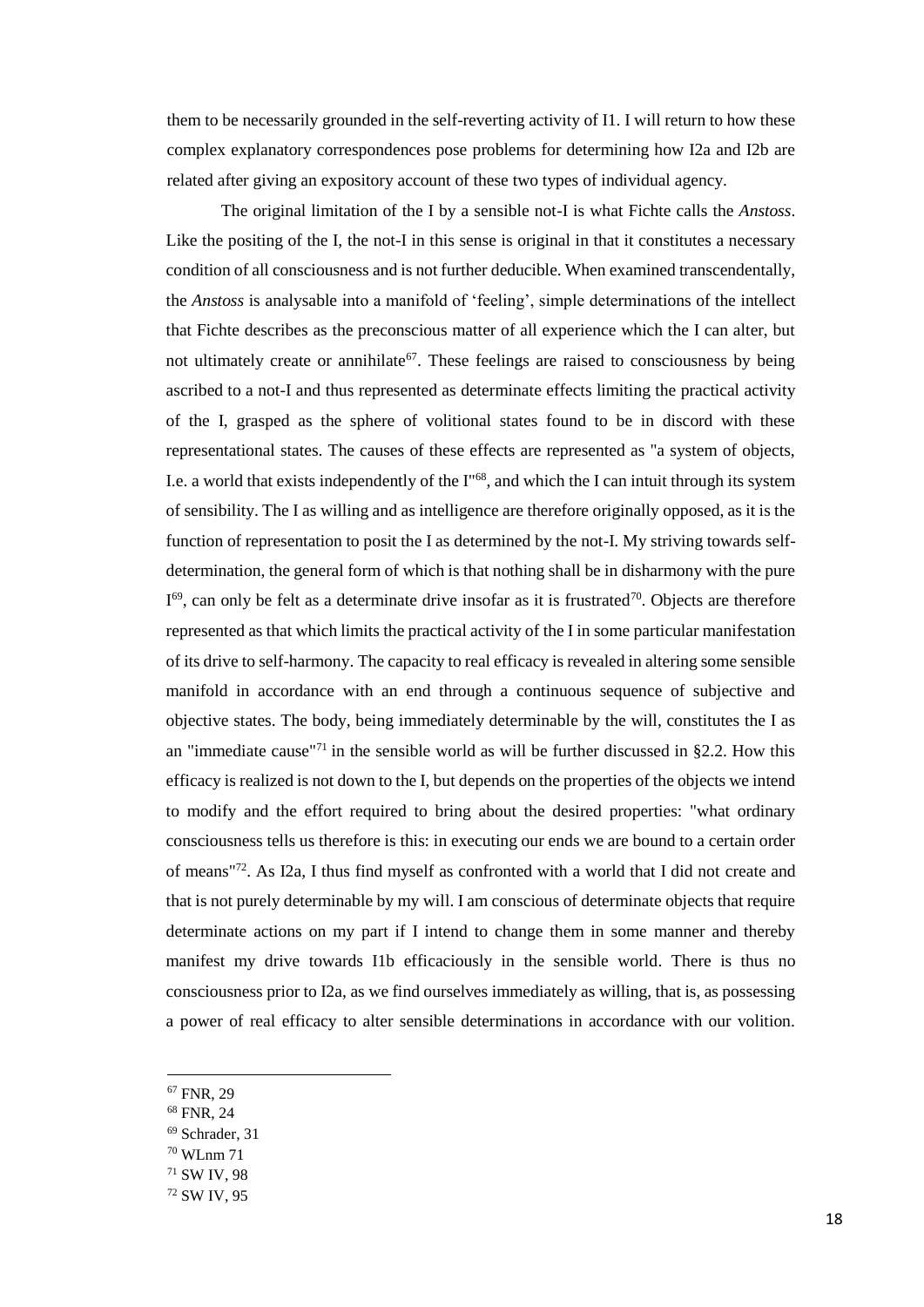them to be necessarily grounded in the self-reverting activity of I1. I will return to how these complex explanatory correspondences pose problems for determining how I2a and I2b are related after giving an expository account of these two types of individual agency.

The original limitation of the I by a sensible not-I is what Fichte calls the *Anstoss*. Like the positing of the I, the not-I in this sense is original in that it constitutes a necessary condition of all consciousness and is not further deducible. When examined transcendentally, the *Anstoss* is analysable into a manifold of 'feeling', simple determinations of the intellect that Fichte describes as the preconscious matter of all experience which the I can alter, but not ultimately create or annihilate[67]. These feelings are raised to consciousness by being ascribed to a not-I and thus represented as determinate effects limiting the practical activity of the I, grasped as the sphere of volitional states found to be in discord with these representational states. The causes of these effects are represented as "a system of objects, I.e. a world that exists independently of the I"[68], and which the I can intuit through its system of sensibility. The I as willing and as intelligence are therefore originally opposed, as it is the function of representation to posit the I as determined by the not-I. My striving towards self-determination, the general form of which is that nothing shall be in disharmony with the pure I[69], can only be felt as a determinate drive insofar as it is frustrated[70]. Objects are therefore represented as that which limits the practical activity of the I in some particular manifestation of its drive to self-harmony. The capacity to real efficacy is revealed in altering some sensible manifold in accordance with an end through a continuous sequence of subjective and objective states. The body, being immediately determinable by the will, constitutes the I as an "immediate cause"[71] in the sensible world as will be further discussed in §2.2. How this efficacy is realized is not down to the I, but depends on the properties of the objects we intend to modify and the effort required to bring about the desired properties: "what ordinary consciousness tells us therefore is this: in executing our ends we are bound to a certain order of means"[72]. As I2a, I thus find myself as confronted with a world that I did not create and that is not purely determinable by my will. I am conscious of determinate objects that require determinate actions on my part if I intend to change them in some manner and thereby manifest my drive towards I1b efficaciously in the sensible world. There is thus no consciousness prior to I2a, as we find ourselves immediately as willing, that is, as possessing a power of real efficacy to alter sensible determinations in accordance with our volition.

---

[67] FNR, 29

[68] FNR, 24

[69] Schrader, 31

[70] WLnm 71

[71] SW IV, 98

[72] SW IV, 95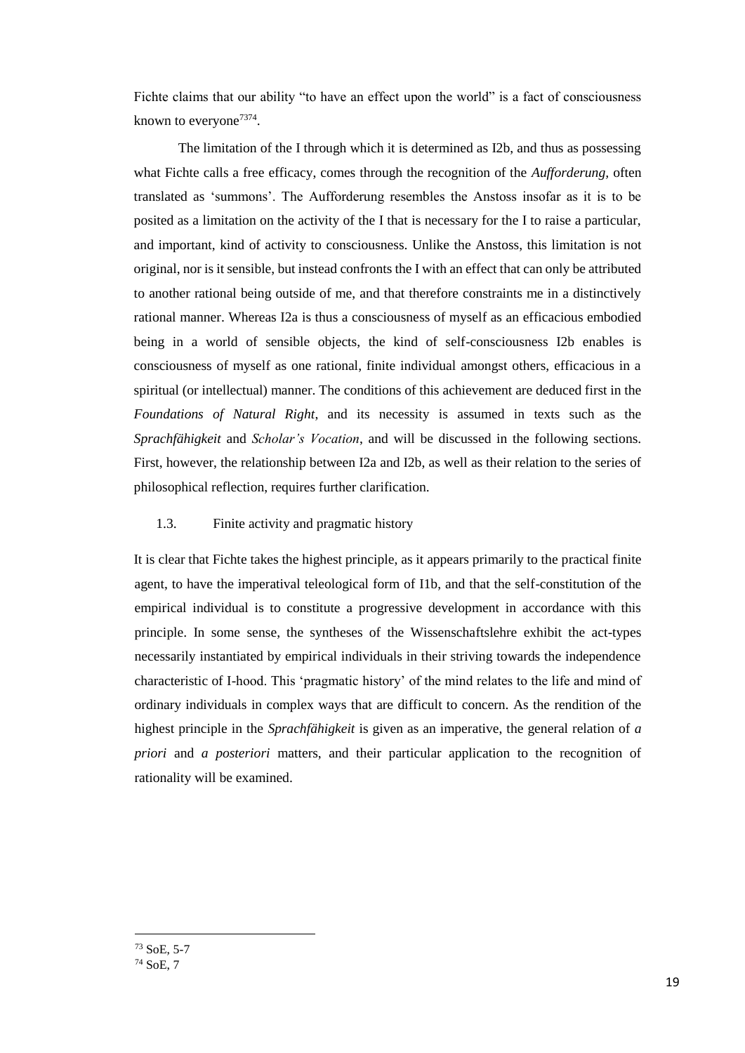Fichte claims that our ability "to have an effect upon the world" is a fact of consciousness known to everyone[73][74].

The limitation of the I through which it is determined as I2b, and thus as possessing what Fichte calls a free efficacy, comes through the recognition of the *Aufforderung*, often translated as 'summons'. The Aufforderung resembles the Anstoss insofar as it is to be posited as a limitation on the activity of the I that is necessary for the I to raise a particular, and important, kind of activity to consciousness. Unlike the Anstoss, this limitation is not original, nor is it sensible, but instead confronts the I with an effect that can only be attributed to another rational being outside of me, and that therefore constraints me in a distinctively rational manner. Whereas I2a is thus a consciousness of myself as an efficacious embodied being in a world of sensible objects, the kind of self-consciousness I2b enables is consciousness of myself as one rational, finite individual amongst others, efficacious in a spiritual (or intellectual) manner. The conditions of this achievement are deduced first in the *Foundations of Natural Right*, and its necessity is assumed in texts such as the *Sprachfähigkeit* and *Scholar's Vocation*, and will be discussed in the following sections. First, however, the relationship between I2a and I2b, as well as their relation to the series of philosophical reflection, requires further clarification.

### 1.3. Finite activity and pragmatic history

It is clear that Fichte takes the highest principle, as it appears primarily to the practical finite agent, to have the imperatival teleological form of I1b, and that the self-constitution of the empirical individual is to constitute a progressive development in accordance with this principle. In some sense, the syntheses of the Wissenschaftslehre exhibit the act-types necessarily instantiated by empirical individuals in their striving towards the independence characteristic of I-hood. This 'pragmatic history' of the mind relates to the life and mind of ordinary individuals in complex ways that are difficult to concern. As the rendition of the highest principle in the *Sprachfähigkeit* is given as an imperative, the general relation of *a priori* and *a posteriori* matters, and their particular application to the recognition of rationality will be examined.

---

[73] SoE, 5-7

[74] SoE, 7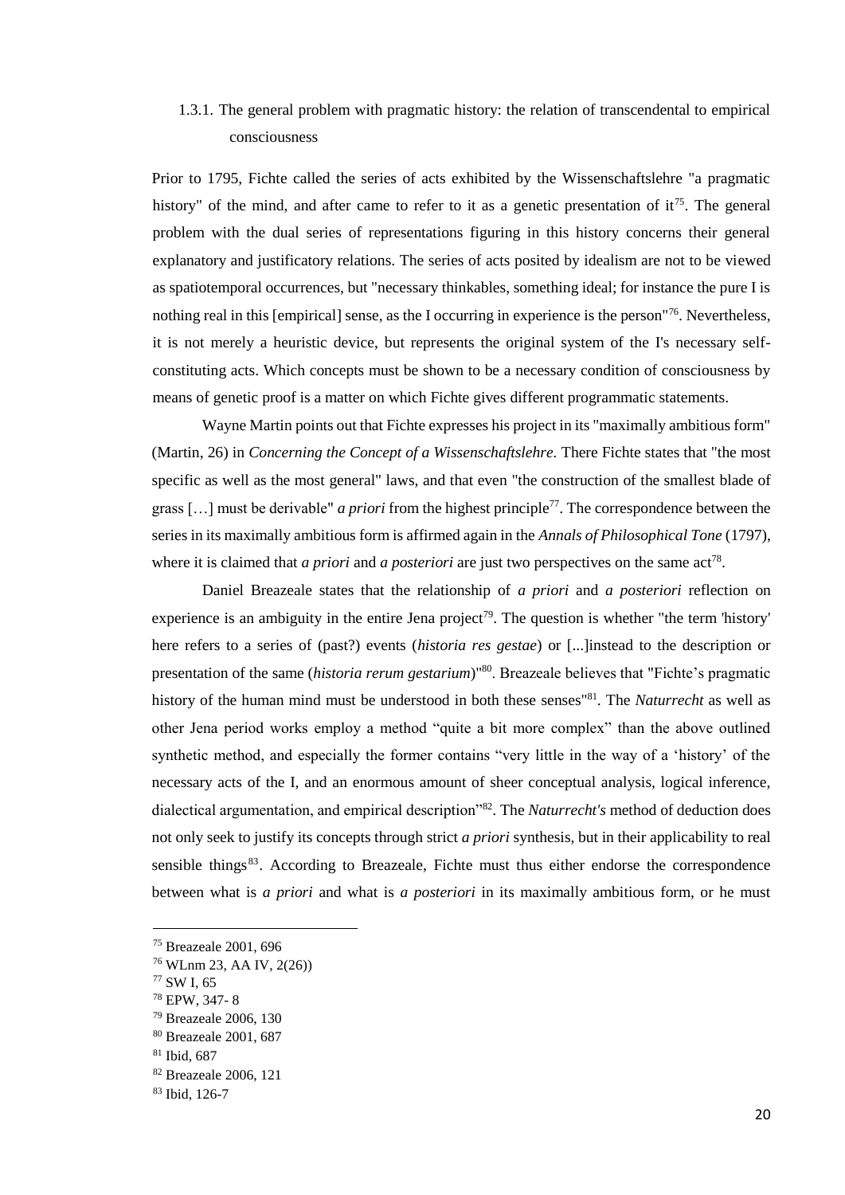### 1.3.1. The general problem with pragmatic history: the relation of transcendental to empirical consciousness

Prior to 1795, Fichte called the series of acts exhibited by the Wissenschaftslehre "a pragmatic history" of the mind, and after came to refer to it as a genetic presentation of it[75]. The general problem with the dual series of representations figuring in this history concerns their general explanatory and justificatory relations. The series of acts posited by idealism are not to be viewed as spatiotemporal occurrences, but "necessary thinkables, something ideal; for instance the pure I is nothing real in this [empirical] sense, as the I occurring in experience is the person"[76]. Nevertheless, it is not merely a heuristic device, but represents the original system of the I's necessary self-constituting acts. Which concepts must be shown to be a necessary condition of consciousness by means of genetic proof is a matter on which Fichte gives different programmatic statements.

Wayne Martin points out that Fichte expresses his project in its "maximally ambitious form" (Martin, 26) in *Concerning the Concept of a Wissenschaftslehre.* There Fichte states that "the most specific as well as the most general" laws, and that even "the construction of the smallest blade of grass […] must be derivable" *a priori* from the highest principle[77]. The correspondence between the series in its maximally ambitious form is affirmed again in the *Annals of Philosophical Tone* (1797), where it is claimed that *a priori* and *a posteriori* are just two perspectives on the same act[78].

Daniel Breazeale states that the relationship of *a priori* and *a posteriori* reflection on experience is an ambiguity in the entire Jena project[79]. The question is whether "the term 'history' here refers to a series of (past?) events (*historia res gestae*) or [...]instead to the description or presentation of the same (*historia rerum gestarium*)"[80]. Breazeale believes that "Fichte's pragmatic history of the human mind must be understood in both these senses"[81]. The *Naturrecht* as well as other Jena period works employ a method "quite a bit more complex" than the above outlined synthetic method, and especially the former contains "very little in the way of a 'history' of the necessary acts of the I, and an enormous amount of sheer conceptual analysis, logical inference, dialectical argumentation, and empirical description"[82]. The *Naturrecht's* method of deduction does not only seek to justify its concepts through strict *a priori* synthesis, but in their applicability to real sensible things[83]. According to Breazeale, Fichte must thus either endorse the correspondence between what is *a priori* and what is *a posteriori* in its maximally ambitious form, or he must

---

[75] Breazeale 2001, 696

[76] WLnm 23, AA IV, 2(26))

[77] SW I, 65

[78] EPW, 347- 8

[79] Breazeale 2006, 130

[80] Breazeale 2001, 687

[81] Ibid, 687

[82] Breazeale 2006, 121

[83] Ibid, 126-7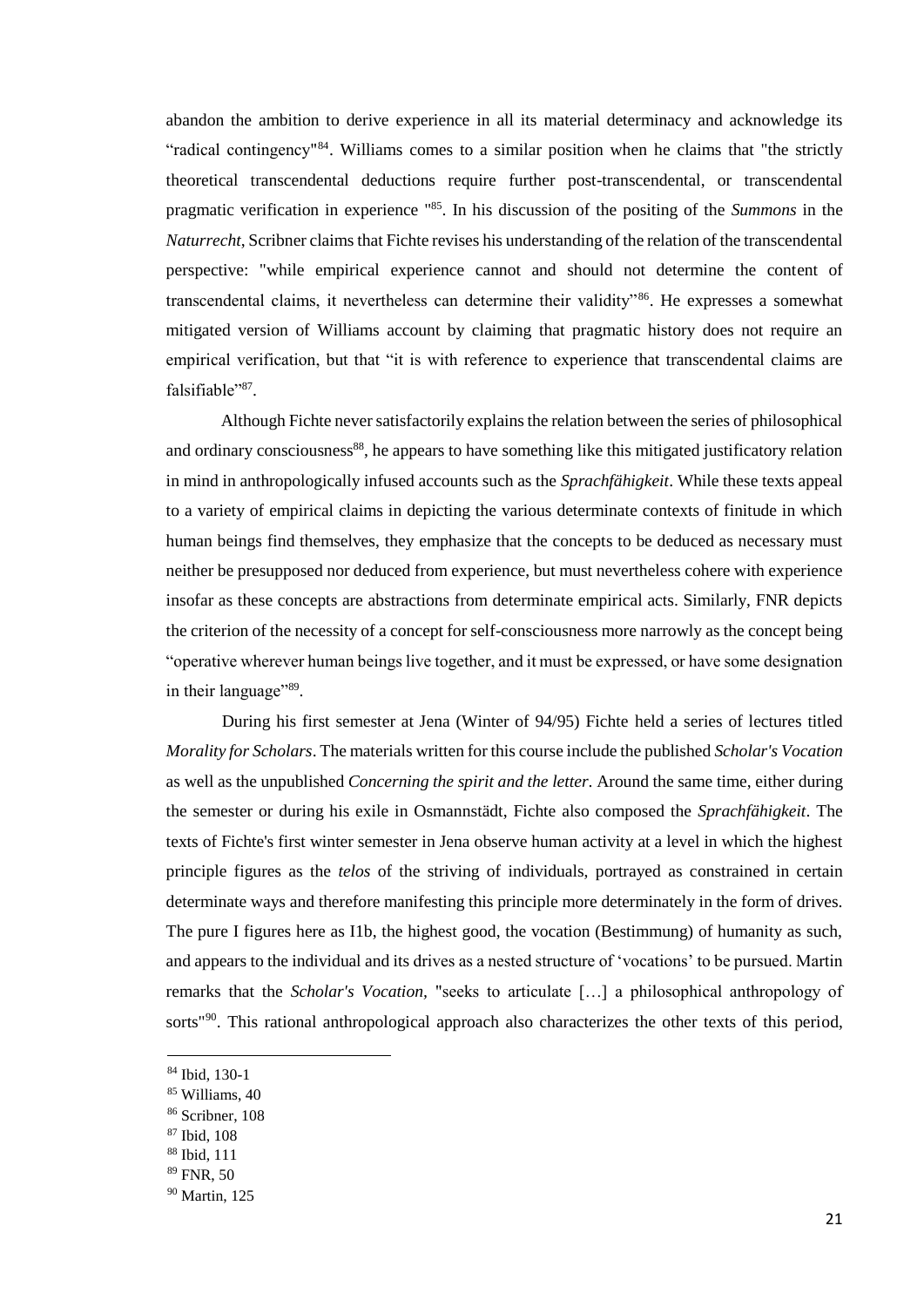abandon the ambition to derive experience in all its material determinacy and acknowledge its "radical contingency"[84]. Williams comes to a similar position when he claims that "the strictly theoretical transcendental deductions require further post-transcendental, or transcendental pragmatic verification in experience "[85]. In his discussion of the positing of the *Summons* in the *Naturrecht*, Scribner claims that Fichte revises his understanding of the relation of the transcendental perspective: "while empirical experience cannot and should not determine the content of transcendental claims, it nevertheless can determine their validity"[86]. He expresses a somewhat mitigated version of Williams account by claiming that pragmatic history does not require an empirical verification, but that "it is with reference to experience that transcendental claims are falsifiable"[87].

Although Fichte never satisfactorily explains the relation between the series of philosophical and ordinary consciousness[88], he appears to have something like this mitigated justificatory relation in mind in anthropologically infused accounts such as the *Sprachfähigkeit*. While these texts appeal to a variety of empirical claims in depicting the various determinate contexts of finitude in which human beings find themselves, they emphasize that the concepts to be deduced as necessary must neither be presupposed nor deduced from experience, but must nevertheless cohere with experience insofar as these concepts are abstractions from determinate empirical acts. Similarly, FNR depicts the criterion of the necessity of a concept for self-consciousness more narrowly as the concept being "operative wherever human beings live together, and it must be expressed, or have some designation in their language"[89].

During his first semester at Jena (Winter of 94/95) Fichte held a series of lectures titled *Morality for Scholars*. The materials written for this course include the published *Scholar's Vocation* as well as the unpublished *Concerning the spirit and the letter*. Around the same time, either during the semester or during his exile in Osmannstädt, Fichte also composed the *Sprachfähigkeit*. The texts of Fichte's first winter semester in Jena observe human activity at a level in which the highest principle figures as the *telos* of the striving of individuals, portrayed as constrained in certain determinate ways and therefore manifesting this principle more determinately in the form of drives. The pure I figures here as I1b, the highest good, the vocation (Bestimmung) of humanity as such, and appears to the individual and its drives as a nested structure of 'vocations' to be pursued. Martin remarks that the *Scholar's Vocation*, "seeks to articulate […] a philosophical anthropology of sorts"[90]. This rational anthropological approach also characterizes the other texts of this period,

---

[84] Ibid, 130-1

[85] Williams, 40

[86] Scribner, 108

[87] Ibid, 108

[88] Ibid, 111

[89] FNR, 50

[90] Martin, 125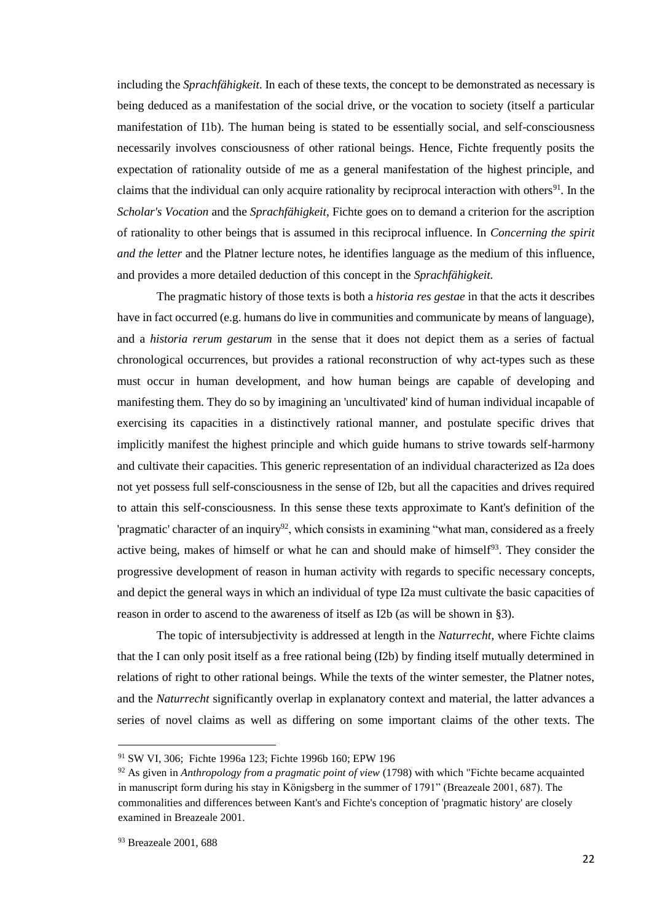including the *Sprachfähigkeit*. In each of these texts, the concept to be demonstrated as necessary is being deduced as a manifestation of the social drive, or the vocation to society (itself a particular manifestation of I1b). The human being is stated to be essentially social, and self-consciousness necessarily involves consciousness of other rational beings. Hence, Fichte frequently posits the expectation of rationality outside of me as a general manifestation of the highest principle, and claims that the individual can only acquire rationality by reciprocal interaction with others[91]. In the *Scholar's Vocation* and the *Sprachfähigkeit*, Fichte goes on to demand a criterion for the ascription of rationality to other beings that is assumed in this reciprocal influence. In *Concerning the spirit and the letter* and the Platner lecture notes, he identifies language as the medium of this influence, and provides a more detailed deduction of this concept in the *Sprachfähigkeit.*

The pragmatic history of those texts is both a *historia res gestae* in that the acts it describes have in fact occurred (e.g. humans do live in communities and communicate by means of language), and a *historia rerum gestarum* in the sense that it does not depict them as a series of factual chronological occurrences, but provides a rational reconstruction of why act-types such as these must occur in human development, and how human beings are capable of developing and manifesting them. They do so by imagining an 'uncultivated' kind of human individual incapable of exercising its capacities in a distinctively rational manner, and postulate specific drives that implicitly manifest the highest principle and which guide humans to strive towards self-harmony and cultivate their capacities. This generic representation of an individual characterized as I2a does not yet possess full self-consciousness in the sense of I2b, but all the capacities and drives required to attain this self-consciousness. In this sense these texts approximate to Kant's definition of the 'pragmatic' character of an inquiry[92], which consists in examining "what man, considered as a freely active being, makes of himself or what he can and should make of himself[93]. They consider the progressive development of reason in human activity with regards to specific necessary concepts, and depict the general ways in which an individual of type I2a must cultivate the basic capacities of reason in order to ascend to the awareness of itself as I2b (as will be shown in §3).

The topic of intersubjectivity is addressed at length in the *Naturrecht*, where Fichte claims that the I can only posit itself as a free rational being (I2b) by finding itself mutually determined in relations of right to other rational beings. While the texts of the winter semester, the Platner notes, and the *Naturrecht* significantly overlap in explanatory context and material, the latter advances a series of novel claims as well as differing on some important claims of the other texts. The

---

[91] SW VI, 306; Fichte 1996a 123; Fichte 1996b 160; EPW 196

[92] As given in *Anthropology from a pragmatic point of view* (1798) with which "Fichte became acquainted in manuscript form during his stay in Königsberg in the summer of 1791" (Breazeale 2001, 687). The commonalities and differences between Kant's and Fichte's conception of 'pragmatic history' are closely examined in Breazeale 2001.

[93] Breazeale 2001, 688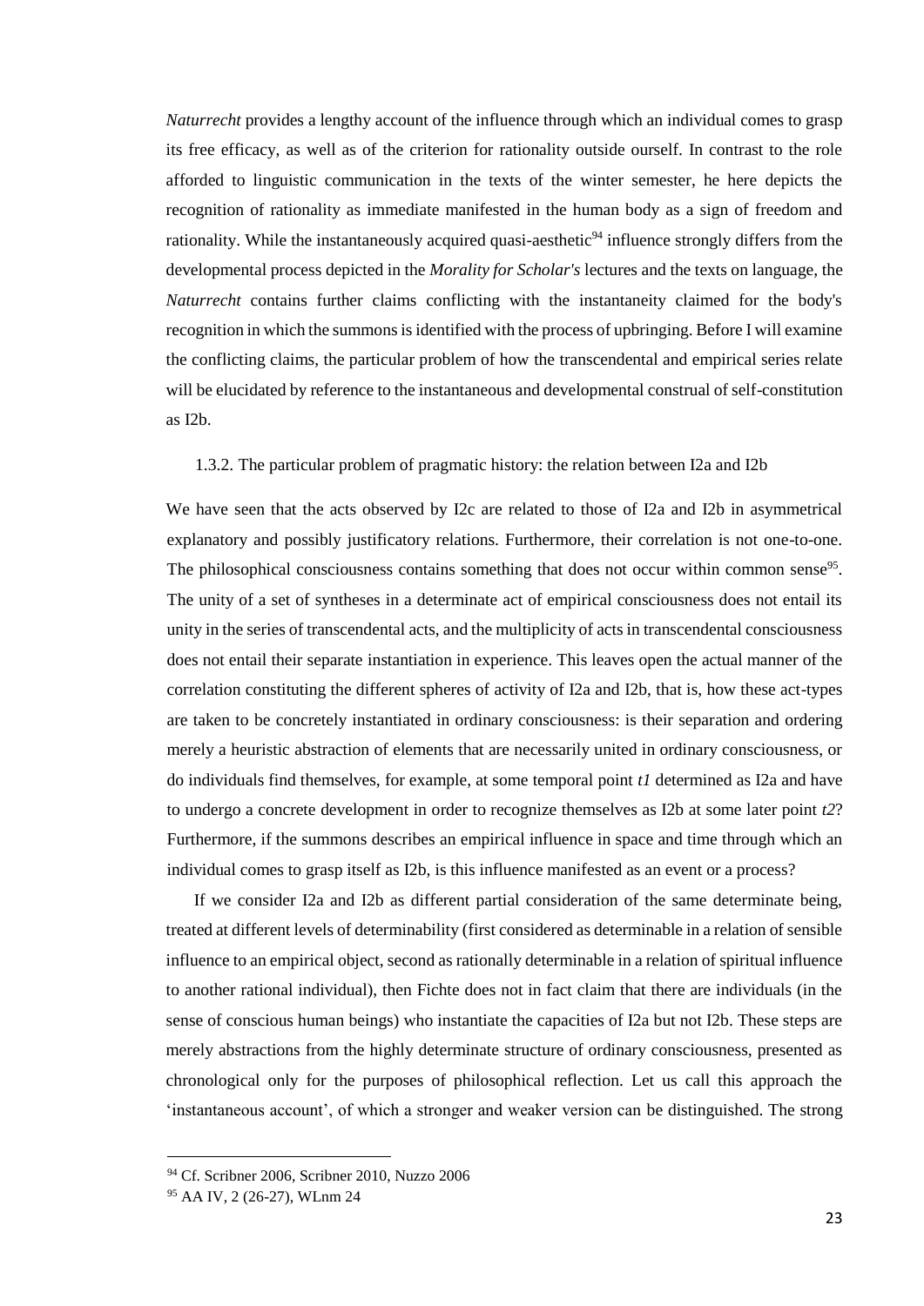*Naturrecht* provides a lengthy account of the influence through which an individual comes to grasp its free efficacy, as well as of the criterion for rationality outside ourself. In contrast to the role afforded to linguistic communication in the texts of the winter semester, he here depicts the recognition of rationality as immediate manifested in the human body as a sign of freedom and rationality. While the instantaneously acquired quasi-aesthetic[94] influence strongly differs from the developmental process depicted in the *Morality for Scholar's* lectures and the texts on language, the *Naturrecht* contains further claims conflicting with the instantaneity claimed for the body's recognition in which the summons is identified with the process of upbringing. Before I will examine the conflicting claims, the particular problem of how the transcendental and empirical series relate will be elucidated by reference to the instantaneous and developmental construal of self-constitution as I2b.

### 1.3.2. The particular problem of pragmatic history: the relation between I2a and I2b

We have seen that the acts observed by I2c are related to those of I2a and I2b in asymmetrical explanatory and possibly justificatory relations. Furthermore, their correlation is not one-to-one. The philosophical consciousness contains something that does not occur within common sense[95]. The unity of a set of syntheses in a determinate act of empirical consciousness does not entail its unity in the series of transcendental acts, and the multiplicity of acts in transcendental consciousness does not entail their separate instantiation in experience. This leaves open the actual manner of the correlation constituting the different spheres of activity of I2a and I2b, that is, how these act-types are taken to be concretely instantiated in ordinary consciousness: is their separation and ordering merely a heuristic abstraction of elements that are necessarily united in ordinary consciousness, or do individuals find themselves, for example, at some temporal point *t1* determined as I2a and have to undergo a concrete development in order to recognize themselves as I2b at some later point *t2*? Furthermore, if the summons describes an empirical influence in space and time through which an individual comes to grasp itself as I2b, is this influence manifested as an event or a process?

If we consider I2a and I2b as different partial consideration of the same determinate being, treated at different levels of determinability (first considered as determinable in a relation of sensible influence to an empirical object, second as rationally determinable in a relation of spiritual influence to another rational individual), then Fichte does not in fact claim that there are individuals (in the sense of conscious human beings) who instantiate the capacities of I2a but not I2b. These steps are merely abstractions from the highly determinate structure of ordinary consciousness, presented as chronological only for the purposes of philosophical reflection. Let us call this approach the 'instantaneous account', of which a stronger and weaker version can be distinguished. The strong

---

[94] Cf. Scribner 2006, Scribner 2010, Nuzzo 2006

[95] AA IV, 2 (26-27), WLnm 24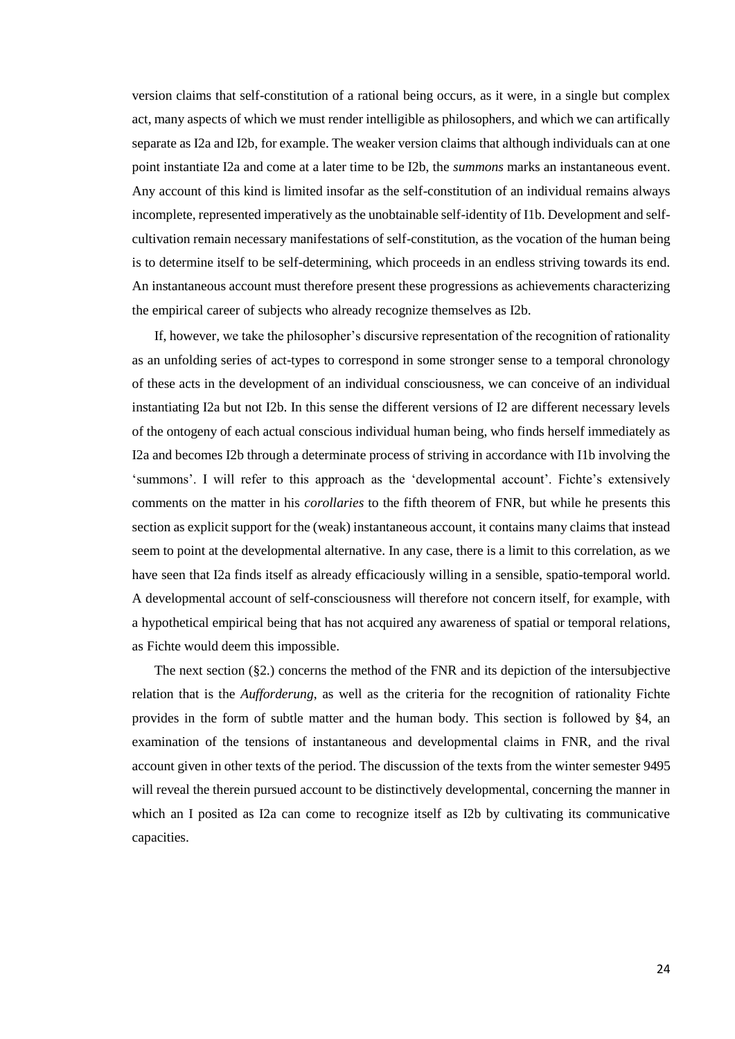version claims that self-constitution of a rational being occurs, as it were, in a single but complex act, many aspects of which we must render intelligible as philosophers, and which we can artifically separate as I2a and I2b, for example. The weaker version claims that although individuals can at one point instantiate I2a and come at a later time to be I2b, the *summons* marks an instantaneous event. Any account of this kind is limited insofar as the self-constitution of an individual remains always incomplete, represented imperatively as the unobtainable self-identity of I1b. Development and self-cultivation remain necessary manifestations of self-constitution, as the vocation of the human being is to determine itself to be self-determining, which proceeds in an endless striving towards its end. An instantaneous account must therefore present these progressions as achievements characterizing the empirical career of subjects who already recognize themselves as I2b.

If, however, we take the philosopher's discursive representation of the recognition of rationality as an unfolding series of act-types to correspond in some stronger sense to a temporal chronology of these acts in the development of an individual consciousness, we can conceive of an individual instantiating I2a but not I2b. In this sense the different versions of I2 are different necessary levels of the ontogeny of each actual conscious individual human being, who finds herself immediately as I2a and becomes I2b through a determinate process of striving in accordance with I1b involving the 'summons'. I will refer to this approach as the 'developmental account'. Fichte's extensively comments on the matter in his *corollaries* to the fifth theorem of FNR, but while he presents this section as explicit support for the (weak) instantaneous account, it contains many claims that instead seem to point at the developmental alternative. In any case, there is a limit to this correlation, as we have seen that I2a finds itself as already efficaciously willing in a sensible, spatio-temporal world. A developmental account of self-consciousness will therefore not concern itself, for example, with a hypothetical empirical being that has not acquired any awareness of spatial or temporal relations, as Fichte would deem this impossible.

The next section (§2.) concerns the method of the FNR and its depiction of the intersubjective relation that is the *Aufforderung*, as well as the criteria for the recognition of rationality Fichte provides in the form of subtle matter and the human body. This section is followed by §4, an examination of the tensions of instantaneous and developmental claims in FNR, and the rival account given in other texts of the period. The discussion of the texts from the winter semester 9495 will reveal the therein pursued account to be distinctively developmental, concerning the manner in which an I posited as I2a can come to recognize itself as I2b by cultivating its communicative capacities.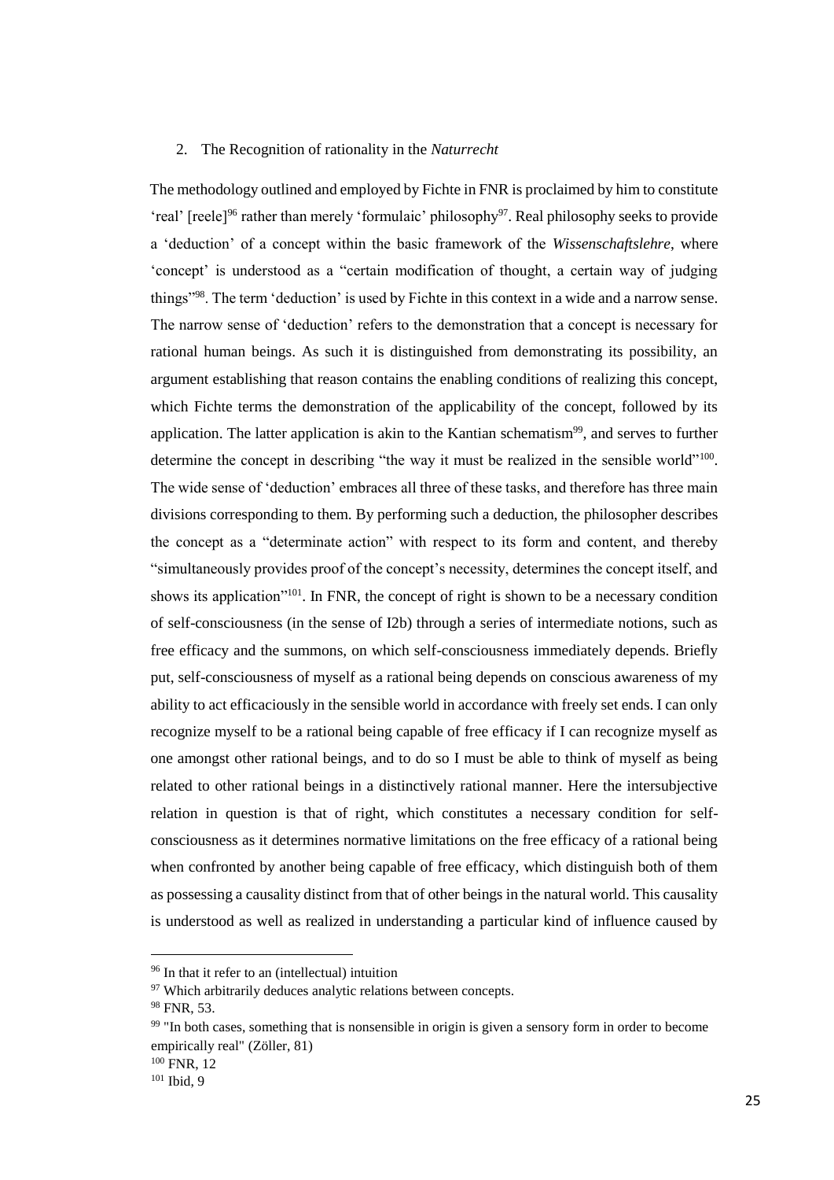## 2. The Recognition of rationality in the *Naturrecht*

The methodology outlined and employed by Fichte in FNR is proclaimed by him to constitute 'real' [reele][96] rather than merely 'formulaic' philosophy[97]. Real philosophy seeks to provide a 'deduction' of a concept within the basic framework of the *Wissenschaftslehre*, where 'concept' is understood as a "certain modification of thought, a certain way of judging things"[98]. The term 'deduction' is used by Fichte in this context in a wide and a narrow sense. The narrow sense of 'deduction' refers to the demonstration that a concept is necessary for rational human beings. As such it is distinguished from demonstrating its possibility, an argument establishing that reason contains the enabling conditions of realizing this concept, which Fichte terms the demonstration of the applicability of the concept, followed by its application. The latter application is akin to the Kantian schematism[99], and serves to further determine the concept in describing "the way it must be realized in the sensible world"[100]. The wide sense of 'deduction' embraces all three of these tasks, and therefore has three main divisions corresponding to them. By performing such a deduction, the philosopher describes the concept as a "determinate action" with respect to its form and content, and thereby "simultaneously provides proof of the concept's necessity, determines the concept itself, and shows its application"[101]. In FNR, the concept of right is shown to be a necessary condition of self-consciousness (in the sense of I2b) through a series of intermediate notions, such as free efficacy and the summons, on which self-consciousness immediately depends. Briefly put, self-consciousness of myself as a rational being depends on conscious awareness of my ability to act efficaciously in the sensible world in accordance with freely set ends. I can only recognize myself to be a rational being capable of free efficacy if I can recognize myself as one amongst other rational beings, and to do so I must be able to think of myself as being related to other rational beings in a distinctively rational manner. Here the intersubjective relation in question is that of right, which constitutes a necessary condition for self-consciousness as it determines normative limitations on the free efficacy of a rational being when confronted by another being capable of free efficacy, which distinguish both of them as possessing a causality distinct from that of other beings in the natural world. This causality is understood as well as realized in understanding a particular kind of influence caused by

---

[96] In that it refer to an (intellectual) intuition

[97] Which arbitrarily deduces analytic relations between concepts.

[98] FNR, 53.

[99] "In both cases, something that is nonsensible in origin is given a sensory form in order to become empirically real" (Zöller, 81)

[100] FNR, 12

[101] Ibid, 9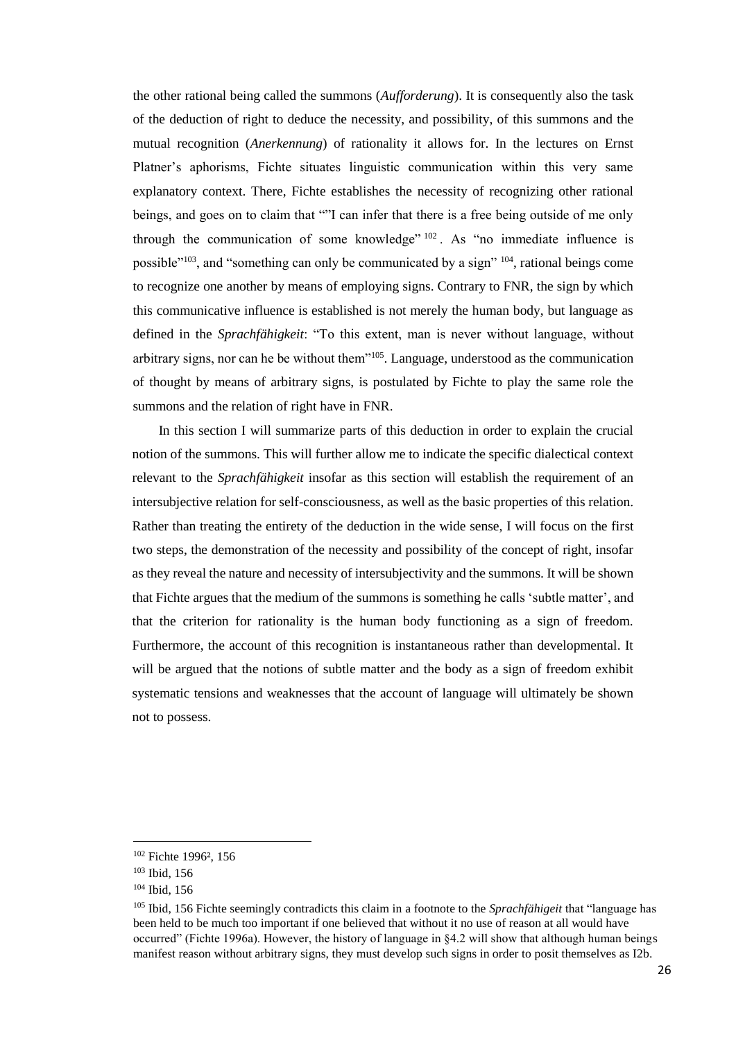the other rational being called the summons (*Aufforderung*). It is consequently also the task of the deduction of right to deduce the necessity, and possibility, of this summons and the mutual recognition (*Anerkennung*) of rationality it allows for. In the lectures on Ernst Platner's aphorisms, Fichte situates linguistic communication within this very same explanatory context. There, Fichte establishes the necessity of recognizing other rational beings, and goes on to claim that ""I can infer that there is a free being outside of me only through the communication of some knowledge"[102]. As "no immediate influence is possible"[103], and "something can only be communicated by a sign"[104], rational beings come to recognize one another by means of employing signs. Contrary to FNR, the sign by which this communicative influence is established is not merely the human body, but language as defined in the *Sprachfähigkeit*: "To this extent, man is never without language, without arbitrary signs, nor can he be without them"[105]. Language, understood as the communication of thought by means of arbitrary signs, is postulated by Fichte to play the same role the summons and the relation of right have in FNR.

In this section I will summarize parts of this deduction in order to explain the crucial notion of the summons. This will further allow me to indicate the specific dialectical context relevant to the *Sprachfähigkeit* insofar as this section will establish the requirement of an intersubjective relation for self-consciousness, as well as the basic properties of this relation. Rather than treating the entirety of the deduction in the wide sense, I will focus on the first two steps, the demonstration of the necessity and possibility of the concept of right, insofar as they reveal the nature and necessity of intersubjectivity and the summons. It will be shown that Fichte argues that the medium of the summons is something he calls 'subtle matter', and that the criterion for rationality is the human body functioning as a sign of freedom. Furthermore, the account of this recognition is instantaneous rather than developmental. It will be argued that the notions of subtle matter and the body as a sign of freedom exhibit systematic tensions and weaknesses that the account of language will ultimately be shown not to possess.

---

[102] Fichte 1996², 156

[103] Ibid, 156

[104] Ibid, 156

[105] Ibid, 156 Fichte seemingly contradicts this claim in a footnote to the *Sprachfähigeit* that "language has been held to be much too important if one believed that without it no use of reason at all would have occurred" (Fichte 1996a). However, the history of language in §4.2 will show that although human beings manifest reason without arbitrary signs, they must develop such signs in order to posit themselves as I2b.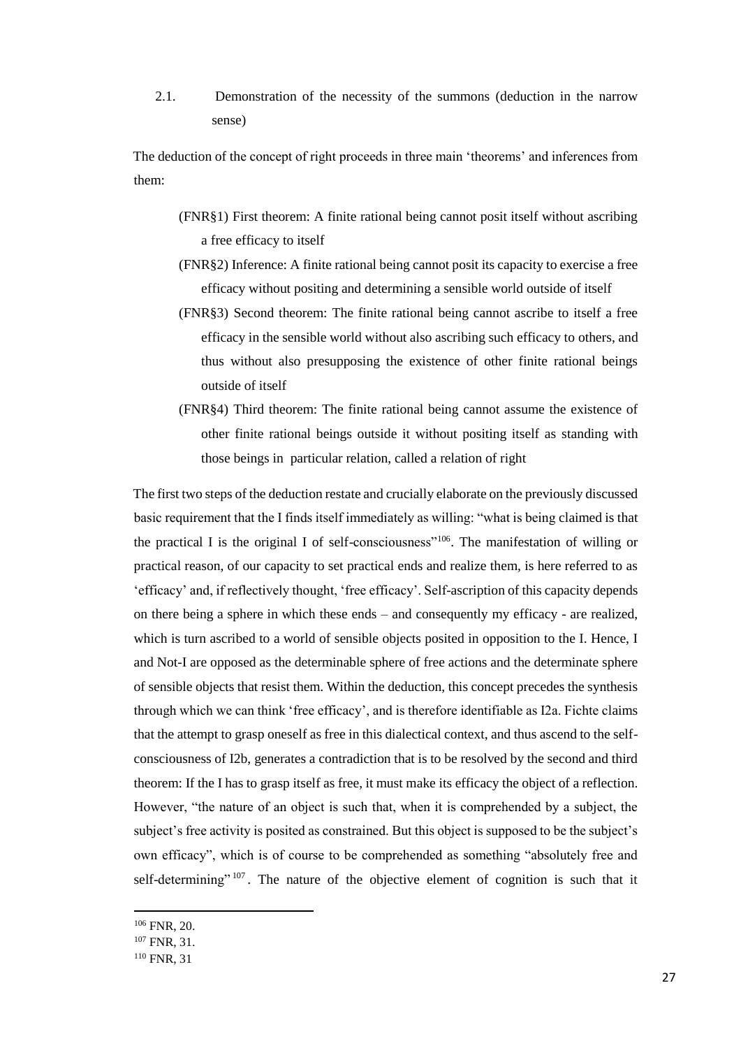## 2.1. Demonstration of the necessity of the summons (deduction in the narrow sense)

The deduction of the concept of right proceeds in three main 'theorems' and inferences from them:

- (FNR§1) First theorem: A finite rational being cannot posit itself without ascribing a free efficacy to itself
- (FNR§2) Inference: A finite rational being cannot posit its capacity to exercise a free efficacy without positing and determining a sensible world outside of itself
- (FNR§3) Second theorem: The finite rational being cannot ascribe to itself a free efficacy in the sensible world without also ascribing such efficacy to others, and thus without also presupposing the existence of other finite rational beings outside of itself
- (FNR§4) Third theorem: The finite rational being cannot assume the existence of other finite rational beings outside it without positing itself as standing with those beings in particular relation, called a relation of right

The first two steps of the deduction restate and crucially elaborate on the previously discussed basic requirement that the I finds itself immediately as willing: "what is being claimed is that the practical I is the original I of self-consciousness"[106]. The manifestation of willing or practical reason, of our capacity to set practical ends and realize them, is here referred to as 'efficacy' and, if reflectively thought, 'free efficacy'. Self-ascription of this capacity depends on there being a sphere in which these ends – and consequently my efficacy - are realized, which is turn ascribed to a world of sensible objects posited in opposition to the I. Hence, I and Not-I are opposed as the determinable sphere of free actions and the determinate sphere of sensible objects that resist them. Within the deduction, this concept precedes the synthesis through which we can think 'free efficacy', and is therefore identifiable as I2a. Fichte claims that the attempt to grasp oneself as free in this dialectical context, and thus ascend to the self-consciousness of I2b, generates a contradiction that is to be resolved by the second and third theorem: If the I has to grasp itself as free, it must make its efficacy the object of a reflection. However, "the nature of an object is such that, when it is comprehended by a subject, the subject's free activity is posited as constrained. But this object is supposed to be the subject's own efficacy", which is of course to be comprehended as something "absolutely free and self-determining"[107]. The nature of the objective element of cognition is such that it

[106] FNR, 20.

[107] FNR, 31.

[110] FNR, 31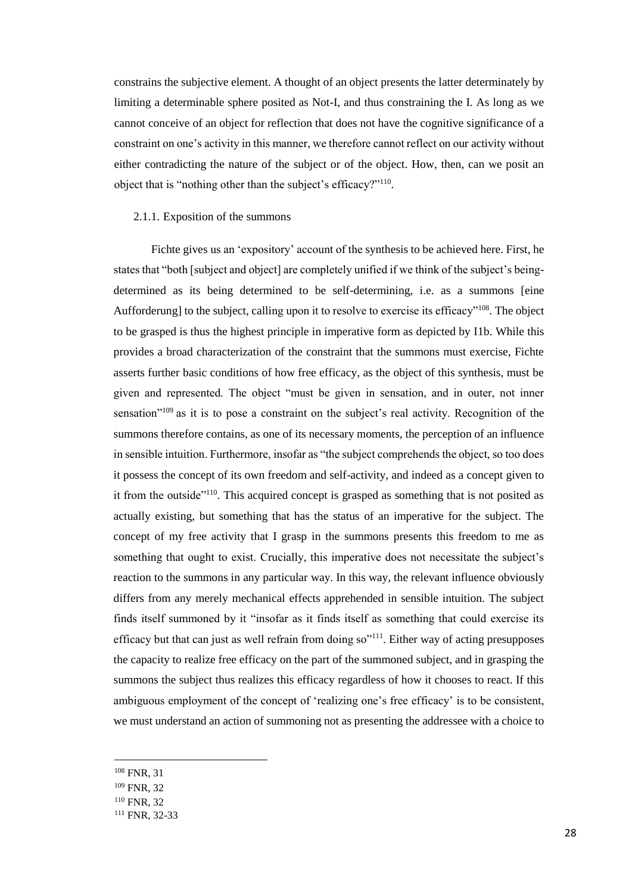constrains the subjective element. A thought of an object presents the latter determinately by limiting a determinable sphere posited as Not-I, and thus constraining the I. As long as we cannot conceive of an object for reflection that does not have the cognitive significance of a constraint on one's activity in this manner, we therefore cannot reflect on our activity without either contradicting the nature of the subject or of the object. How, then, can we posit an object that is "nothing other than the subject's efficacy?"[110].

### 2.1.1. Exposition of the summons

Fichte gives us an 'expository' account of the synthesis to be achieved here. First, he states that "both [subject and object] are completely unified if we think of the subject's being-determined as its being determined to be self-determining, i.e. as a summons [eine Aufforderung] to the subject, calling upon it to resolve to exercise its efficacy"[108]. The object to be grasped is thus the highest principle in imperative form as depicted by I1b. While this provides a broad characterization of the constraint that the summons must exercise, Fichte asserts further basic conditions of how free efficacy, as the object of this synthesis, must be given and represented. The object "must be given in sensation, and in outer, not inner sensation"[109] as it is to pose a constraint on the subject's real activity. Recognition of the summons therefore contains, as one of its necessary moments, the perception of an influence in sensible intuition. Furthermore, insofar as "the subject comprehends the object, so too does it possess the concept of its own freedom and self-activity, and indeed as a concept given to it from the outside"[110]. This acquired concept is grasped as something that is not posited as actually existing, but something that has the status of an imperative for the subject. The concept of my free activity that I grasp in the summons presents this freedom to me as something that ought to exist. Crucially, this imperative does not necessitate the subject's reaction to the summons in any particular way. In this way, the relevant influence obviously differs from any merely mechanical effects apprehended in sensible intuition. The subject finds itself summoned by it "insofar as it finds itself as something that could exercise its efficacy but that can just as well refrain from doing so"[111]. Either way of acting presupposes the capacity to realize free efficacy on the part of the summoned subject, and in grasping the summons the subject thus realizes this efficacy regardless of how it chooses to react. If this ambiguous employment of the concept of 'realizing one's free efficacy' is to be consistent, we must understand an action of summoning not as presenting the addressee with a choice to

---

[108] FNR, 31

[109] FNR, 32

[110] FNR, 32

[111] FNR, 32-33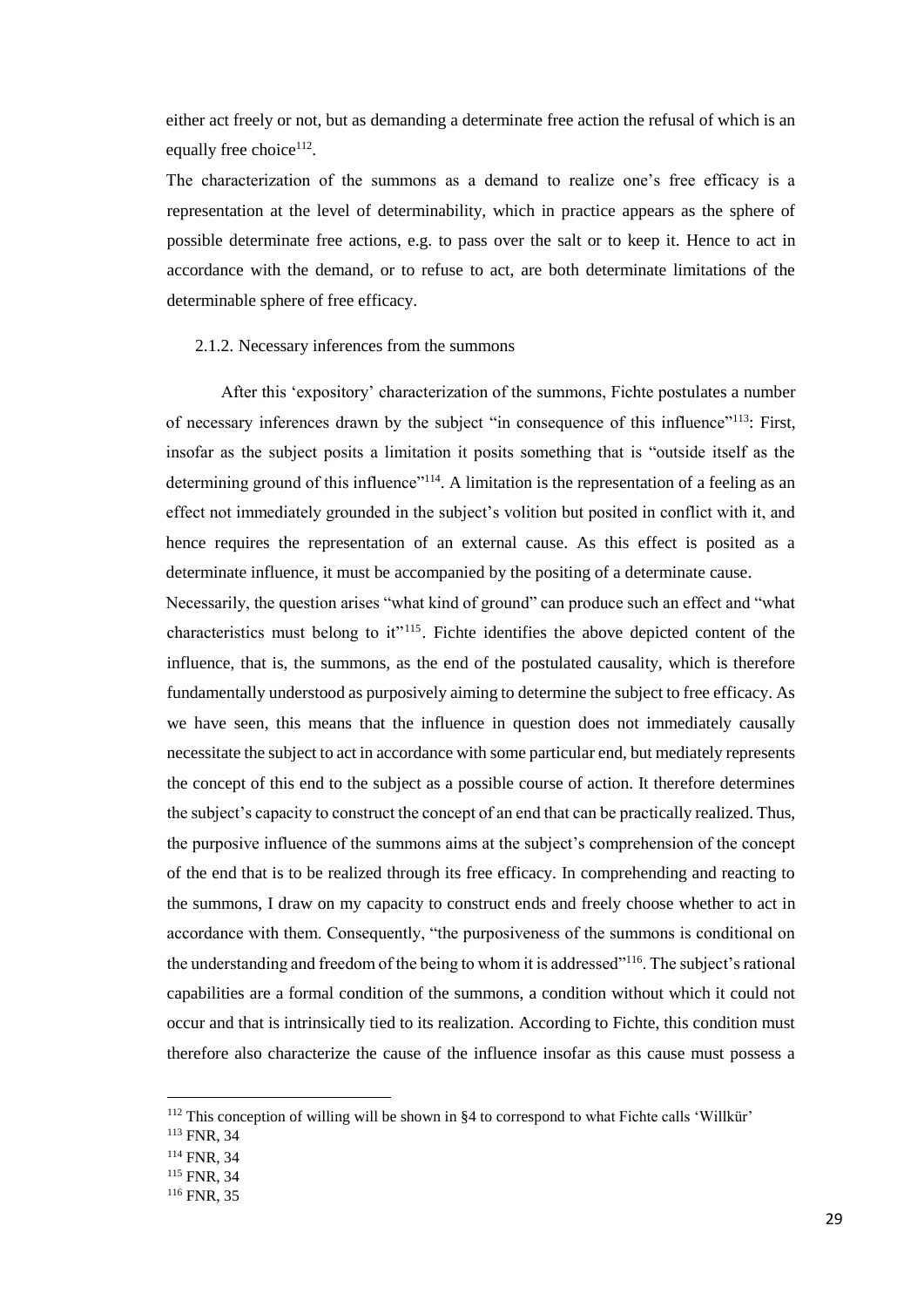either act freely or not, but as demanding a determinate free action the refusal of which is an equally free choice[112].

The characterization of the summons as a demand to realize one's free efficacy is a representation at the level of determinability, which in practice appears as the sphere of possible determinate free actions, e.g. to pass over the salt or to keep it. Hence to act in accordance with the demand, or to refuse to act, are both determinate limitations of the determinable sphere of free efficacy.

### 2.1.2. Necessary inferences from the summons

After this 'expository' characterization of the summons, Fichte postulates a number of necessary inferences drawn by the subject "in consequence of this influence"[113]: First, insofar as the subject posits a limitation it posits something that is "outside itself as the determining ground of this influence"[114]. A limitation is the representation of a feeling as an effect not immediately grounded in the subject's volition but posited in conflict with it, and hence requires the representation of an external cause. As this effect is posited as a determinate influence, it must be accompanied by the positing of a determinate cause.

Necessarily, the question arises "what kind of ground" can produce such an effect and "what characteristics must belong to it"[115]. Fichte identifies the above depicted content of the influence, that is, the summons, as the end of the postulated causality, which is therefore fundamentally understood as purposively aiming to determine the subject to free efficacy. As we have seen, this means that the influence in question does not immediately causally necessitate the subject to act in accordance with some particular end, but mediately represents the concept of this end to the subject as a possible course of action. It therefore determines the subject's capacity to construct the concept of an end that can be practically realized. Thus, the purposive influence of the summons aims at the subject's comprehension of the concept of the end that is to be realized through its free efficacy. In comprehending and reacting to the summons, I draw on my capacity to construct ends and freely choose whether to act in accordance with them. Consequently, "the purposiveness of the summons is conditional on the understanding and freedom of the being to whom it is addressed"[116]. The subject's rational capabilities are a formal condition of the summons, a condition without which it could not occur and that is intrinsically tied to its realization. According to Fichte, this condition must therefore also characterize the cause of the influence insofar as this cause must possess a

---

[112] This conception of willing will be shown in §4 to correspond to what Fichte calls 'Willkür'

[113] FNR, 34

[114] FNR, 34

[115] FNR, 34

[116] FNR, 35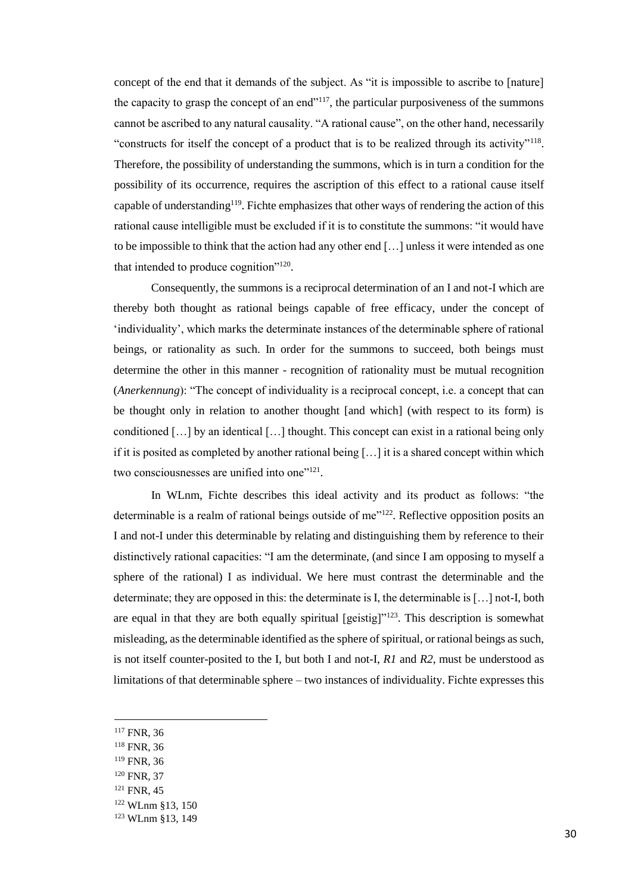concept of the end that it demands of the subject. As "it is impossible to ascribe to [nature] the capacity to grasp the concept of an end"[117], the particular purposiveness of the summons cannot be ascribed to any natural causality. "A rational cause", on the other hand, necessarily "constructs for itself the concept of a product that is to be realized through its activity"[118]. Therefore, the possibility of understanding the summons, which is in turn a condition for the possibility of its occurrence, requires the ascription of this effect to a rational cause itself capable of understanding[119]. Fichte emphasizes that other ways of rendering the action of this rational cause intelligible must be excluded if it is to constitute the summons: "it would have to be impossible to think that the action had any other end […] unless it were intended as one that intended to produce cognition"[120].

Consequently, the summons is a reciprocal determination of an I and not-I which are thereby both thought as rational beings capable of free efficacy, under the concept of 'individuality', which marks the determinate instances of the determinable sphere of rational beings, or rationality as such. In order for the summons to succeed, both beings must determine the other in this manner - recognition of rationality must be mutual recognition (*Anerkennung*): "The concept of individuality is a reciprocal concept, i.e. a concept that can be thought only in relation to another thought [and which] (with respect to its form) is conditioned […] by an identical […] thought. This concept can exist in a rational being only if it is posited as completed by another rational being […] it is a shared concept within which two consciousnesses are unified into one"[121].

In WLnm, Fichte describes this ideal activity and its product as follows: "the determinable is a realm of rational beings outside of me"[122]. Reflective opposition posits an I and not-I under this determinable by relating and distinguishing them by reference to their distinctively rational capacities: "I am the determinate, (and since I am opposing to myself a sphere of the rational) I as individual. We here must contrast the determinable and the determinate; they are opposed in this: the determinate is I, the determinable is […] not-I, both are equal in that they are both equally spiritual [geistig]"[123]. This description is somewhat misleading, as the determinable identified as the sphere of spiritual, or rational beings as such, is not itself counter-posited to the I, but both I and not-I, *R1* and *R2*, must be understood as limitations of that determinable sphere – two instances of individuality. Fichte expresses this

---

[117] FNR, 36

[118] FNR, 36

[119] FNR, 36

[120] FNR, 37

[121] FNR, 45

[122] WLnm §13, 150

[123] WLnm §13, 149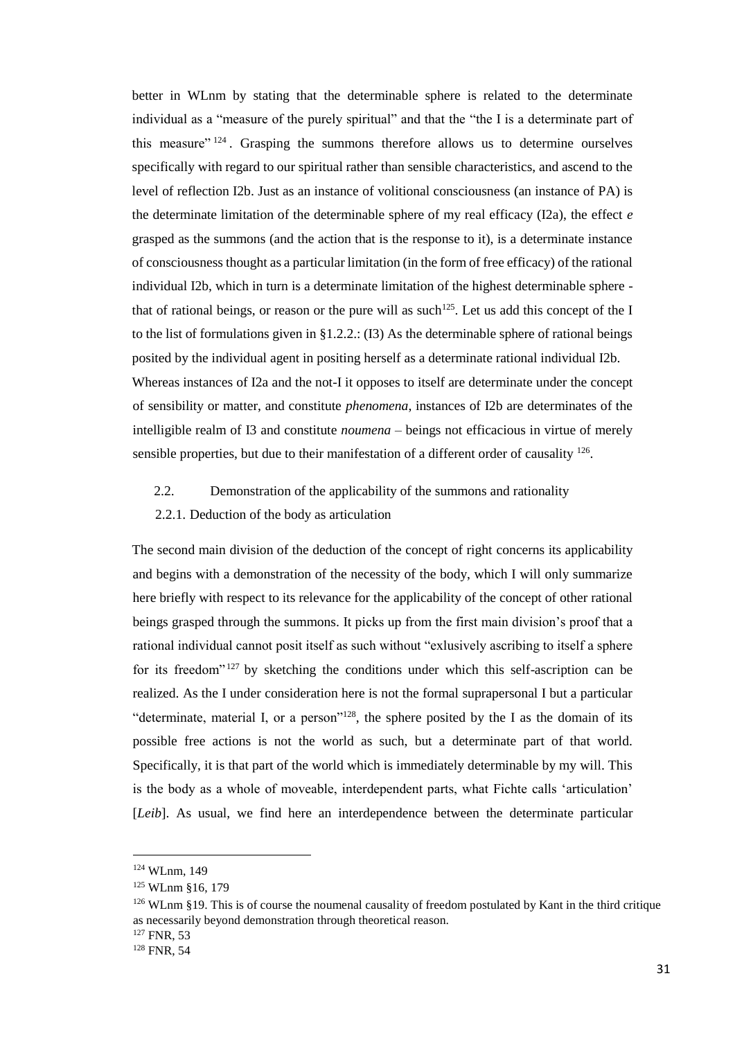better in WLnm by stating that the determinable sphere is related to the determinate individual as a "measure of the purely spiritual" and that the "the I is a determinate part of this measure"[124]. Grasping the summons therefore allows us to determine ourselves specifically with regard to our spiritual rather than sensible characteristics, and ascend to the level of reflection I2b. Just as an instance of volitional consciousness (an instance of PA) is the determinate limitation of the determinable sphere of my real efficacy (I2a), the effect *e* grasped as the summons (and the action that is the response to it), is a determinate instance of consciousness thought as a particular limitation (in the form of free efficacy) of the rational individual I2b, which in turn is a determinate limitation of the highest determinable sphere - that of rational beings, or reason or the pure will as such[125]. Let us add this concept of the I to the list of formulations given in §1.2.2.: (I3) As the determinable sphere of rational beings posited by the individual agent in positing herself as a determinate rational individual I2b. Whereas instances of I2a and the not-I it opposes to itself are determinate under the concept of sensibility or matter, and constitute *phenomena*, instances of I2b are determinates of the intelligible realm of I3 and constitute *noumena* – beings not efficacious in virtue of merely sensible properties, but due to their manifestation of a different order of causality [126].

## 2.2. Demonstration of the applicability of the summons and rationality

### 2.2.1. Deduction of the body as articulation

The second main division of the deduction of the concept of right concerns its applicability and begins with a demonstration of the necessity of the body, which I will only summarize here briefly with respect to its relevance for the applicability of the concept of other rational beings grasped through the summons. It picks up from the first main division's proof that a rational individual cannot posit itself as such without "exlusively ascribing to itself a sphere for its freedom"[127] by sketching the conditions under which this self-ascription can be realized. As the I under consideration here is not the formal suprapersonal I but a particular "determinate, material I, or a person"[128], the sphere posited by the I as the domain of its possible free actions is not the world as such, but a determinate part of that world. Specifically, it is that part of the world which is immediately determinable by my will. This is the body as a whole of moveable, interdependent parts, what Fichte calls 'articulation' [*Leib*]. As usual, we find here an interdependence between the determinate particular

---

[124] WLnm, 149

[125] WLnm §16, 179

[126] WLnm §19. This is of course the noumenal causality of freedom postulated by Kant in the third critique as necessarily beyond demonstration through theoretical reason.

[127] FNR, 53

[128] FNR, 54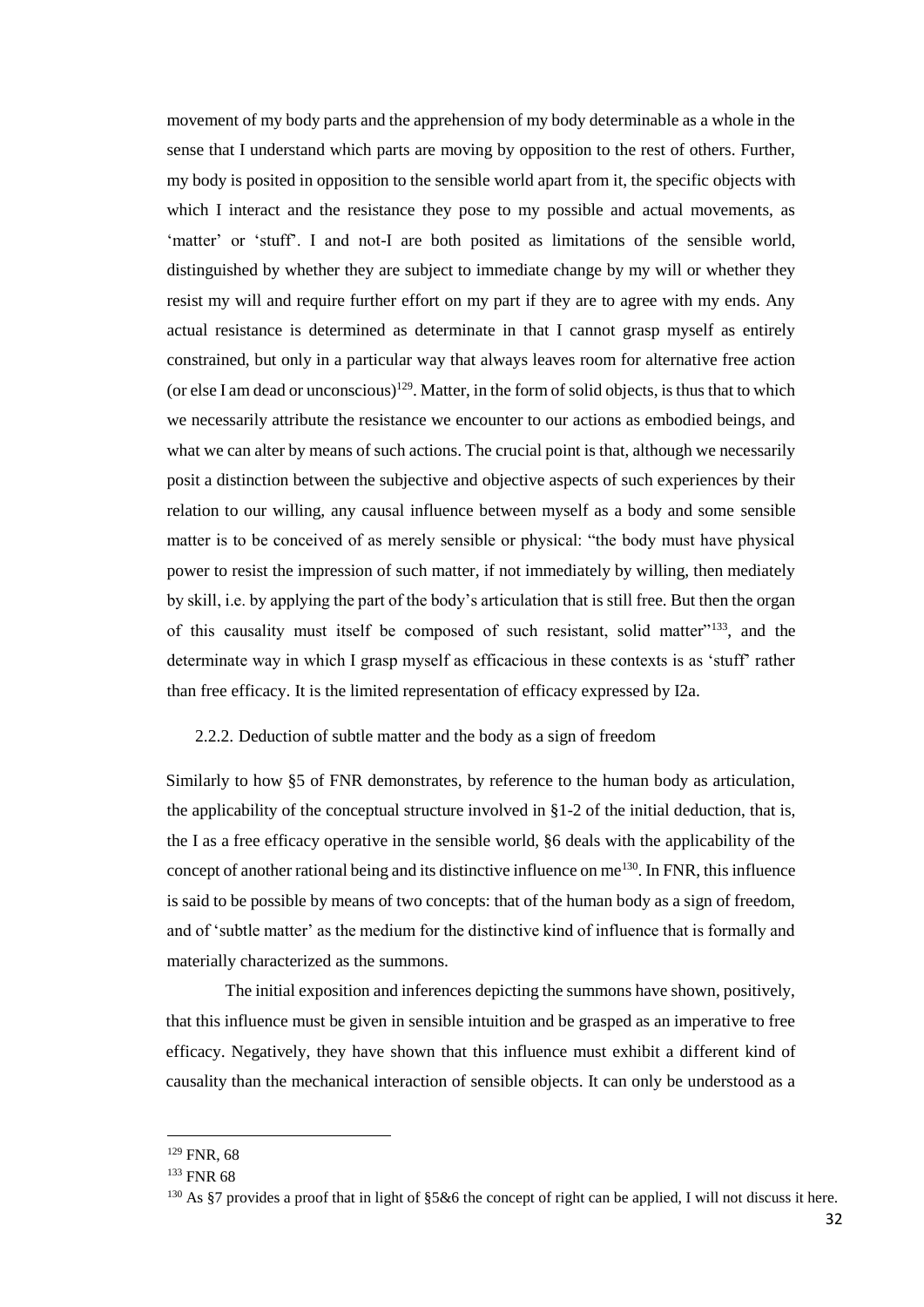movement of my body parts and the apprehension of my body determinable as a whole in the sense that I understand which parts are moving by opposition to the rest of others. Further, my body is posited in opposition to the sensible world apart from it, the specific objects with which I interact and the resistance they pose to my possible and actual movements, as 'matter' or 'stuff'. I and not-I are both posited as limitations of the sensible world, distinguished by whether they are subject to immediate change by my will or whether they resist my will and require further effort on my part if they are to agree with my ends. Any actual resistance is determined as determinate in that I cannot grasp myself as entirely constrained, but only in a particular way that always leaves room for alternative free action (or else I am dead or unconscious)[129]. Matter, in the form of solid objects, is thus that to which we necessarily attribute the resistance we encounter to our actions as embodied beings, and what we can alter by means of such actions. The crucial point is that, although we necessarily posit a distinction between the subjective and objective aspects of such experiences by their relation to our willing, any causal influence between myself as a body and some sensible matter is to be conceived of as merely sensible or physical: "the body must have physical power to resist the impression of such matter, if not immediately by willing, then mediately by skill, i.e. by applying the part of the body's articulation that is still free. But then the organ of this causality must itself be composed of such resistant, solid matter"[133], and the determinate way in which I grasp myself as efficacious in these contexts is as 'stuff' rather than free efficacy. It is the limited representation of efficacy expressed by I2a.

### 2.2.2. Deduction of subtle matter and the body as a sign of freedom

Similarly to how §5 of FNR demonstrates, by reference to the human body as articulation, the applicability of the conceptual structure involved in §1-2 of the initial deduction, that is, the I as a free efficacy operative in the sensible world, §6 deals with the applicability of the concept of another rational being and its distinctive influence on me[130]. In FNR, this influence is said to be possible by means of two concepts: that of the human body as a sign of freedom, and of 'subtle matter' as the medium for the distinctive kind of influence that is formally and materially characterized as the summons.

The initial exposition and inferences depicting the summons have shown, positively, that this influence must be given in sensible intuition and be grasped as an imperative to free efficacy. Negatively, they have shown that this influence must exhibit a different kind of causality than the mechanical interaction of sensible objects. It can only be understood as a

---

[129] FNR, 68

[133] FNR 68

[130] As §7 provides a proof that in light of §5&6 the concept of right can be applied, I will not discuss it here.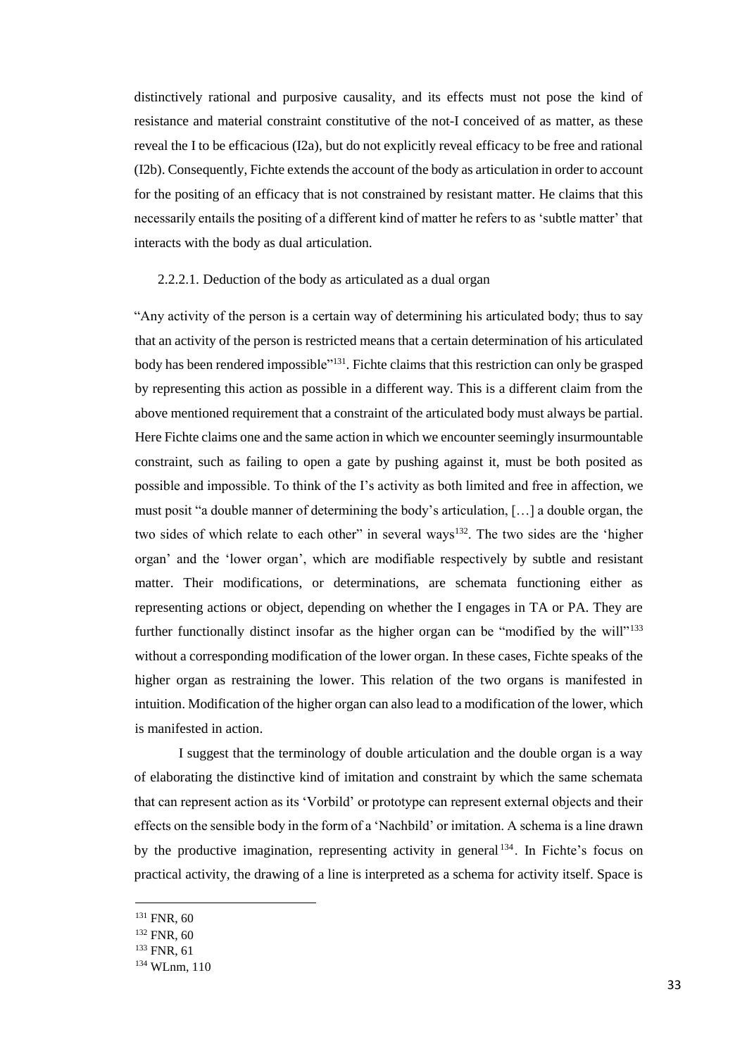distinctively rational and purposive causality, and its effects must not pose the kind of resistance and material constraint constitutive of the not-I conceived of as matter, as these reveal the I to be efficacious (I2a), but do not explicitly reveal efficacy to be free and rational (I2b). Consequently, Fichte extends the account of the body as articulation in order to account for the positing of an efficacy that is not constrained by resistant matter. He claims that this necessarily entails the positing of a different kind of matter he refers to as 'subtle matter' that interacts with the body as dual articulation.

#### 2.2.2.1. Deduction of the body as articulated as a dual organ

"Any activity of the person is a certain way of determining his articulated body; thus to say that an activity of the person is restricted means that a certain determination of his articulated body has been rendered impossible"[131]. Fichte claims that this restriction can only be grasped by representing this action as possible in a different way. This is a different claim from the above mentioned requirement that a constraint of the articulated body must always be partial. Here Fichte claims one and the same action in which we encounter seemingly insurmountable constraint, such as failing to open a gate by pushing against it, must be both posited as possible and impossible. To think of the I's activity as both limited and free in affection, we must posit "a double manner of determining the body's articulation, […] a double organ, the two sides of which relate to each other" in several ways[132]. The two sides are the 'higher organ' and the 'lower organ', which are modifiable respectively by subtle and resistant matter. Their modifications, or determinations, are schemata functioning either as representing actions or object, depending on whether the I engages in TA or PA. They are further functionally distinct insofar as the higher organ can be "modified by the will"[133] without a corresponding modification of the lower organ. In these cases, Fichte speaks of the higher organ as restraining the lower. This relation of the two organs is manifested in intuition. Modification of the higher organ can also lead to a modification of the lower, which is manifested in action.

I suggest that the terminology of double articulation and the double organ is a way of elaborating the distinctive kind of imitation and constraint by which the same schemata that can represent action as its 'Vorbild' or prototype can represent external objects and their effects on the sensible body in the form of a 'Nachbild' or imitation. A schema is a line drawn by the productive imagination, representing activity in general[134]. In Fichte's focus on practical activity, the drawing of a line is interpreted as a schema for activity itself. Space is

[131] FNR, 60

[132] FNR, 60

[133] FNR, 61

[134] WLnm, 110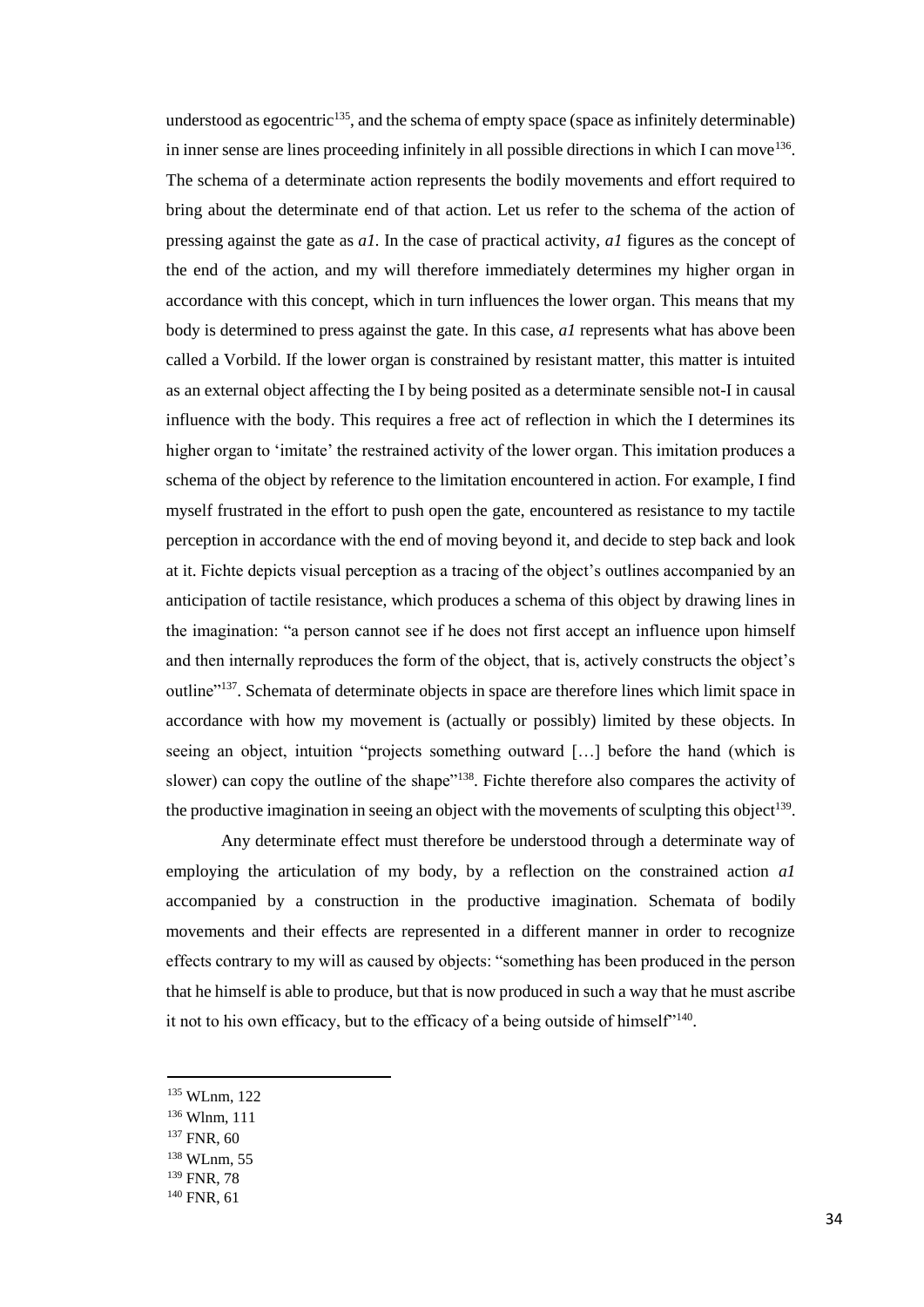understood as egocentric[135], and the schema of empty space (space as infinitely determinable) in inner sense are lines proceeding infinitely in all possible directions in which I can move[136]. The schema of a determinate action represents the bodily movements and effort required to bring about the determinate end of that action. Let us refer to the schema of the action of pressing against the gate as *a1*. In the case of practical activity, *a1* figures as the concept of the end of the action, and my will therefore immediately determines my higher organ in accordance with this concept, which in turn influences the lower organ. This means that my body is determined to press against the gate. In this case, *a1* represents what has above been called a Vorbild. If the lower organ is constrained by resistant matter, this matter is intuited as an external object affecting the I by being posited as a determinate sensible not-I in causal influence with the body. This requires a free act of reflection in which the I determines its higher organ to 'imitate' the restrained activity of the lower organ. This imitation produces a schema of the object by reference to the limitation encountered in action. For example, I find myself frustrated in the effort to push open the gate, encountered as resistance to my tactile perception in accordance with the end of moving beyond it, and decide to step back and look at it. Fichte depicts visual perception as a tracing of the object's outlines accompanied by an anticipation of tactile resistance, which produces a schema of this object by drawing lines in the imagination: "a person cannot see if he does not first accept an influence upon himself and then internally reproduces the form of the object, that is, actively constructs the object's outline"[137]. Schemata of determinate objects in space are therefore lines which limit space in accordance with how my movement is (actually or possibly) limited by these objects. In seeing an object, intuition "projects something outward […] before the hand (which is slower) can copy the outline of the shape"[138]. Fichte therefore also compares the activity of the productive imagination in seeing an object with the movements of sculpting this object[139].

Any determinate effect must therefore be understood through a determinate way of employing the articulation of my body, by a reflection on the constrained action *a1* accompanied by a construction in the productive imagination. Schemata of bodily movements and their effects are represented in a different manner in order to recognize effects contrary to my will as caused by objects: "something has been produced in the person that he himself is able to produce, but that is now produced in such a way that he must ascribe it not to his own efficacy, but to the efficacy of a being outside of himself"[140].

---

[135] WLnm, 122

[136] Wlnm, 111

[137] FNR, 60

[138] WLnm, 55

[139] FNR, 78

[140] FNR, 61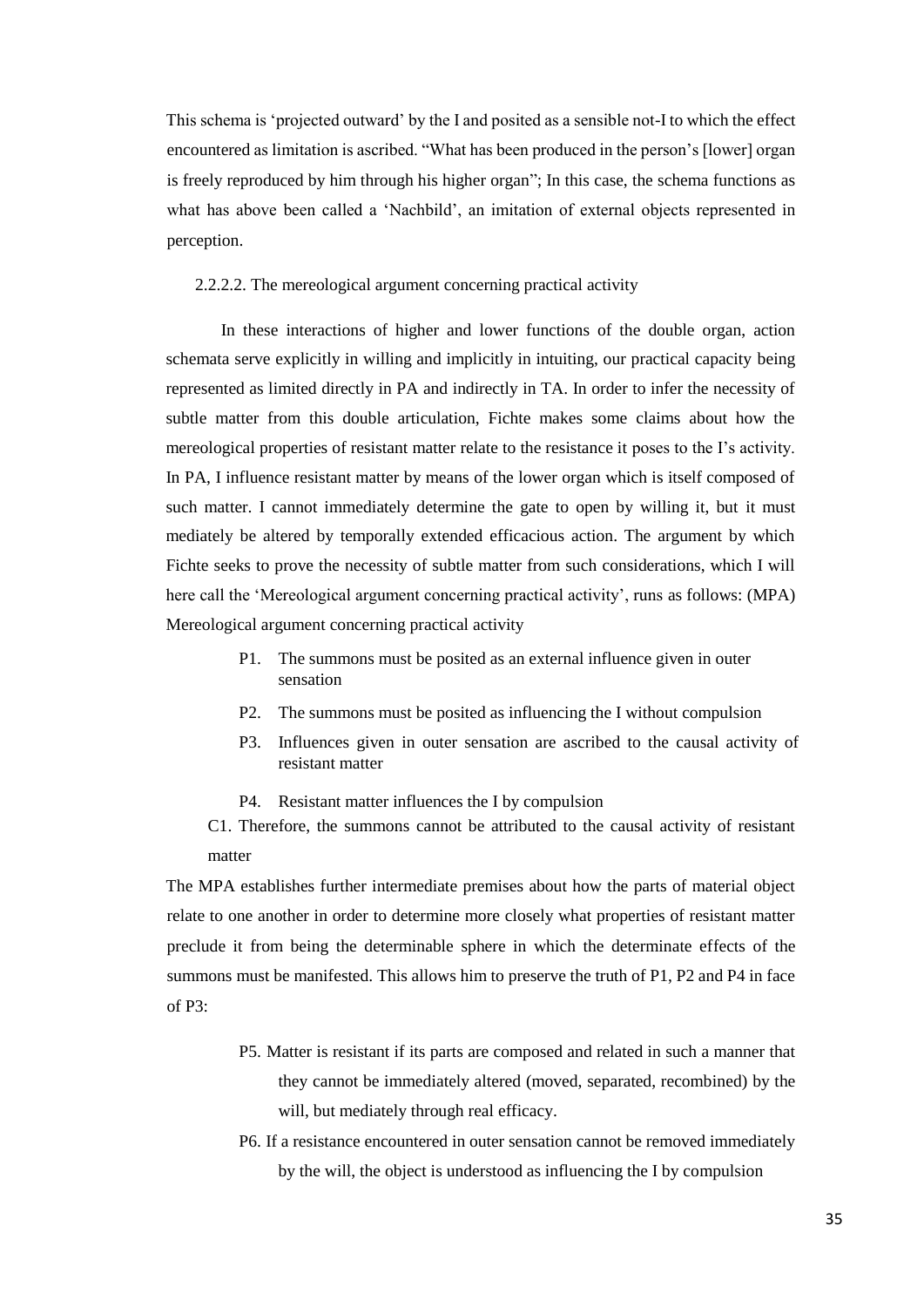This schema is 'projected outward' by the I and posited as a sensible not-I to which the effect encountered as limitation is ascribed. "What has been produced in the person's [lower] organ is freely reproduced by him through his higher organ"; In this case, the schema functions as what has above been called a 'Nachbild', an imitation of external objects represented in perception.

#### 2.2.2.2. The mereological argument concerning practical activity

In these interactions of higher and lower functions of the double organ, action schemata serve explicitly in willing and implicitly in intuiting, our practical capacity being represented as limited directly in PA and indirectly in TA. In order to infer the necessity of subtle matter from this double articulation, Fichte makes some claims about how the mereological properties of resistant matter relate to the resistance it poses to the I's activity. In PA, I influence resistant matter by means of the lower organ which is itself composed of such matter. I cannot immediately determine the gate to open by willing it, but it must mediately be altered by temporally extended efficacious action. The argument by which Fichte seeks to prove the necessity of subtle matter from such considerations, which I will here call the 'Mereological argument concerning practical activity', runs as follows: (MPA) Mereological argument concerning practical activity

- P1. The summons must be posited as an external influence given in outer sensation
- P2. The summons must be posited as influencing the I without compulsion
- P3. Influences given in outer sensation are ascribed to the causal activity of resistant matter
- P4. Resistant matter influences the I by compulsion

C1. Therefore, the summons cannot be attributed to the causal activity of resistant matter

The MPA establishes further intermediate premises about how the parts of material object relate to one another in order to determine more closely what properties of resistant matter preclude it from being the determinable sphere in which the determinate effects of the summons must be manifested. This allows him to preserve the truth of P1, P2 and P4 in face of P3:

- P5. Matter is resistant if its parts are composed and related in such a manner that they cannot be immediately altered (moved, separated, recombined) by the will, but mediately through real efficacy.
- P6. If a resistance encountered in outer sensation cannot be removed immediately by the will, the object is understood as influencing the I by compulsion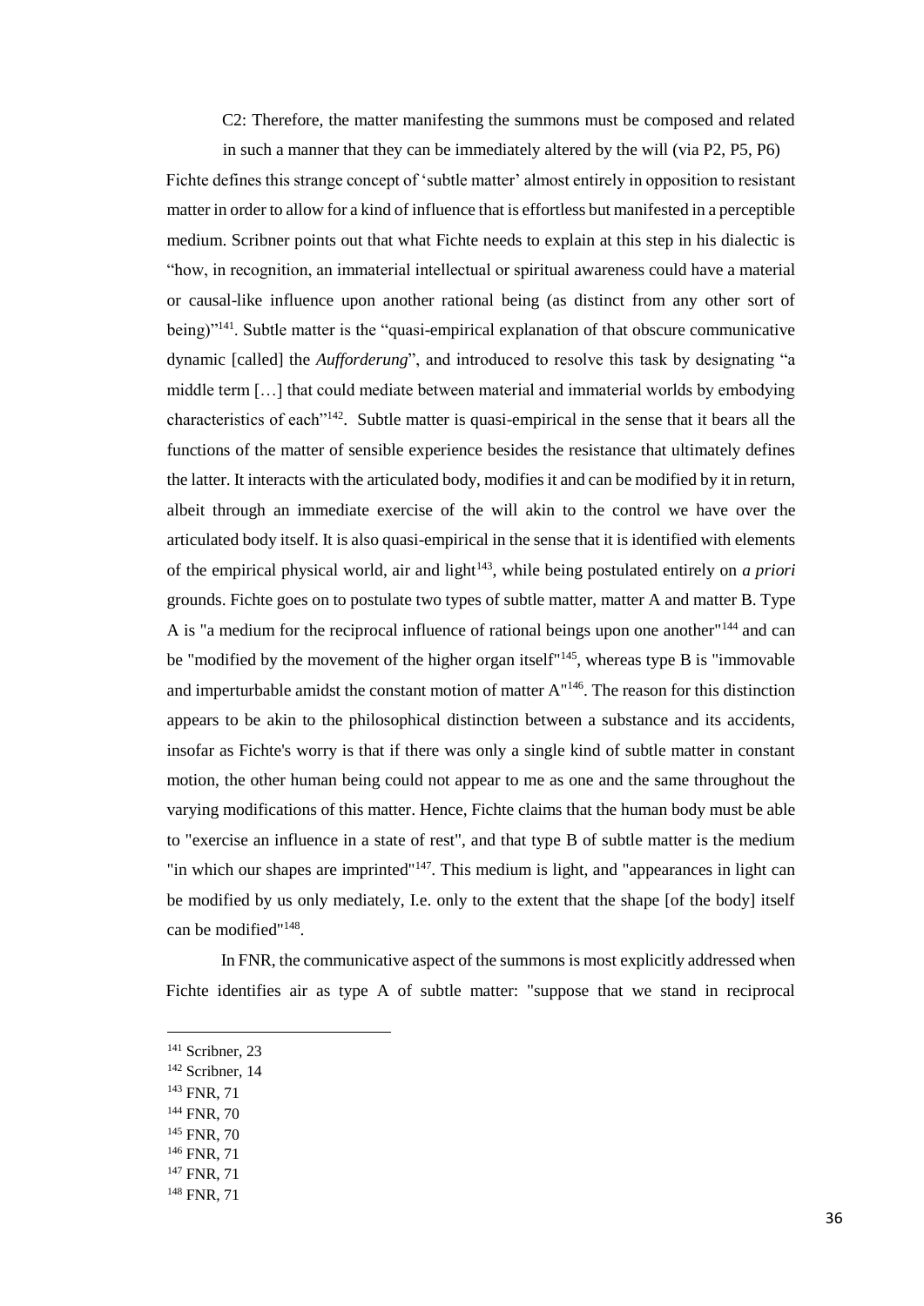C2: Therefore, the matter manifesting the summons must be composed and related in such a manner that they can be immediately altered by the will (via P2, P5, P6)

Fichte defines this strange concept of 'subtle matter' almost entirely in opposition to resistant matter in order to allow for a kind of influence that is effortless but manifested in a perceptible medium. Scribner points out that what Fichte needs to explain at this step in his dialectic is "how, in recognition, an immaterial intellectual or spiritual awareness could have a material or causal-like influence upon another rational being (as distinct from any other sort of being)"[141]. Subtle matter is the "quasi-empirical explanation of that obscure communicative dynamic [called] the *Aufforderung*", and introduced to resolve this task by designating "a middle term […] that could mediate between material and immaterial worlds by embodying characteristics of each"[142]. Subtle matter is quasi-empirical in the sense that it bears all the functions of the matter of sensible experience besides the resistance that ultimately defines the latter. It interacts with the articulated body, modifies it and can be modified by it in return, albeit through an immediate exercise of the will akin to the control we have over the articulated body itself. It is also quasi-empirical in the sense that it is identified with elements of the empirical physical world, air and light[143], while being postulated entirely on *a priori* grounds. Fichte goes on to postulate two types of subtle matter, matter A and matter B. Type A is "a medium for the reciprocal influence of rational beings upon one another"[144] and can be "modified by the movement of the higher organ itself"[145], whereas type B is "immovable and imperturbable amidst the constant motion of matter A"[146]. The reason for this distinction appears to be akin to the philosophical distinction between a substance and its accidents, insofar as Fichte's worry is that if there was only a single kind of subtle matter in constant motion, the other human being could not appear to me as one and the same throughout the varying modifications of this matter. Hence, Fichte claims that the human body must be able to "exercise an influence in a state of rest", and that type B of subtle matter is the medium "in which our shapes are imprinted"[147]. This medium is light, and "appearances in light can be modified by us only mediately, I.e. only to the extent that the shape [of the body] itself can be modified"[148].

In FNR, the communicative aspect of the summons is most explicitly addressed when Fichte identifies air as type A of subtle matter: "suppose that we stand in reciprocal

[141] Scribner, 23

[142] Scribner, 14

[143] FNR, 71

[144] FNR, 70

[145] FNR, 70

[146] FNR, 71

[147] FNR, 71

[148] FNR, 71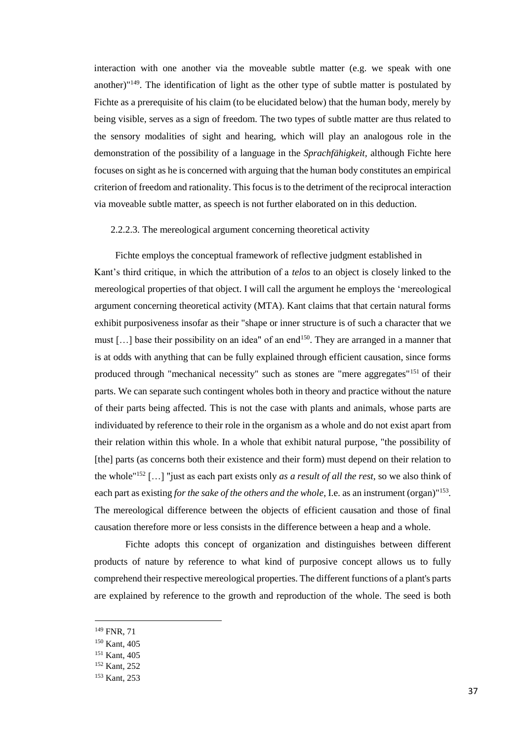interaction with one another via the moveable subtle matter (e.g. we speak with one another)"[149]. The identification of light as the other type of subtle matter is postulated by Fichte as a prerequisite of his claim (to be elucidated below) that the human body, merely by being visible, serves as a sign of freedom. The two types of subtle matter are thus related to the sensory modalities of sight and hearing, which will play an analogous role in the demonstration of the possibility of a language in the *Sprachfähigkeit*, although Fichte here focuses on sight as he is concerned with arguing that the human body constitutes an empirical criterion of freedom and rationality. This focus is to the detriment of the reciprocal interaction via moveable subtle matter, as speech is not further elaborated on in this deduction.

#### 2.2.2.3. The mereological argument concerning theoretical activity

Fichte employs the conceptual framework of reflective judgment established in Kant's third critique, in which the attribution of a *telos* to an object is closely linked to the mereological properties of that object. I will call the argument he employs the 'mereological argument concerning theoretical activity (MTA). Kant claims that that certain natural forms exhibit purposiveness insofar as their "shape or inner structure is of such a character that we must […] base their possibility on an idea" of an end[150]. They are arranged in a manner that is at odds with anything that can be fully explained through efficient causation, since forms produced through "mechanical necessity" such as stones are "mere aggregates"[151] of their parts. We can separate such contingent wholes both in theory and practice without the nature of their parts being affected. This is not the case with plants and animals, whose parts are individuated by reference to their role in the organism as a whole and do not exist apart from their relation within this whole. In a whole that exhibit natural purpose, "the possibility of [the] parts (as concerns both their existence and their form) must depend on their relation to the whole"[152] […] "just as each part exists only *as a result of all the rest*, so we also think of each part as existing *for the sake of the others and the whole*, I.e. as an instrument (organ)"[153]. The mereological difference between the objects of efficient causation and those of final causation therefore more or less consists in the difference between a heap and a whole.

Fichte adopts this concept of organization and distinguishes between different products of nature by reference to what kind of purposive concept allows us to fully comprehend their respective mereological properties. The different functions of a plant's parts are explained by reference to the growth and reproduction of the whole. The seed is both

---

[149] FNR, 71

[150] Kant, 405

[151] Kant, 405

[152] Kant, 252

[153] Kant, 253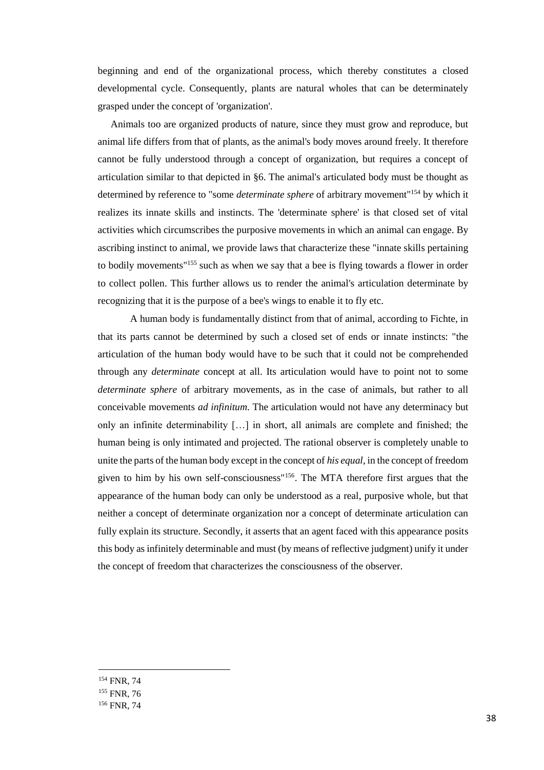beginning and end of the organizational process, which thereby constitutes a closed developmental cycle. Consequently, plants are natural wholes that can be determinately grasped under the concept of 'organization'.

Animals too are organized products of nature, since they must grow and reproduce, but animal life differs from that of plants, as the animal's body moves around freely. It therefore cannot be fully understood through a concept of organization, but requires a concept of articulation similar to that depicted in §6. The animal's articulated body must be thought as determined by reference to "some *determinate sphere* of arbitrary movement"[154] by which it realizes its innate skills and instincts. The 'determinate sphere' is that closed set of vital activities which circumscribes the purposive movements in which an animal can engage. By ascribing instinct to animal, we provide laws that characterize these "innate skills pertaining to bodily movements"[155] such as when we say that a bee is flying towards a flower in order to collect pollen. This further allows us to render the animal's articulation determinate by recognizing that it is the purpose of a bee's wings to enable it to fly etc.

A human body is fundamentally distinct from that of animal, according to Fichte, in that its parts cannot be determined by such a closed set of ends or innate instincts: "the articulation of the human body would have to be such that it could not be comprehended through any *determinate* concept at all. Its articulation would have to point not to some *determinate sphere* of arbitrary movements, as in the case of animals, but rather to all conceivable movements *ad infinitum*. The articulation would not have any determinacy but only an infinite determinability […] in short, all animals are complete and finished; the human being is only intimated and projected. The rational observer is completely unable to unite the parts of the human body except in the concept of *his equal*, in the concept of freedom given to him by his own self-consciousness"[156]. The MTA therefore first argues that the appearance of the human body can only be understood as a real, purposive whole, but that neither a concept of determinate organization nor a concept of determinate articulation can fully explain its structure. Secondly, it asserts that an agent faced with this appearance posits this body as infinitely determinable and must (by means of reflective judgment) unify it under the concept of freedom that characterizes the consciousness of the observer.

[154] FNR, 74

[155] FNR, 76

[156] FNR, 74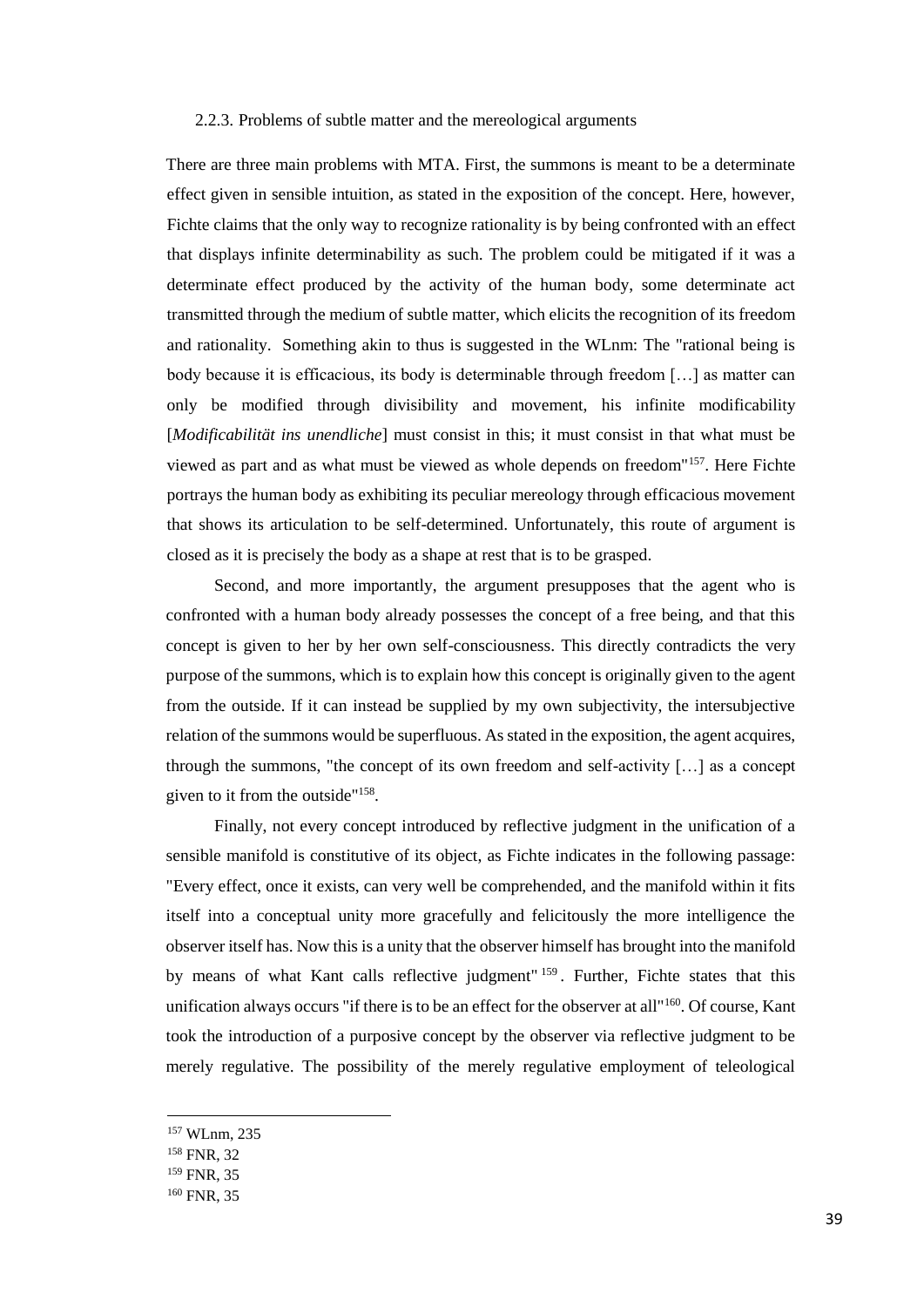### 2.2.3. Problems of subtle matter and the mereological arguments

There are three main problems with MTA. First, the summons is meant to be a determinate effect given in sensible intuition, as stated in the exposition of the concept. Here, however, Fichte claims that the only way to recognize rationality is by being confronted with an effect that displays infinite determinability as such. The problem could be mitigated if it was a determinate effect produced by the activity of the human body, some determinate act transmitted through the medium of subtle matter, which elicits the recognition of its freedom and rationality. Something akin to thus is suggested in the WLnm: The "rational being is body because it is efficacious, its body is determinable through freedom […] as matter can only be modified through divisibility and movement, his infinite modificability [*Modificabilität ins unendliche*] must consist in this; it must consist in that what must be viewed as part and as what must be viewed as whole depends on freedom"[157]. Here Fichte portrays the human body as exhibiting its peculiar mereology through efficacious movement that shows its articulation to be self-determined. Unfortunately, this route of argument is closed as it is precisely the body as a shape at rest that is to be grasped.

Second, and more importantly, the argument presupposes that the agent who is confronted with a human body already possesses the concept of a free being, and that this concept is given to her by her own self-consciousness. This directly contradicts the very purpose of the summons, which is to explain how this concept is originally given to the agent from the outside. If it can instead be supplied by my own subjectivity, the intersubjective relation of the summons would be superfluous. As stated in the exposition, the agent acquires, through the summons, "the concept of its own freedom and self-activity […] as a concept given to it from the outside"[158].

Finally, not every concept introduced by reflective judgment in the unification of a sensible manifold is constitutive of its object, as Fichte indicates in the following passage: "Every effect, once it exists, can very well be comprehended, and the manifold within it fits itself into a conceptual unity more gracefully and felicitously the more intelligence the observer itself has. Now this is a unity that the observer himself has brought into the manifold by means of what Kant calls reflective judgment"[159]. Further, Fichte states that this unification always occurs "if there is to be an effect for the observer at all"[160]. Of course, Kant took the introduction of a purposive concept by the observer via reflective judgment to be merely regulative. The possibility of the merely regulative employment of teleological

---

[157] WLnm, 235

[158] FNR, 32

[159] FNR, 35

[160] FNR, 35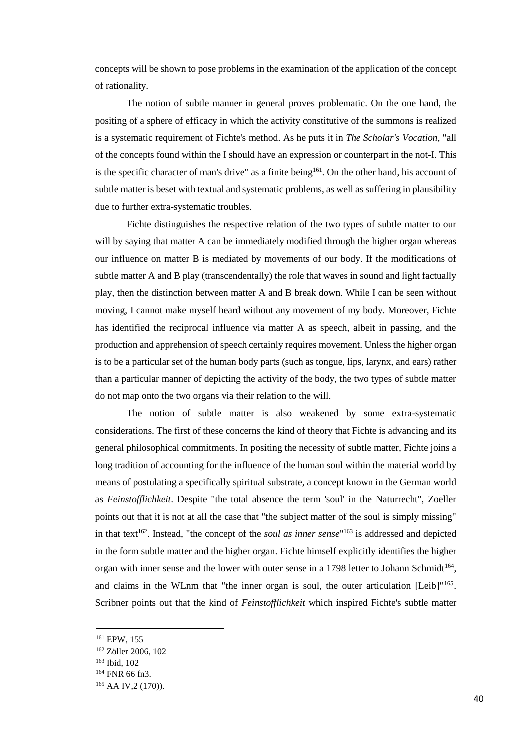concepts will be shown to pose problems in the examination of the application of the concept of rationality.

The notion of subtle manner in general proves problematic. On the one hand, the positing of a sphere of efficacy in which the activity constitutive of the summons is realized is a systematic requirement of Fichte's method. As he puts it in *The Scholar's Vocation*, "all of the concepts found within the I should have an expression or counterpart in the not-I. This is the specific character of man's drive" as a finite being[161]. On the other hand, his account of subtle matter is beset with textual and systematic problems, as well as suffering in plausibility due to further extra-systematic troubles.

Fichte distinguishes the respective relation of the two types of subtle matter to our will by saying that matter A can be immediately modified through the higher organ whereas our influence on matter B is mediated by movements of our body. If the modifications of subtle matter A and B play (transcendentally) the role that waves in sound and light factually play, then the distinction between matter A and B break down. While I can be seen without moving, I cannot make myself heard without any movement of my body. Moreover, Fichte has identified the reciprocal influence via matter A as speech, albeit in passing, and the production and apprehension of speech certainly requires movement. Unless the higher organ is to be a particular set of the human body parts (such as tongue, lips, larynx, and ears) rather than a particular manner of depicting the activity of the body, the two types of subtle matter do not map onto the two organs via their relation to the will.

The notion of subtle matter is also weakened by some extra-systematic considerations. The first of these concerns the kind of theory that Fichte is advancing and its general philosophical commitments. In positing the necessity of subtle matter, Fichte joins a long tradition of accounting for the influence of the human soul within the material world by means of postulating a specifically spiritual substrate, a concept known in the German world as *Feinstofflichkeit*. Despite "the total absence the term 'soul' in the Naturrecht", Zoeller points out that it is not at all the case that "the subject matter of the soul is simply missing" in that text[162]. Instead, "the concept of the *soul as inner sense*"[163] is addressed and depicted in the form subtle matter and the higher organ. Fichte himself explicitly identifies the higher organ with inner sense and the lower with outer sense in a 1798 letter to Johann Schmidt[164], and claims in the WLnm that "the inner organ is soul, the outer articulation [Leib]"[165]. Scribner points out that the kind of *Feinstofflichkeit* which inspired Fichte's subtle matter

---

[161] EPW, 155

[162] Zöller 2006, 102

[163] Ibid, 102

[164] FNR 66 fn3.

[165] AA IV,2 (170)).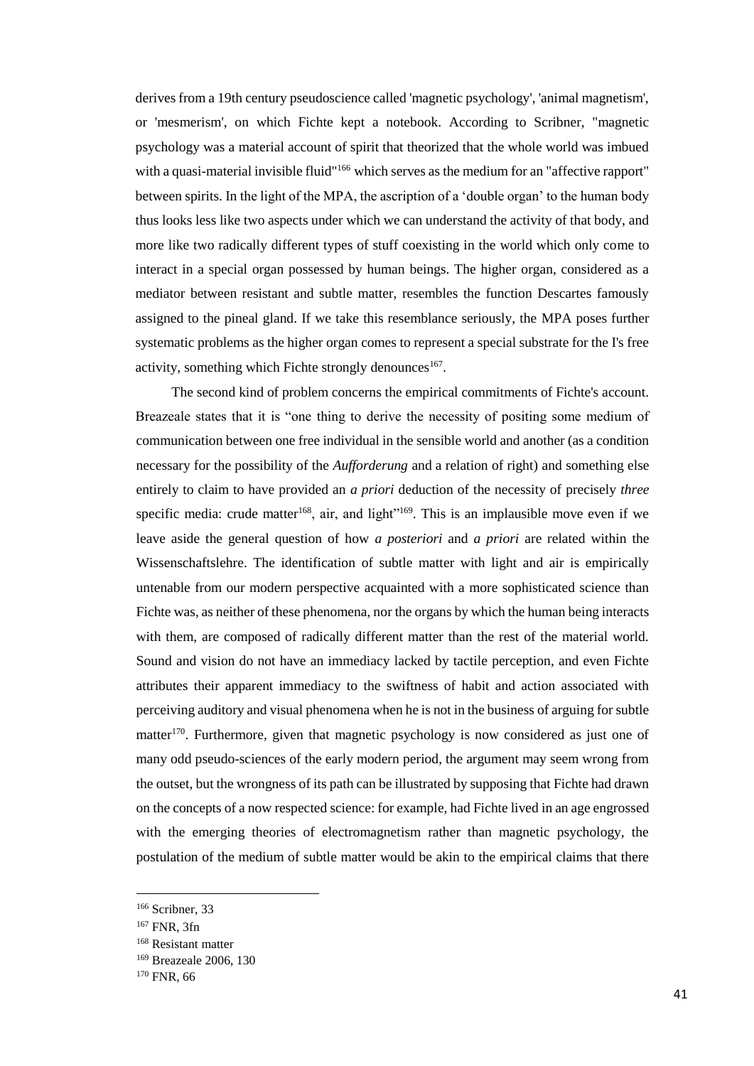derives from a 19th century pseudoscience called 'magnetic psychology', 'animal magnetism', or 'mesmerism', on which Fichte kept a notebook. According to Scribner, "magnetic psychology was a material account of spirit that theorized that the whole world was imbued with a quasi-material invisible fluid"[166] which serves as the medium for an "affective rapport" between spirits. In the light of the MPA, the ascription of a 'double organ' to the human body thus looks less like two aspects under which we can understand the activity of that body, and more like two radically different types of stuff coexisting in the world which only come to interact in a special organ possessed by human beings. The higher organ, considered as a mediator between resistant and subtle matter, resembles the function Descartes famously assigned to the pineal gland. If we take this resemblance seriously, the MPA poses further systematic problems as the higher organ comes to represent a special substrate for the I's free activity, something which Fichte strongly denounces[167].

The second kind of problem concerns the empirical commitments of Fichte's account. Breazeale states that it is "one thing to derive the necessity of positing some medium of communication between one free individual in the sensible world and another (as a condition necessary for the possibility of the *Aufforderung* and a relation of right) and something else entirely to claim to have provided an *a priori* deduction of the necessity of precisely *three* specific media: crude matter[168], air, and light"[169]. This is an implausible move even if we leave aside the general question of how *a posteriori* and *a priori* are related within the Wissenschaftslehre. The identification of subtle matter with light and air is empirically untenable from our modern perspective acquainted with a more sophisticated science than Fichte was, as neither of these phenomena, nor the organs by which the human being interacts with them, are composed of radically different matter than the rest of the material world. Sound and vision do not have an immediacy lacked by tactile perception, and even Fichte attributes their apparent immediacy to the swiftness of habit and action associated with perceiving auditory and visual phenomena when he is not in the business of arguing for subtle matter[170]. Furthermore, given that magnetic psychology is now considered as just one of many odd pseudo-sciences of the early modern period, the argument may seem wrong from the outset, but the wrongness of its path can be illustrated by supposing that Fichte had drawn on the concepts of a now respected science: for example, had Fichte lived in an age engrossed with the emerging theories of electromagnetism rather than magnetic psychology, the postulation of the medium of subtle matter would be akin to the empirical claims that there

---

[166] Scribner, 33

[167] FNR, 3fn

[168] Resistant matter

[169] Breazeale 2006, 130

[170] FNR, 66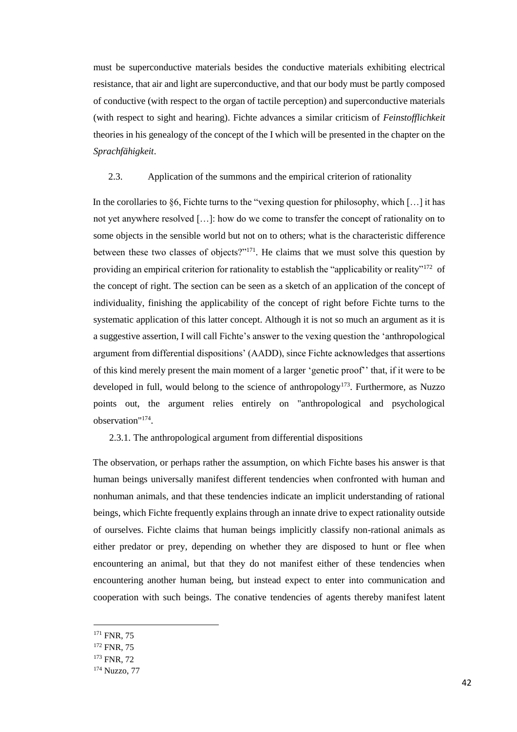must be superconductive materials besides the conductive materials exhibiting electrical resistance, that air and light are superconductive, and that our body must be partly composed of conductive (with respect to the organ of tactile perception) and superconductive materials (with respect to sight and hearing). Fichte advances a similar criticism of *Feinstofflichkeit* theories in his genealogy of the concept of the I which will be presented in the chapter on the *Sprachfähigkeit*.

### 2.3. Application of the summons and the empirical criterion of rationality

In the corollaries to §6, Fichte turns to the "vexing question for philosophy, which […] it has not yet anywhere resolved […]: how do we come to transfer the concept of rationality on to some objects in the sensible world but not on to others; what is the characteristic difference between these two classes of objects?"[171]. He claims that we must solve this question by providing an empirical criterion for rationality to establish the "applicability or reality"[172] of the concept of right. The section can be seen as a sketch of an application of the concept of individuality, finishing the applicability of the concept of right before Fichte turns to the systematic application of this latter concept. Although it is not so much an argument as it is a suggestive assertion, I will call Fichte's answer to the vexing question the 'anthropological argument from differential dispositions' (AADD), since Fichte acknowledges that assertions of this kind merely present the main moment of a larger 'genetic proof'' that, if it were to be developed in full, would belong to the science of anthropology[173]. Furthermore, as Nuzzo points out, the argument relies entirely on "anthropological and psychological observation"[174].

#### 2.3.1. The anthropological argument from differential dispositions

The observation, or perhaps rather the assumption, on which Fichte bases his answer is that human beings universally manifest different tendencies when confronted with human and nonhuman animals, and that these tendencies indicate an implicit understanding of rational beings, which Fichte frequently explains through an innate drive to expect rationality outside of ourselves. Fichte claims that human beings implicitly classify non-rational animals as either predator or prey, depending on whether they are disposed to hunt or flee when encountering an animal, but that they do not manifest either of these tendencies when encountering another human being, but instead expect to enter into communication and cooperation with such beings. The conative tendencies of agents thereby manifest latent

---

[171] FNR, 75

[172] FNR, 75

[173] FNR, 72

[174] Nuzzo, 77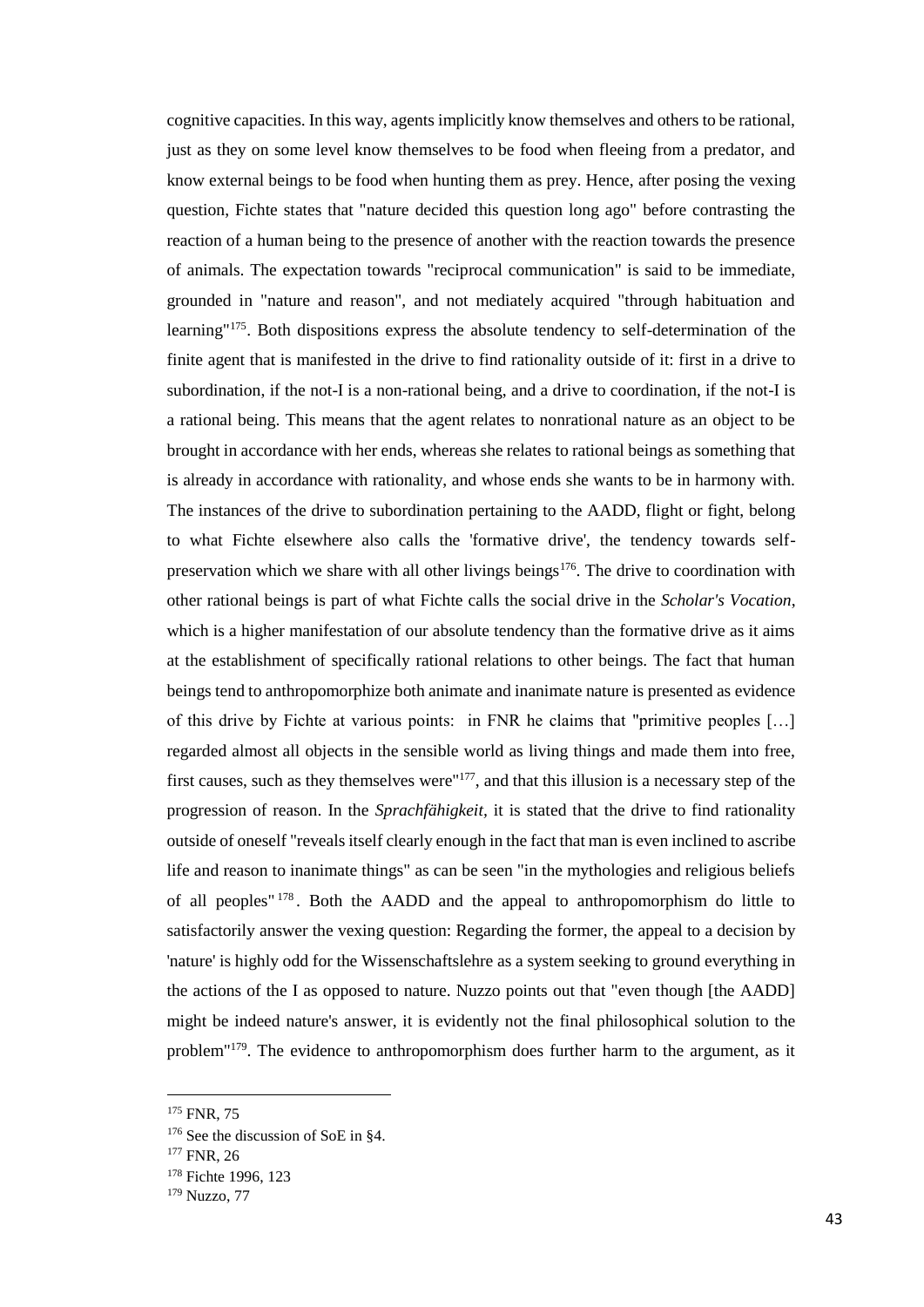cognitive capacities. In this way, agents implicitly know themselves and others to be rational, just as they on some level know themselves to be food when fleeing from a predator, and know external beings to be food when hunting them as prey. Hence, after posing the vexing question, Fichte states that "nature decided this question long ago" before contrasting the reaction of a human being to the presence of another with the reaction towards the presence of animals. The expectation towards "reciprocal communication" is said to be immediate, grounded in "nature and reason", and not mediately acquired "through habituation and learning"[175]. Both dispositions express the absolute tendency to self-determination of the finite agent that is manifested in the drive to find rationality outside of it: first in a drive to subordination, if the not-I is a non-rational being, and a drive to coordination, if the not-I is a rational being. This means that the agent relates to nonrational nature as an object to be brought in accordance with her ends, whereas she relates to rational beings as something that is already in accordance with rationality, and whose ends she wants to be in harmony with. The instances of the drive to subordination pertaining to the AADD, flight or fight, belong to what Fichte elsewhere also calls the 'formative drive', the tendency towards self-preservation which we share with all other livings beings[176]. The drive to coordination with other rational beings is part of what Fichte calls the social drive in the *Scholar's Vocation*, which is a higher manifestation of our absolute tendency than the formative drive as it aims at the establishment of specifically rational relations to other beings. The fact that human beings tend to anthropomorphize both animate and inanimate nature is presented as evidence of this drive by Fichte at various points: in FNR he claims that "primitive peoples […] regarded almost all objects in the sensible world as living things and made them into free, first causes, such as they themselves were"[177], and that this illusion is a necessary step of the progression of reason. In the *Sprachfähigkeit*, it is stated that the drive to find rationality outside of oneself "reveals itself clearly enough in the fact that man is even inclined to ascribe life and reason to inanimate things" as can be seen "in the mythologies and religious beliefs of all peoples"[178]. Both the AADD and the appeal to anthropomorphism do little to satisfactorily answer the vexing question: Regarding the former, the appeal to a decision by 'nature' is highly odd for the Wissenschaftslehre as a system seeking to ground everything in the actions of the I as opposed to nature. Nuzzo points out that "even though [the AADD] might be indeed nature's answer, it is evidently not the final philosophical solution to the problem"[179]. The evidence to anthropomorphism does further harm to the argument, as it

[175] FNR, 75

[176] See the discussion of SoE in §4.

[177] FNR, 26

[178] Fichte 1996, 123

[179] Nuzzo, 77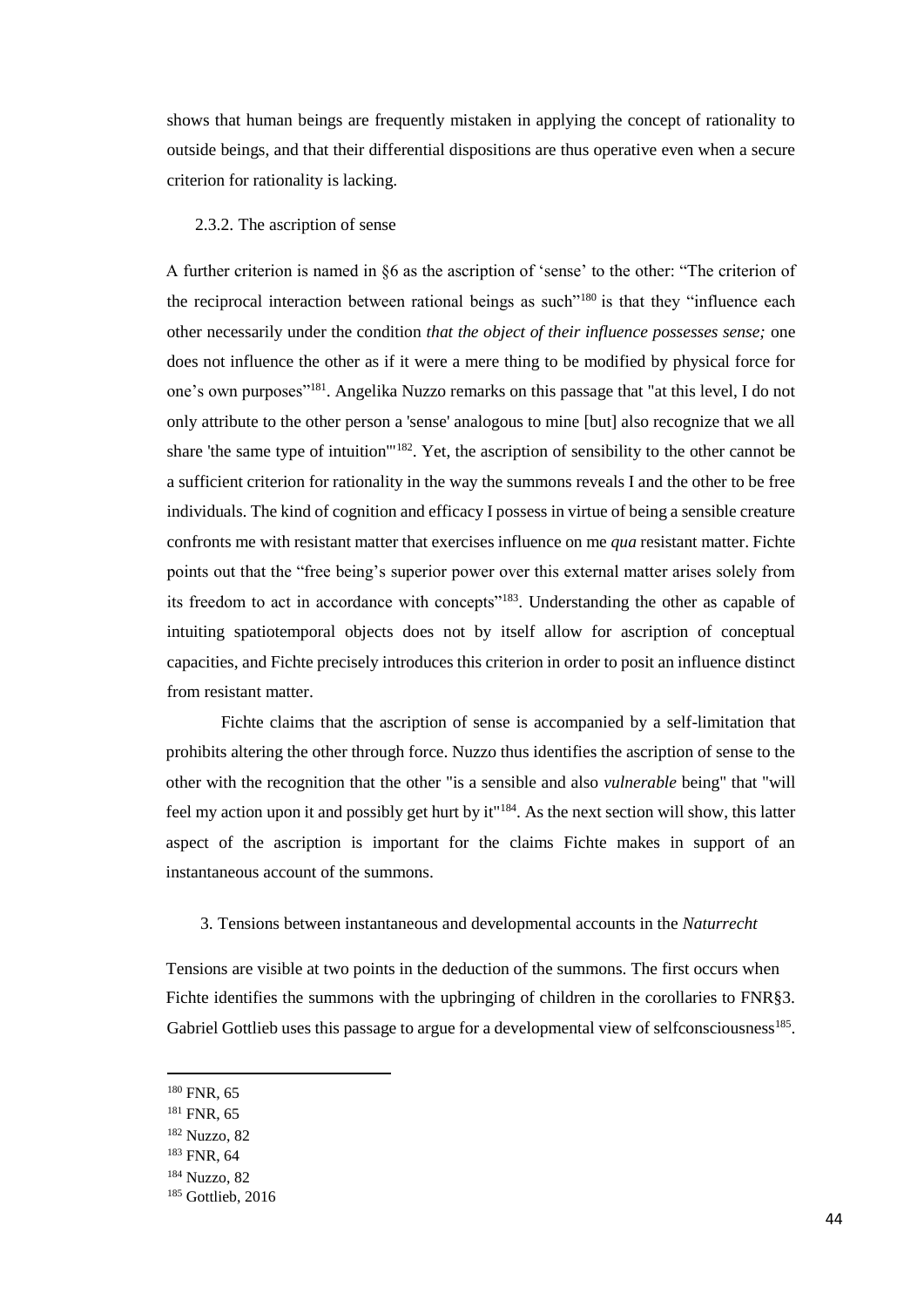shows that human beings are frequently mistaken in applying the concept of rationality to outside beings, and that their differential dispositions are thus operative even when a secure criterion for rationality is lacking.

### 2.3.2. The ascription of sense

A further criterion is named in §6 as the ascription of 'sense' to the other: "The criterion of the reciprocal interaction between rational beings as such"[180] is that they "influence each other necessarily under the condition *that the object of their influence possesses sense;* one does not influence the other as if it were a mere thing to be modified by physical force for one's own purposes"[181]. Angelika Nuzzo remarks on this passage that "at this level, I do not only attribute to the other person a 'sense' analogous to mine [but] also recognize that we all share 'the same type of intuition'"[182]. Yet, the ascription of sensibility to the other cannot be a sufficient criterion for rationality in the way the summons reveals I and the other to be free individuals. The kind of cognition and efficacy I possess in virtue of being a sensible creature confronts me with resistant matter that exercises influence on me *qua* resistant matter. Fichte points out that the "free being's superior power over this external matter arises solely from its freedom to act in accordance with concepts"[183]. Understanding the other as capable of intuiting spatiotemporal objects does not by itself allow for ascription of conceptual capacities, and Fichte precisely introduces this criterion in order to posit an influence distinct from resistant matter.

Fichte claims that the ascription of sense is accompanied by a self-limitation that prohibits altering the other through force. Nuzzo thus identifies the ascription of sense to the other with the recognition that the other "is a sensible and also *vulnerable* being" that "will feel my action upon it and possibly get hurt by it"[184]. As the next section will show, this latter aspect of the ascription is important for the claims Fichte makes in support of an instantaneous account of the summons.

## 3. Tensions between instantaneous and developmental accounts in the *Naturrecht*

Tensions are visible at two points in the deduction of the summons. The first occurs when Fichte identifies the summons with the upbringing of children in the corollaries to FNR§3. Gabriel Gottlieb uses this passage to argue for a developmental view of selfconsciousness[185].

---

[180] FNR, 65

[181] FNR, 65

[182] Nuzzo, 82

[183] FNR, 64

[184] Nuzzo, 82

[185] Gottlieb, 2016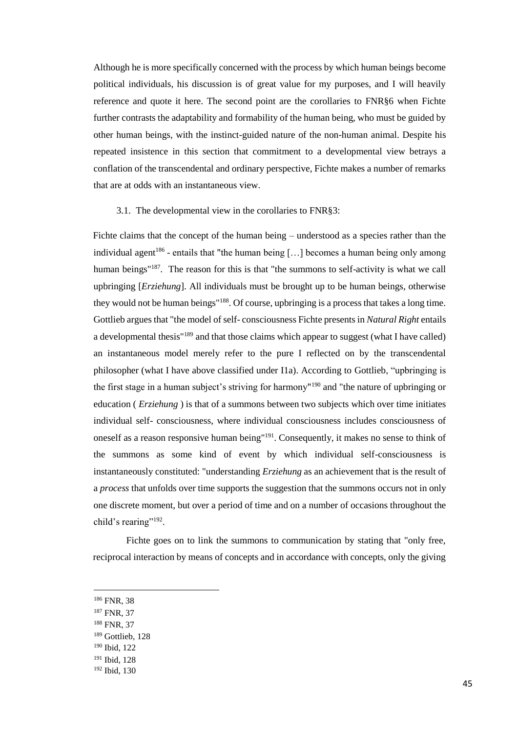Although he is more specifically concerned with the process by which human beings become political individuals, his discussion is of great value for my purposes, and I will heavily reference and quote it here. The second point are the corollaries to FNR§6 when Fichte further contrasts the adaptability and formability of the human being, who must be guided by other human beings, with the instinct-guided nature of the non-human animal. Despite his repeated insistence in this section that commitment to a developmental view betrays a conflation of the transcendental and ordinary perspective, Fichte makes a number of remarks that are at odds with an instantaneous view.

### 3.1. The developmental view in the corollaries to FNR§3:

Fichte claims that the concept of the human being – understood as a species rather than the individual agent[186] - entails that "the human being […] becomes a human being only among human beings"[187]. The reason for this is that "the summons to self-activity is what we call upbringing [*Erziehung*]. All individuals must be brought up to be human beings, otherwise they would not be human beings"[188]. Of course, upbringing is a process that takes a long time. Gottlieb argues that "the model of self- consciousness Fichte presents in *Natural Right* entails a developmental thesis"[189] and that those claims which appear to suggest (what I have called) an instantaneous model merely refer to the pure I reflected on by the transcendental philosopher (what I have above classified under I1a). According to Gottlieb, "upbringing is the first stage in a human subject's striving for harmony"[190] and "the nature of upbringing or education ( *Erziehung* ) is that of a summons between two subjects which over time initiates individual self- consciousness, where individual consciousness includes consciousness of oneself as a reason responsive human being"[191]. Consequently, it makes no sense to think of the summons as some kind of event by which individual self-consciousness is instantaneously constituted: "understanding *Erziehung* as an achievement that is the result of a *process* that unfolds over time supports the suggestion that the summons occurs not in only one discrete moment, but over a period of time and on a number of occasions throughout the child's rearing"[192].

Fichte goes on to link the summons to communication by stating that "only free, reciprocal interaction by means of concepts and in accordance with concepts, only the giving

---

[186] FNR, 38
[187] FNR, 37
[188] FNR, 37
[189] Gottlieb, 128
[190] Ibid, 122
[191] Ibid, 128
[192] Ibid, 130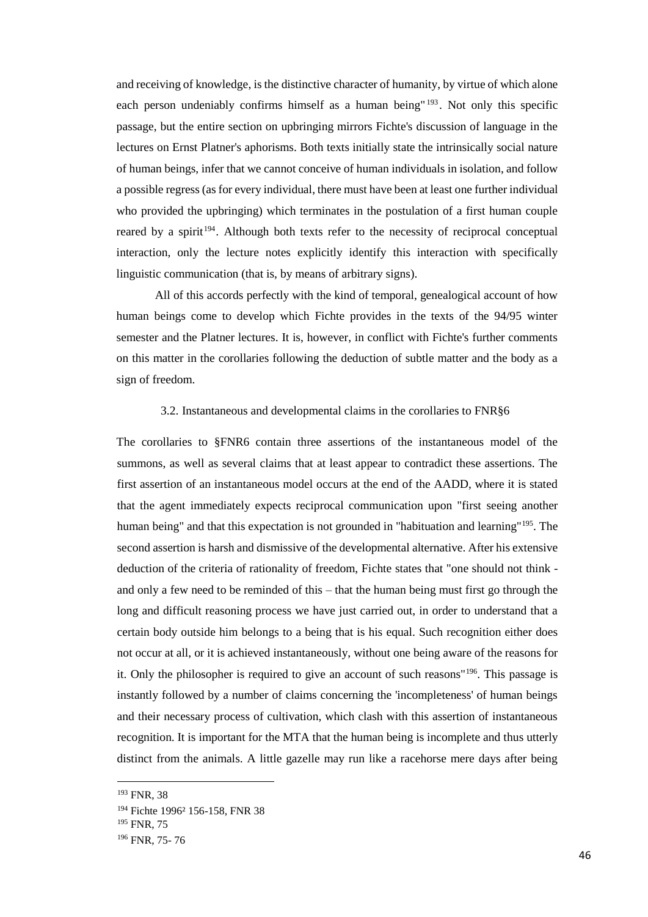and receiving of knowledge, is the distinctive character of humanity, by virtue of which alone each person undeniably confirms himself as a human being"[193]. Not only this specific passage, but the entire section on upbringing mirrors Fichte's discussion of language in the lectures on Ernst Platner's aphorisms. Both texts initially state the intrinsically social nature of human beings, infer that we cannot conceive of human individuals in isolation, and follow a possible regress (as for every individual, there must have been at least one further individual who provided the upbringing) which terminates in the postulation of a first human couple reared by a spirit[194]. Although both texts refer to the necessity of reciprocal conceptual interaction, only the lecture notes explicitly identify this interaction with specifically linguistic communication (that is, by means of arbitrary signs).

All of this accords perfectly with the kind of temporal, genealogical account of how human beings come to develop which Fichte provides in the texts of the 94/95 winter semester and the Platner lectures. It is, however, in conflict with Fichte's further comments on this matter in the corollaries following the deduction of subtle matter and the body as a sign of freedom.

### 3.2. Instantaneous and developmental claims in the corollaries to FNR§6

The corollaries to §FNR6 contain three assertions of the instantaneous model of the summons, as well as several claims that at least appear to contradict these assertions. The first assertion of an instantaneous model occurs at the end of the AADD, where it is stated that the agent immediately expects reciprocal communication upon "first seeing another human being" and that this expectation is not grounded in "habituation and learning"[195]. The second assertion is harsh and dismissive of the developmental alternative. After his extensive deduction of the criteria of rationality of freedom, Fichte states that "one should not think - and only a few need to be reminded of this – that the human being must first go through the long and difficult reasoning process we have just carried out, in order to understand that a certain body outside him belongs to a being that is his equal. Such recognition either does not occur at all, or it is achieved instantaneously, without one being aware of the reasons for it. Only the philosopher is required to give an account of such reasons"[196]. This passage is instantly followed by a number of claims concerning the 'incompleteness' of human beings and their necessary process of cultivation, which clash with this assertion of instantaneous recognition. It is important for the MTA that the human being is incomplete and thus utterly distinct from the animals. A little gazelle may run like a racehorse mere days after being

---

[193] FNR, 38

[194] Fichte 1996² 156-158, FNR 38

[195] FNR, 75

[196] FNR, 75- 76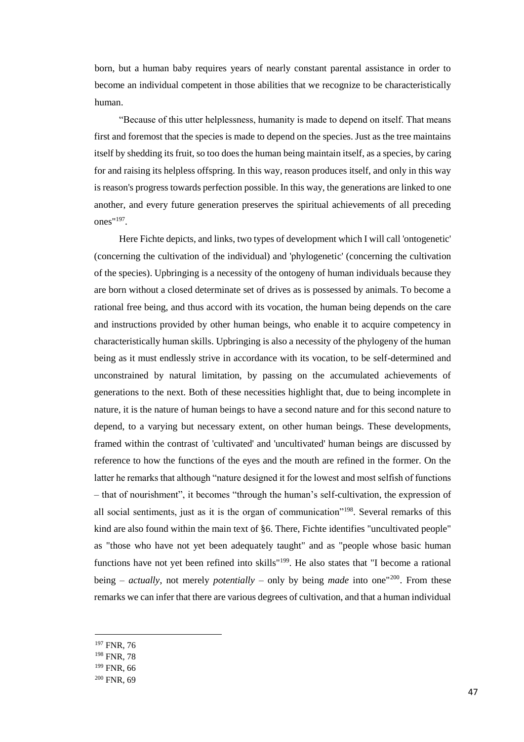born, but a human baby requires years of nearly constant parental assistance in order to become an individual competent in those abilities that we recognize to be characteristically human.

"Because of this utter helplessness, humanity is made to depend on itself. That means first and foremost that the species is made to depend on the species. Just as the tree maintains itself by shedding its fruit, so too does the human being maintain itself, as a species, by caring for and raising its helpless offspring. In this way, reason produces itself, and only in this way is reason's progress towards perfection possible. In this way, the generations are linked to one another, and every future generation preserves the spiritual achievements of all preceding ones"[197].

Here Fichte depicts, and links, two types of development which I will call 'ontogenetic' (concerning the cultivation of the individual) and 'phylogenetic' (concerning the cultivation of the species). Upbringing is a necessity of the ontogeny of human individuals because they are born without a closed determinate set of drives as is possessed by animals. To become a rational free being, and thus accord with its vocation, the human being depends on the care and instructions provided by other human beings, who enable it to acquire competency in characteristically human skills. Upbringing is also a necessity of the phylogeny of the human being as it must endlessly strive in accordance with its vocation, to be self-determined and unconstrained by natural limitation, by passing on the accumulated achievements of generations to the next. Both of these necessities highlight that, due to being incomplete in nature, it is the nature of human beings to have a second nature and for this second nature to depend, to a varying but necessary extent, on other human beings. These developments, framed within the contrast of 'cultivated' and 'uncultivated' human beings are discussed by reference to how the functions of the eyes and the mouth are refined in the former. On the latter he remarks that although "nature designed it for the lowest and most selfish of functions – that of nourishment", it becomes "through the human's self-cultivation, the expression of all social sentiments, just as it is the organ of communication"[198]. Several remarks of this kind are also found within the main text of §6. There, Fichte identifies "uncultivated people" as "those who have not yet been adequately taught" and as "people whose basic human functions have not yet been refined into skills"[199]. He also states that "I become a rational being – *actually*, not merely *potentially* – only by being *made* into one"[200]. From these remarks we can infer that there are various degrees of cultivation, and that a human individual

---

[197] FNR, 76

[198] FNR, 78

[199] FNR, 66

[200] FNR, 69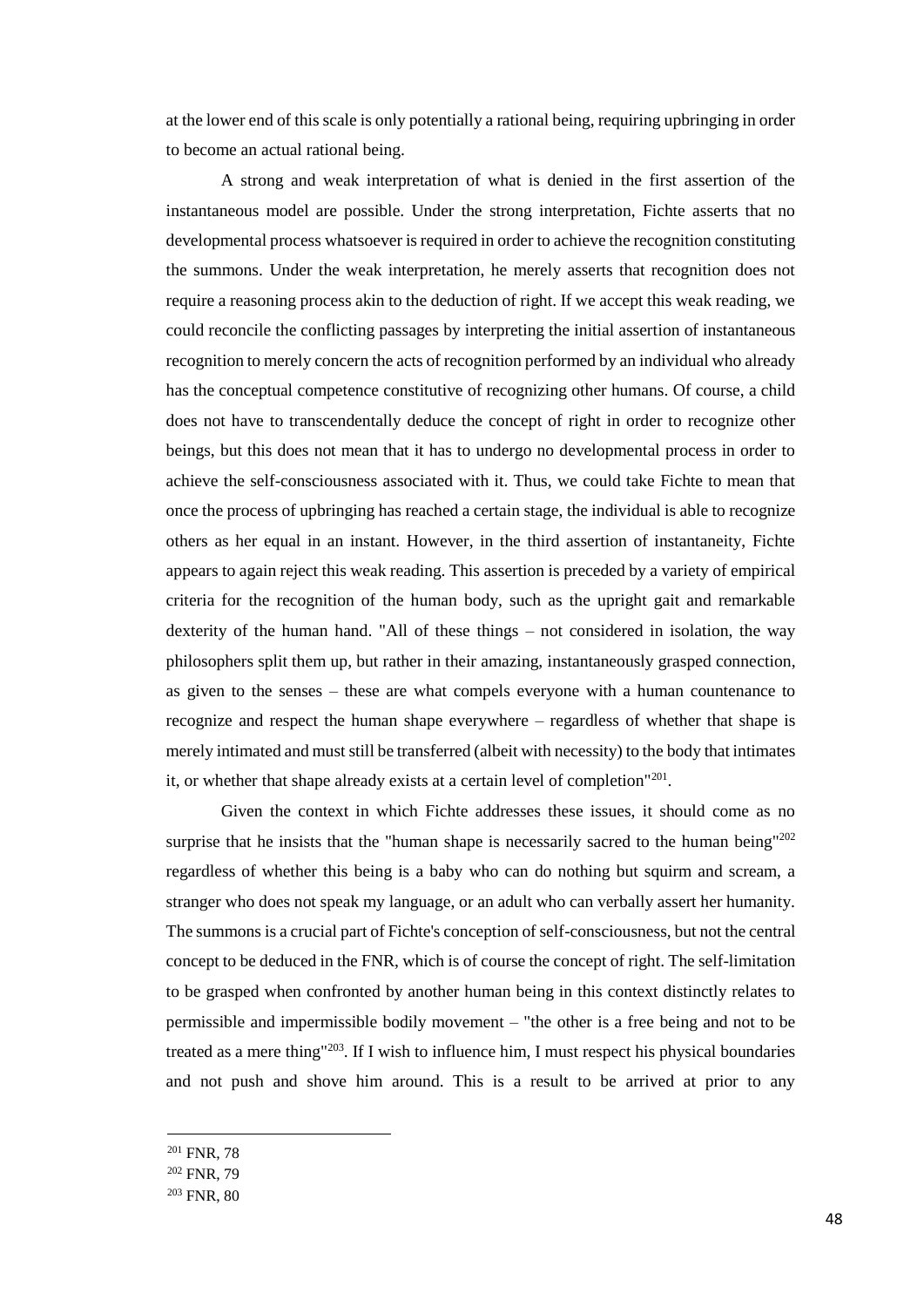at the lower end of this scale is only potentially a rational being, requiring upbringing in order to become an actual rational being.

A strong and weak interpretation of what is denied in the first assertion of the instantaneous model are possible. Under the strong interpretation, Fichte asserts that no developmental process whatsoever is required in order to achieve the recognition constituting the summons. Under the weak interpretation, he merely asserts that recognition does not require a reasoning process akin to the deduction of right. If we accept this weak reading, we could reconcile the conflicting passages by interpreting the initial assertion of instantaneous recognition to merely concern the acts of recognition performed by an individual who already has the conceptual competence constitutive of recognizing other humans. Of course, a child does not have to transcendentally deduce the concept of right in order to recognize other beings, but this does not mean that it has to undergo no developmental process in order to achieve the self-consciousness associated with it. Thus, we could take Fichte to mean that once the process of upbringing has reached a certain stage, the individual is able to recognize others as her equal in an instant. However, in the third assertion of instantaneity, Fichte appears to again reject this weak reading. This assertion is preceded by a variety of empirical criteria for the recognition of the human body, such as the upright gait and remarkable dexterity of the human hand. "All of these things – not considered in isolation, the way philosophers split them up, but rather in their amazing, instantaneously grasped connection, as given to the senses – these are what compels everyone with a human countenance to recognize and respect the human shape everywhere – regardless of whether that shape is merely intimated and must still be transferred (albeit with necessity) to the body that intimates it, or whether that shape already exists at a certain level of completion"[201].

Given the context in which Fichte addresses these issues, it should come as no surprise that he insists that the "human shape is necessarily sacred to the human being"[202] regardless of whether this being is a baby who can do nothing but squirm and scream, a stranger who does not speak my language, or an adult who can verbally assert her humanity. The summons is a crucial part of Fichte's conception of self-consciousness, but not the central concept to be deduced in the FNR, which is of course the concept of right. The self-limitation to be grasped when confronted by another human being in this context distinctly relates to permissible and impermissible bodily movement – "the other is a free being and not to be treated as a mere thing"[203]. If I wish to influence him, I must respect his physical boundaries and not push and shove him around. This is a result to be arrived at prior to any

---

[201] FNR, 78

[202] FNR, 79

[203] FNR, 80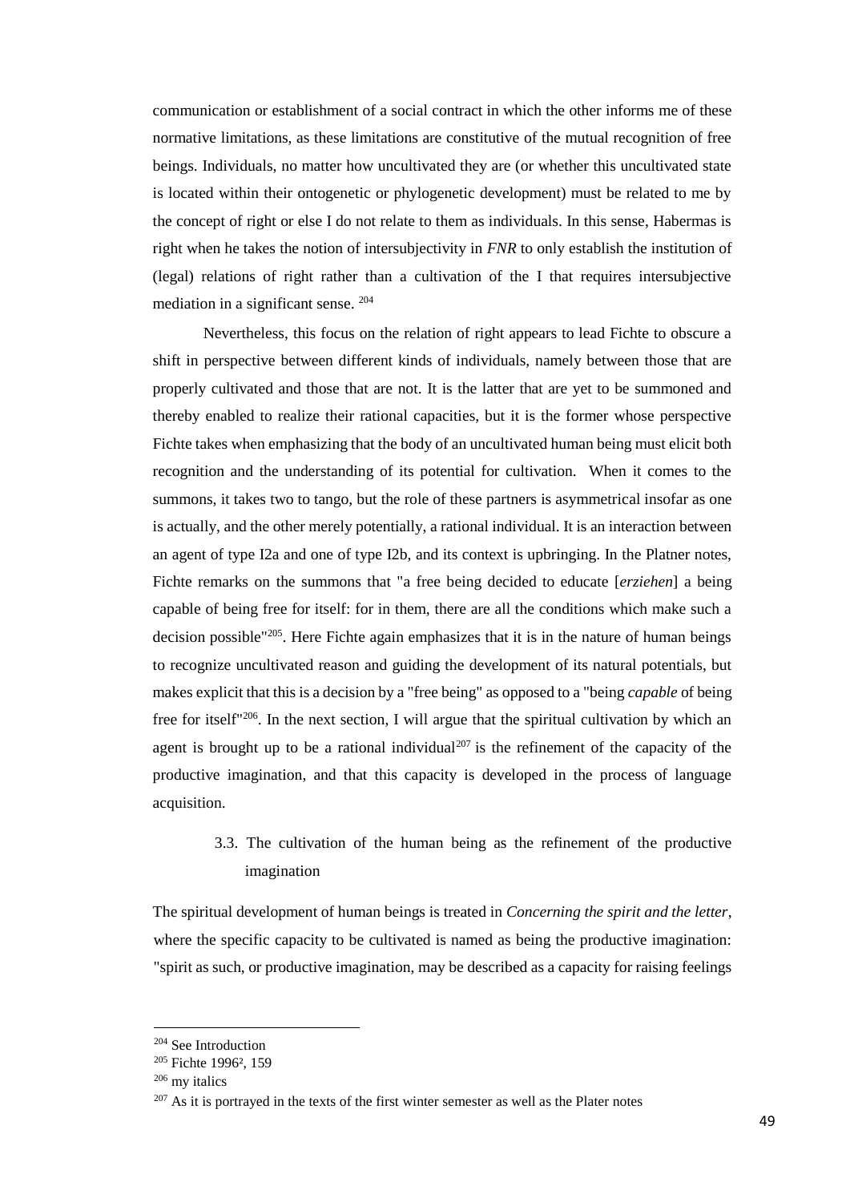communication or establishment of a social contract in which the other informs me of these normative limitations, as these limitations are constitutive of the mutual recognition of free beings. Individuals, no matter how uncultivated they are (or whether this uncultivated state is located within their ontogenetic or phylogenetic development) must be related to me by the concept of right or else I do not relate to them as individuals. In this sense, Habermas is right when he takes the notion of intersubjectivity in *FNR* to only establish the institution of (legal) relations of right rather than a cultivation of the I that requires intersubjective mediation in a significant sense. [204]

Nevertheless, this focus on the relation of right appears to lead Fichte to obscure a shift in perspective between different kinds of individuals, namely between those that are properly cultivated and those that are not. It is the latter that are yet to be summoned and thereby enabled to realize their rational capacities, but it is the former whose perspective Fichte takes when emphasizing that the body of an uncultivated human being must elicit both recognition and the understanding of its potential for cultivation. When it comes to the summons, it takes two to tango, but the role of these partners is asymmetrical insofar as one is actually, and the other merely potentially, a rational individual. It is an interaction between an agent of type I2a and one of type I2b, and its context is upbringing. In the Platner notes, Fichte remarks on the summons that "a free being decided to educate [*erziehen*] a being capable of being free for itself: for in them, there are all the conditions which make such a decision possible"[205]. Here Fichte again emphasizes that it is in the nature of human beings to recognize uncultivated reason and guiding the development of its natural potentials, but makes explicit that this is a decision by a "free being" as opposed to a "being *capable* of being free for itself"[206]. In the next section, I will argue that the spiritual cultivation by which an agent is brought up to be a rational individual[207] is the refinement of the capacity of the productive imagination, and that this capacity is developed in the process of language acquisition.

### 3.3. The cultivation of the human being as the refinement of the productive imagination

The spiritual development of human beings is treated in *Concerning the spirit and the letter*, where the specific capacity to be cultivated is named as being the productive imagination: "spirit as such, or productive imagination, may be described as a capacity for raising feelings

---

[204] See Introduction

[205] Fichte 1996², 159

[206] my italics

[207] As it is portrayed in the texts of the first winter semester as well as the Plater notes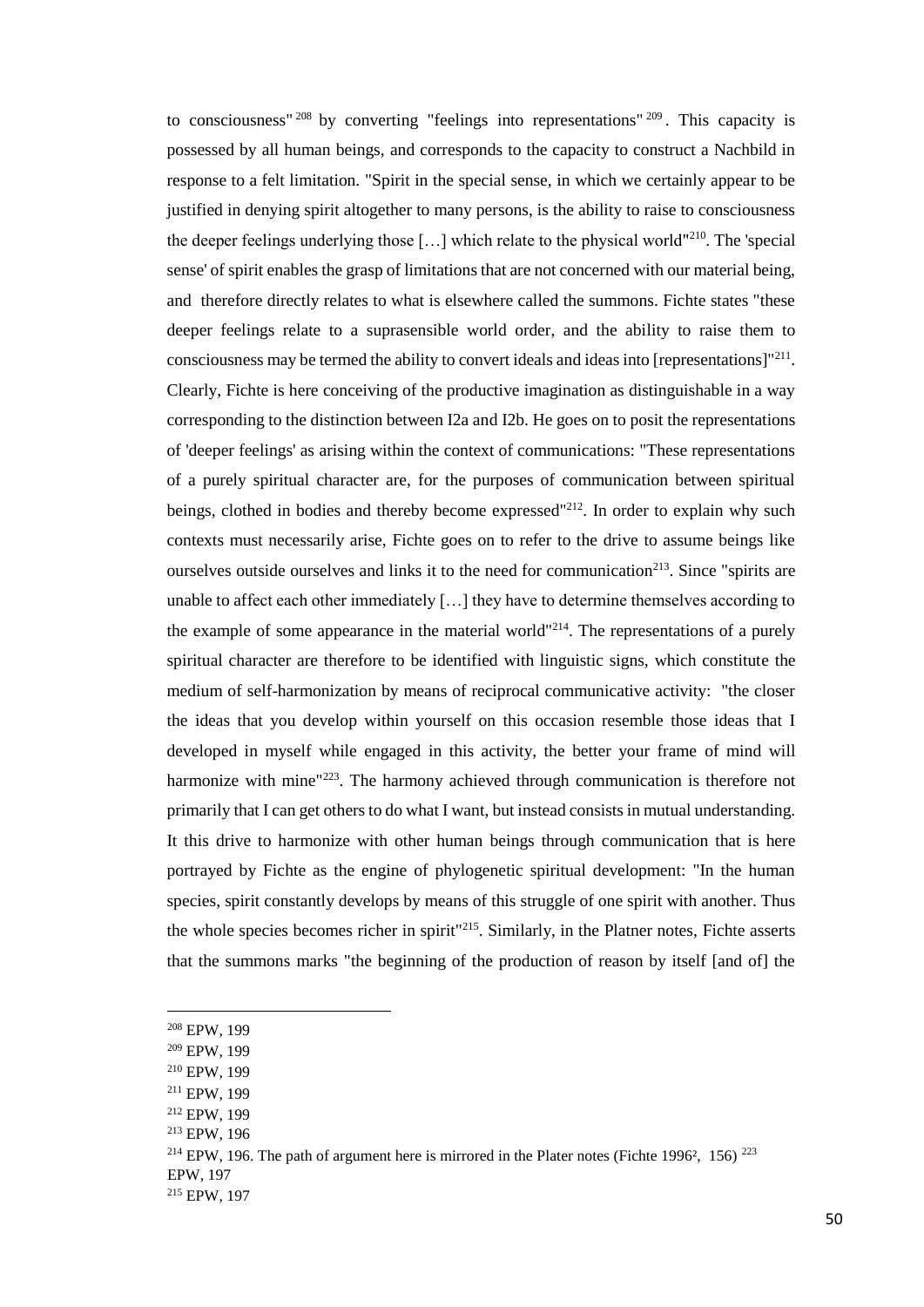to consciousness"[208] by converting "feelings into representations"[209]. This capacity is possessed by all human beings, and corresponds to the capacity to construct a Nachbild in response to a felt limitation. "Spirit in the special sense, in which we certainly appear to be justified in denying spirit altogether to many persons, is the ability to raise to consciousness the deeper feelings underlying those […] which relate to the physical world"[210]. The 'special sense' of spirit enables the grasp of limitations that are not concerned with our material being, and therefore directly relates to what is elsewhere called the summons. Fichte states "these deeper feelings relate to a suprasensible world order, and the ability to raise them to consciousness may be termed the ability to convert ideals and ideas into [representations]"[211]. Clearly, Fichte is here conceiving of the productive imagination as distinguishable in a way corresponding to the distinction between I2a and I2b. He goes on to posit the representations of 'deeper feelings' as arising within the context of communications: "These representations of a purely spiritual character are, for the purposes of communication between spiritual beings, clothed in bodies and thereby become expressed"[212]. In order to explain why such contexts must necessarily arise, Fichte goes on to refer to the drive to assume beings like ourselves outside ourselves and links it to the need for communication[213]. Since "spirits are unable to affect each other immediately […] they have to determine themselves according to the example of some appearance in the material world"[214]. The representations of a purely spiritual character are therefore to be identified with linguistic signs, which constitute the medium of self-harmonization by means of reciprocal communicative activity: "the closer the ideas that you develop within yourself on this occasion resemble those ideas that I developed in myself while engaged in this activity, the better your frame of mind will harmonize with mine"[223]. The harmony achieved through communication is therefore not primarily that I can get others to do what I want, but instead consists in mutual understanding. It this drive to harmonize with other human beings through communication that is here portrayed by Fichte as the engine of phylogenetic spiritual development: "In the human species, spirit constantly develops by means of this struggle of one spirit with another. Thus the whole species becomes richer in spirit"[215]. Similarly, in the Platner notes, Fichte asserts that the summons marks "the beginning of the production of reason by itself [and of] the

---

[208] EPW, 199

[209] EPW, 199

[210] EPW, 199

[211] EPW, 199

[212] EPW, 199

[213] EPW, 196

[214] EPW, 196. The path of argument here is mirrored in the Plater notes (Fichte 1996², 156) [223] EPW, 197

[215] EPW, 197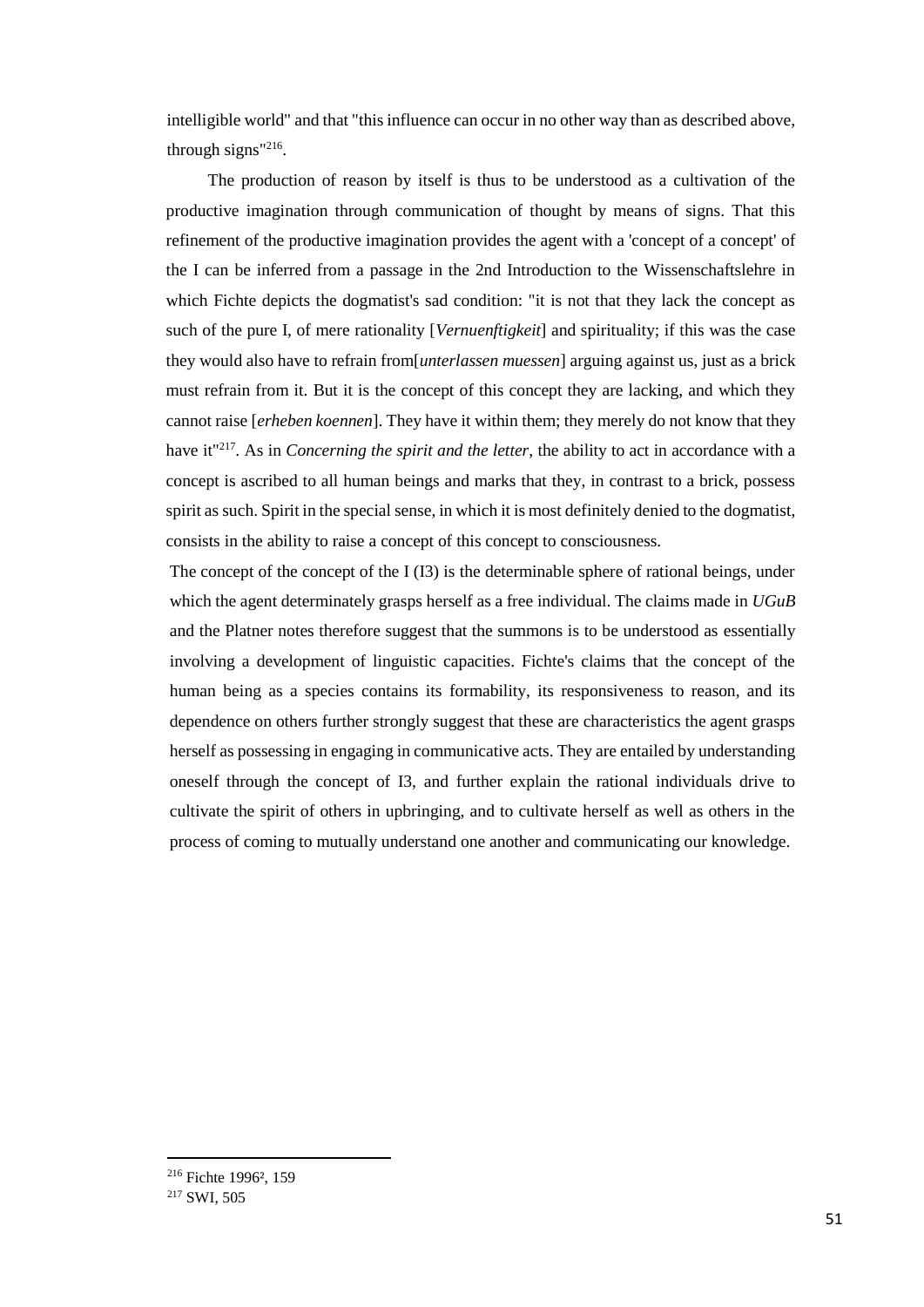intelligible world" and that "this influence can occur in no other way than as described above, through signs"[216].

The production of reason by itself is thus to be understood as a cultivation of the productive imagination through communication of thought by means of signs. That this refinement of the productive imagination provides the agent with a 'concept of a concept' of the I can be inferred from a passage in the 2nd Introduction to the Wissenschaftslehre in which Fichte depicts the dogmatist's sad condition: "it is not that they lack the concept as such of the pure I, of mere rationality [*Vernuenftigkeit*] and spirituality; if this was the case they would also have to refrain from[*unterlassen muessen*] arguing against us, just as a brick must refrain from it. But it is the concept of this concept they are lacking, and which they cannot raise [*erheben koennen*]. They have it within them; they merely do not know that they have it"[217]. As in *Concerning the spirit and the letter,* the ability to act in accordance with a concept is ascribed to all human beings and marks that they, in contrast to a brick, possess spirit as such. Spirit in the special sense, in which it is most definitely denied to the dogmatist, consists in the ability to raise a concept of this concept to consciousness.

The concept of the concept of the I (I3) is the determinable sphere of rational beings, under which the agent determinately grasps herself as a free individual. The claims made in *UGuB* and the Platner notes therefore suggest that the summons is to be understood as essentially involving a development of linguistic capacities. Fichte's claims that the concept of the human being as a species contains its formability, its responsiveness to reason, and its dependence on others further strongly suggest that these are characteristics the agent grasps herself as possessing in engaging in communicative acts. They are entailed by understanding oneself through the concept of I3, and further explain the rational individuals drive to cultivate the spirit of others in upbringing, and to cultivate herself as well as others in the process of coming to mutually understand one another and communicating our knowledge.

---

[216] Fichte 1996², 159

[217] SWI, 505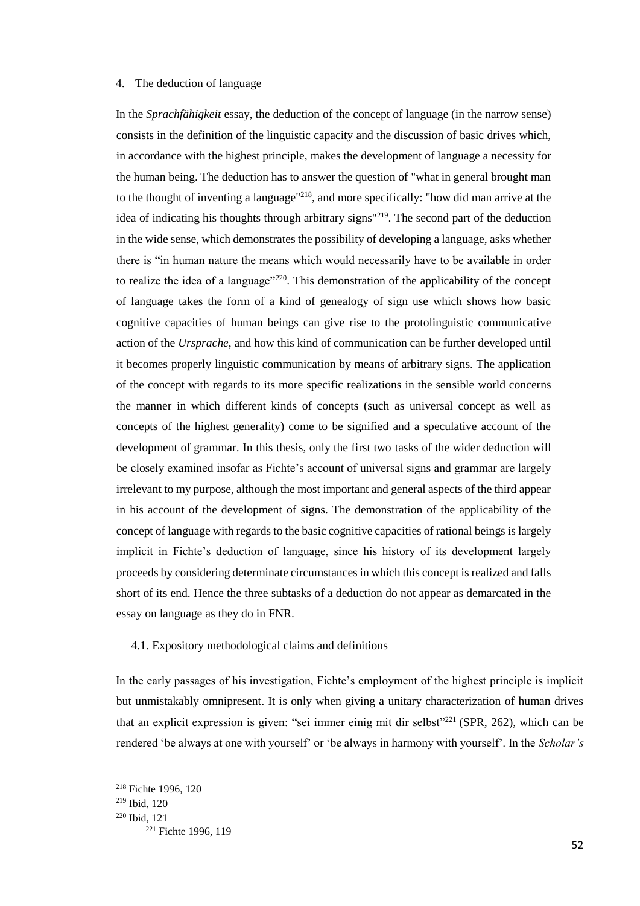## 4. The deduction of language

In the *Sprachfähigkeit* essay, the deduction of the concept of language (in the narrow sense) consists in the definition of the linguistic capacity and the discussion of basic drives which, in accordance with the highest principle, makes the development of language a necessity for the human being. The deduction has to answer the question of "what in general brought man to the thought of inventing a language"[218], and more specifically: "how did man arrive at the idea of indicating his thoughts through arbitrary signs"[219]. The second part of the deduction in the wide sense, which demonstrates the possibility of developing a language, asks whether there is "in human nature the means which would necessarily have to be available in order to realize the idea of a language"[220]. This demonstration of the applicability of the concept of language takes the form of a kind of genealogy of sign use which shows how basic cognitive capacities of human beings can give rise to the protolinguistic communicative action of the *Ursprache*, and how this kind of communication can be further developed until it becomes properly linguistic communication by means of arbitrary signs. The application of the concept with regards to its more specific realizations in the sensible world concerns the manner in which different kinds of concepts (such as universal concept as well as concepts of the highest generality) come to be signified and a speculative account of the development of grammar. In this thesis, only the first two tasks of the wider deduction will be closely examined insofar as Fichte's account of universal signs and grammar are largely irrelevant to my purpose, although the most important and general aspects of the third appear in his account of the development of signs. The demonstration of the applicability of the concept of language with regards to the basic cognitive capacities of rational beings is largely implicit in Fichte's deduction of language, since his history of its development largely proceeds by considering determinate circumstances in which this concept is realized and falls short of its end. Hence the three subtasks of a deduction do not appear as demarcated in the essay on language as they do in FNR.

### 4.1. Expository methodological claims and definitions

In the early passages of his investigation, Fichte's employment of the highest principle is implicit but unmistakably omnipresent. It is only when giving a unitary characterization of human drives that an explicit expression is given: "sei immer einig mit dir selbst"[221] (SPR, 262), which can be rendered 'be always at one with yourself' or 'be always in harmony with yourself'. In the *Scholar's*

---

[218] Fichte 1996, 120

[219] Ibid, 120

[220] Ibid, 121

[221] Fichte 1996, 119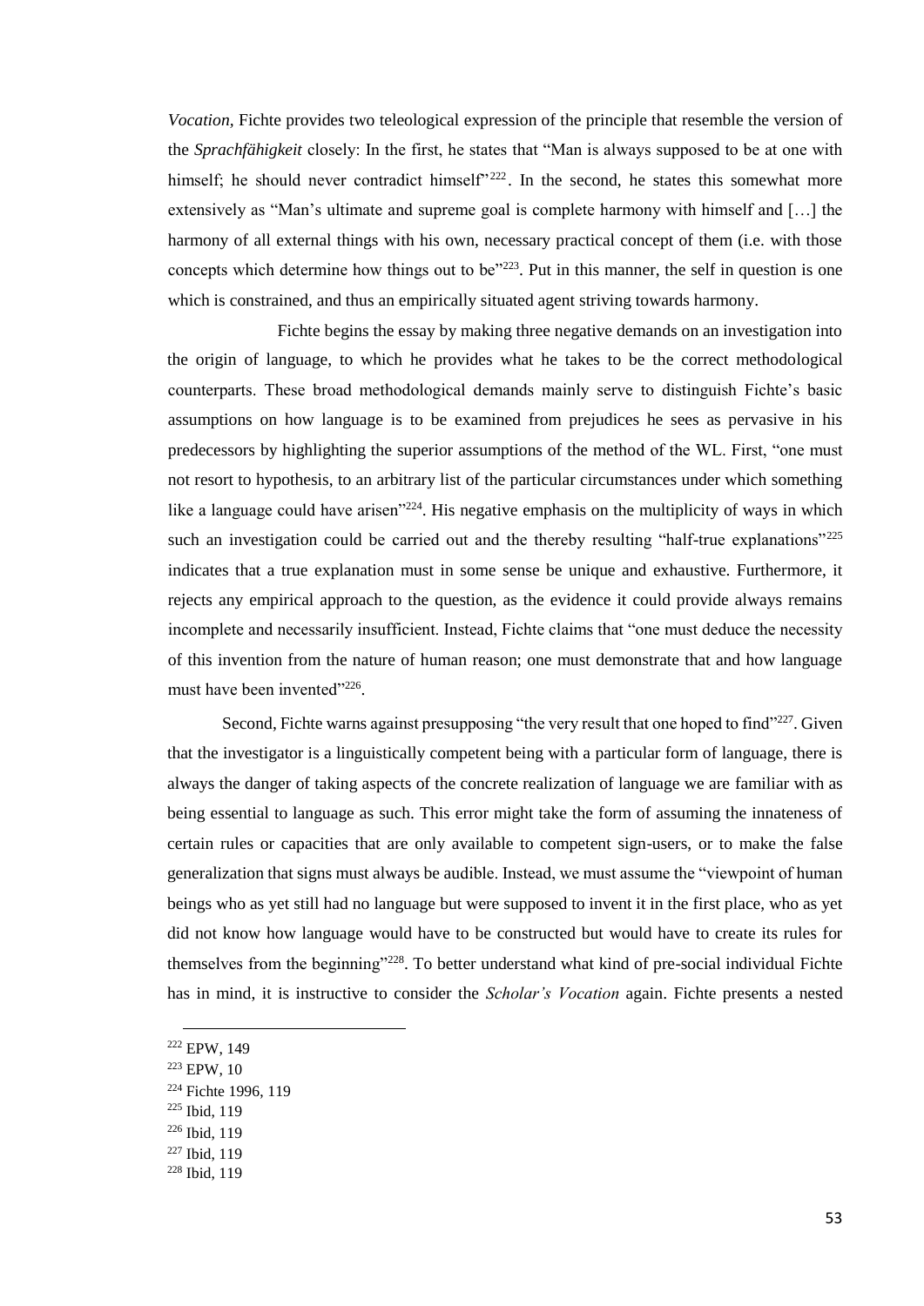*Vocation*, Fichte provides two teleological expression of the principle that resemble the version of the *Sprachfähigkeit* closely: In the first, he states that "Man is always supposed to be at one with himself; he should never contradict himself"[222]. In the second, he states this somewhat more extensively as "Man's ultimate and supreme goal is complete harmony with himself and […] the harmony of all external things with his own, necessary practical concept of them (i.e. with those concepts which determine how things out to be"[223]. Put in this manner, the self in question is one which is constrained, and thus an empirically situated agent striving towards harmony.

Fichte begins the essay by making three negative demands on an investigation into the origin of language, to which he provides what he takes to be the correct methodological counterparts. These broad methodological demands mainly serve to distinguish Fichte's basic assumptions on how language is to be examined from prejudices he sees as pervasive in his predecessors by highlighting the superior assumptions of the method of the WL. First, "one must not resort to hypothesis, to an arbitrary list of the particular circumstances under which something like a language could have arisen"[224]. His negative emphasis on the multiplicity of ways in which such an investigation could be carried out and the thereby resulting "half-true explanations"[225] indicates that a true explanation must in some sense be unique and exhaustive. Furthermore, it rejects any empirical approach to the question, as the evidence it could provide always remains incomplete and necessarily insufficient. Instead, Fichte claims that "one must deduce the necessity of this invention from the nature of human reason; one must demonstrate that and how language must have been invented"[226].

Second, Fichte warns against presupposing "the very result that one hoped to find"[227]. Given that the investigator is a linguistically competent being with a particular form of language, there is always the danger of taking aspects of the concrete realization of language we are familiar with as being essential to language as such. This error might take the form of assuming the innateness of certain rules or capacities that are only available to competent sign-users, or to make the false generalization that signs must always be audible. Instead, we must assume the "viewpoint of human beings who as yet still had no language but were supposed to invent it in the first place, who as yet did not know how language would have to be constructed but would have to create its rules for themselves from the beginning"[228]. To better understand what kind of pre-social individual Fichte has in mind, it is instructive to consider the *Scholar's Vocation* again. Fichte presents a nested

---

[222] EPW, 149

[223] EPW, 10

[224] Fichte 1996, 119

[225] Ibid, 119

[226] Ibid, 119

[227] Ibid, 119

[228] Ibid, 119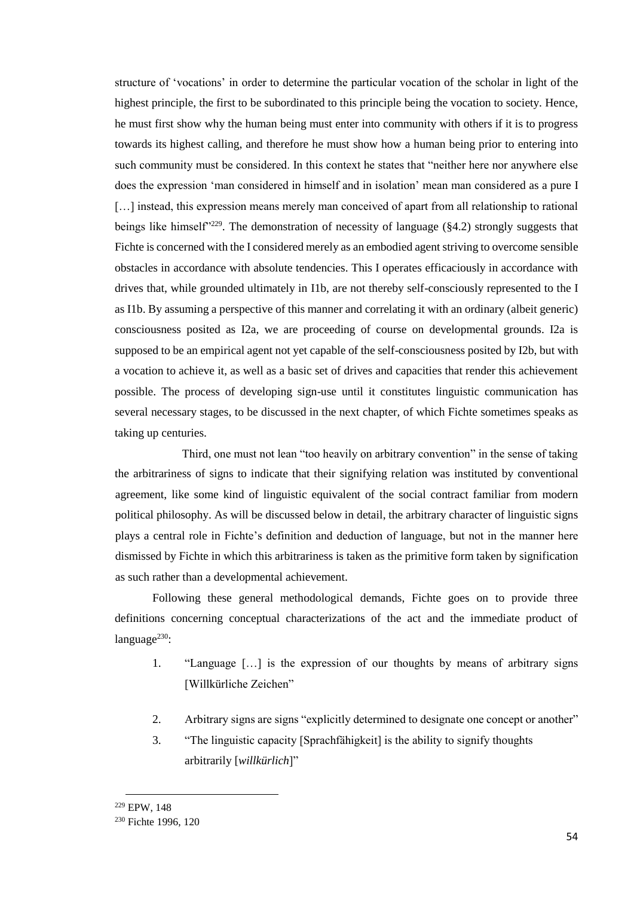structure of 'vocations' in order to determine the particular vocation of the scholar in light of the highest principle, the first to be subordinated to this principle being the vocation to society. Hence, he must first show why the human being must enter into community with others if it is to progress towards its highest calling, and therefore he must show how a human being prior to entering into such community must be considered. In this context he states that "neither here nor anywhere else does the expression 'man considered in himself and in isolation' mean man considered as a pure I […] instead, this expression means merely man conceived of apart from all relationship to rational beings like himself"[229]. The demonstration of necessity of language (§4.2) strongly suggests that Fichte is concerned with the I considered merely as an embodied agent striving to overcome sensible obstacles in accordance with absolute tendencies. This I operates efficaciously in accordance with drives that, while grounded ultimately in I1b, are not thereby self-consciously represented to the I as I1b. By assuming a perspective of this manner and correlating it with an ordinary (albeit generic) consciousness posited as I2a, we are proceeding of course on developmental grounds. I2a is supposed to be an empirical agent not yet capable of the self-consciousness posited by I2b, but with a vocation to achieve it, as well as a basic set of drives and capacities that render this achievement possible. The process of developing sign-use until it constitutes linguistic communication has several necessary stages, to be discussed in the next chapter, of which Fichte sometimes speaks as taking up centuries.

Third, one must not lean "too heavily on arbitrary convention" in the sense of taking the arbitrariness of signs to indicate that their signifying relation was instituted by conventional agreement, like some kind of linguistic equivalent of the social contract familiar from modern political philosophy. As will be discussed below in detail, the arbitrary character of linguistic signs plays a central role in Fichte's definition and deduction of language, but not in the manner here dismissed by Fichte in which this arbitrariness is taken as the primitive form taken by signification as such rather than a developmental achievement.

Following these general methodological demands, Fichte goes on to provide three definitions concerning conceptual characterizations of the act and the immediate product of language[230]:

1. "Language […] is the expression of our thoughts by means of arbitrary signs [Willkürliche Zeichen"
2. Arbitrary signs are signs "explicitly determined to designate one concept or another"
3. "The linguistic capacity [Sprachfähigkeit] is the ability to signify thoughts arbitrarily [*willkürlich*]"

---

[229] EPW, 148

[230] Fichte 1996, 120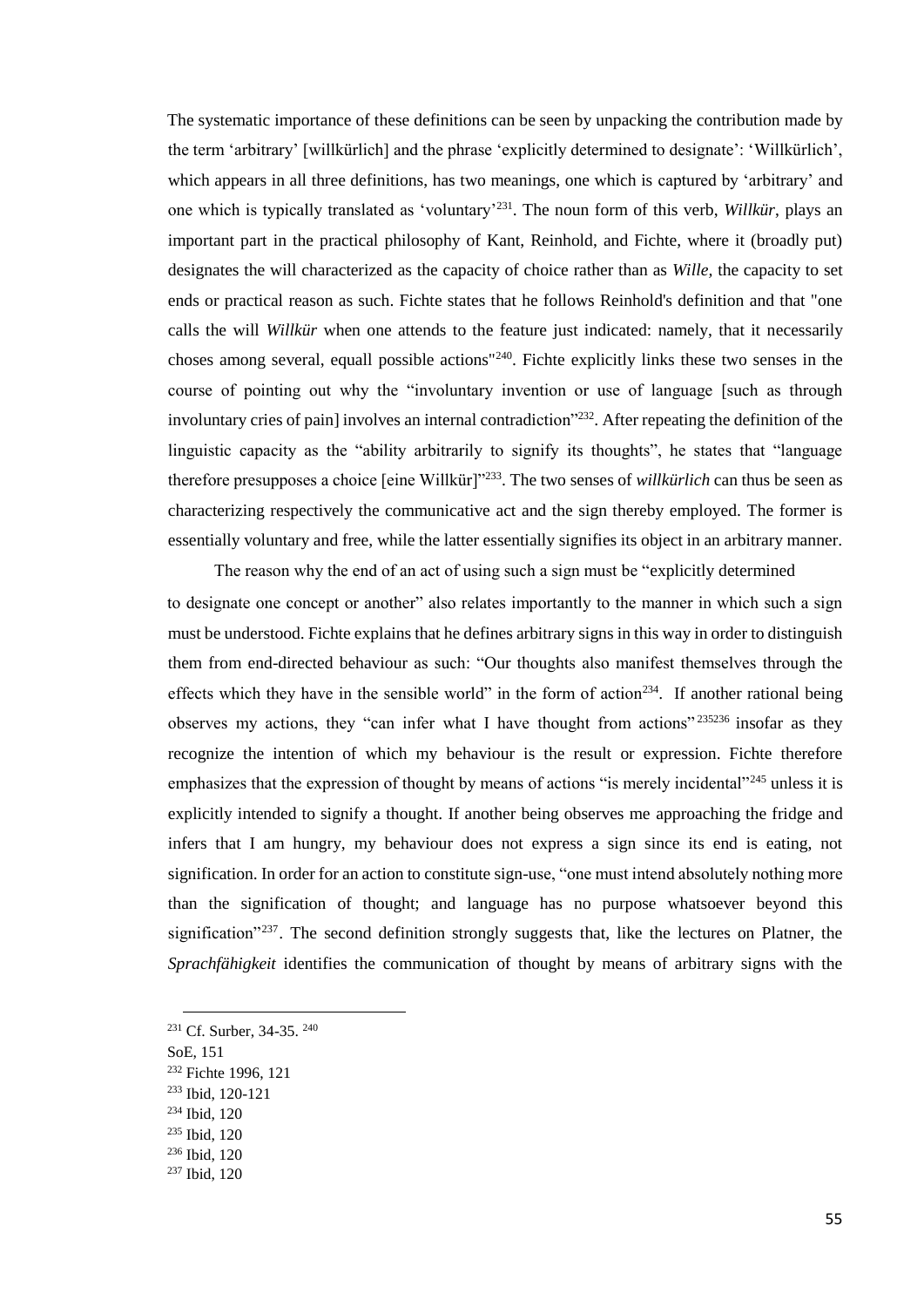The systematic importance of these definitions can be seen by unpacking the contribution made by the term 'arbitrary' [willkürlich] and the phrase 'explicitly determined to designate': 'Willkürlich', which appears in all three definitions, has two meanings, one which is captured by 'arbitrary' and one which is typically translated as 'voluntary'[231]. The noun form of this verb, *Willkür*, plays an important part in the practical philosophy of Kant, Reinhold, and Fichte, where it (broadly put) designates the will characterized as the capacity of choice rather than as *Wille,* the capacity to set ends or practical reason as such. Fichte states that he follows Reinhold's definition and that "one calls the will *Willkür* when one attends to the feature just indicated: namely, that it necessarily choses among several, equall possible actions"[240]. Fichte explicitly links these two senses in the course of pointing out why the "involuntary invention or use of language [such as through involuntary cries of pain] involves an internal contradiction"[232]. After repeating the definition of the linguistic capacity as the "ability arbitrarily to signify its thoughts", he states that "language therefore presupposes a choice [eine Willkür]"[233]. The two senses of *willkürlich* can thus be seen as characterizing respectively the communicative act and the sign thereby employed. The former is essentially voluntary and free, while the latter essentially signifies its object in an arbitrary manner.

The reason why the end of an act of using such a sign must be "explicitly determined to designate one concept or another" also relates importantly to the manner in which such a sign must be understood. Fichte explains that he defines arbitrary signs in this way in order to distinguish them from end-directed behaviour as such: "Our thoughts also manifest themselves through the effects which they have in the sensible world" in the form of action[234]. If another rational being observes my actions, they "can infer what I have thought from actions"[235][236] insofar as they recognize the intention of which my behaviour is the result or expression. Fichte therefore emphasizes that the expression of thought by means of actions "is merely incidental"[245] unless it is explicitly intended to signify a thought. If another being observes me approaching the fridge and infers that I am hungry, my behaviour does not express a sign since its end is eating, not signification. In order for an action to constitute sign-use, "one must intend absolutely nothing more than the signification of thought; and language has no purpose whatsoever beyond this signification"[237]. The second definition strongly suggests that, like the lectures on Platner, the *Sprachfähigkeit* identifies the communication of thought by means of arbitrary signs with the

---

[231] Cf. Surber, 34-35. [240] SoE, 151

[232] Fichte 1996, 121

[233] Ibid, 120-121

[234] Ibid, 120

[235] Ibid, 120

[236] Ibid, 120

[237] Ibid, 120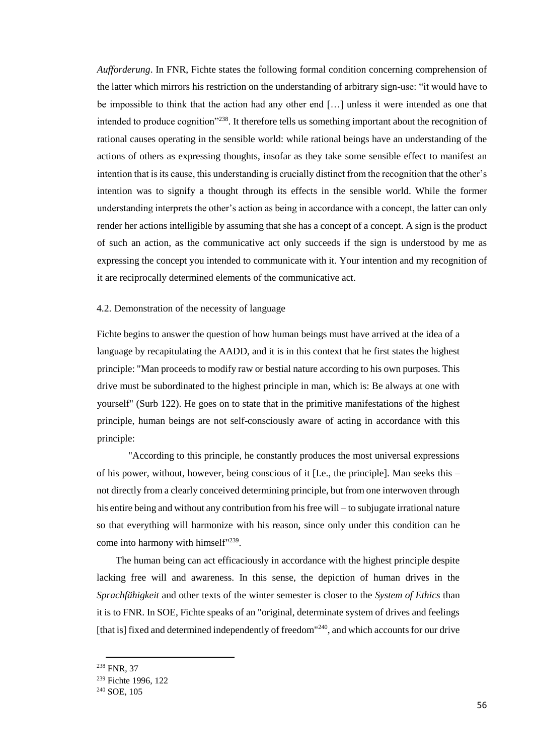*Aufforderung*. In FNR, Fichte states the following formal condition concerning comprehension of the latter which mirrors his restriction on the understanding of arbitrary sign-use: "it would have to be impossible to think that the action had any other end […] unless it were intended as one that intended to produce cognition"[238]. It therefore tells us something important about the recognition of rational causes operating in the sensible world: while rational beings have an understanding of the actions of others as expressing thoughts, insofar as they take some sensible effect to manifest an intention that is its cause, this understanding is crucially distinct from the recognition that the other's intention was to signify a thought through its effects in the sensible world. While the former understanding interprets the other's action as being in accordance with a concept, the latter can only render her actions intelligible by assuming that she has a concept of a concept. A sign is the product of such an action, as the communicative act only succeeds if the sign is understood by me as expressing the concept you intended to communicate with it. Your intention and my recognition of it are reciprocally determined elements of the communicative act.

### 4.2. Demonstration of the necessity of language

Fichte begins to answer the question of how human beings must have arrived at the idea of a language by recapitulating the AADD, and it is in this context that he first states the highest principle: "Man proceeds to modify raw or bestial nature according to his own purposes. This drive must be subordinated to the highest principle in man, which is: Be always at one with yourself" (Surb 122). He goes on to state that in the primitive manifestations of the highest principle, human beings are not self-consciously aware of acting in accordance with this principle:

> "According to this principle, he constantly produces the most universal expressions of his power, without, however, being conscious of it [I.e., the principle]. Man seeks this – not directly from a clearly conceived determining principle, but from one interwoven through his entire being and without any contribution from his free will – to subjugate irrational nature so that everything will harmonize with his reason, since only under this condition can he come into harmony with himself"[239].

The human being can act efficaciously in accordance with the highest principle despite lacking free will and awareness. In this sense, the depiction of human drives in the *Sprachfähigkeit* and other texts of the winter semester is closer to the *System of Ethics* than it is to FNR. In SOE, Fichte speaks of an "original, determinate system of drives and feelings [that is] fixed and determined independently of freedom"[240], and which accounts for our drive

---

[238] FNR, 37

[239] Fichte 1996, 122

[240] SOE, 105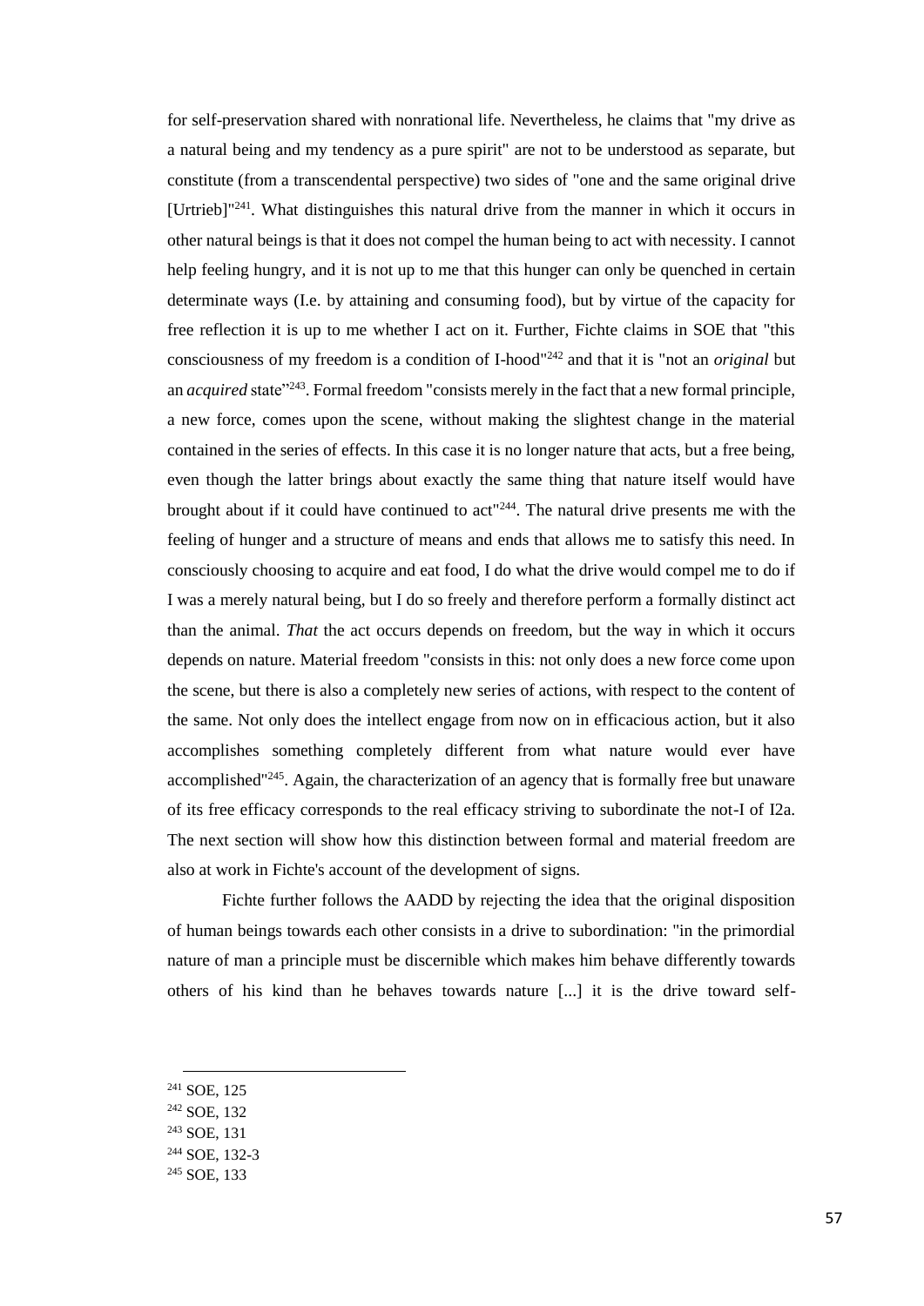for self-preservation shared with nonrational life. Nevertheless, he claims that "my drive as a natural being and my tendency as a pure spirit" are not to be understood as separate, but constitute (from a transcendental perspective) two sides of "one and the same original drive [Urtrieb]"[241]. What distinguishes this natural drive from the manner in which it occurs in other natural beings is that it does not compel the human being to act with necessity. I cannot help feeling hungry, and it is not up to me that this hunger can only be quenched in certain determinate ways (I.e. by attaining and consuming food), but by virtue of the capacity for free reflection it is up to me whether I act on it. Further, Fichte claims in SOE that "this consciousness of my freedom is a condition of I-hood"[242] and that it is "not an *original* but an *acquired* state"[243]. Formal freedom "consists merely in the fact that a new formal principle, a new force, comes upon the scene, without making the slightest change in the material contained in the series of effects. In this case it is no longer nature that acts, but a free being, even though the latter brings about exactly the same thing that nature itself would have brought about if it could have continued to act"[244]. The natural drive presents me with the feeling of hunger and a structure of means and ends that allows me to satisfy this need. In consciously choosing to acquire and eat food, I do what the drive would compel me to do if I was a merely natural being, but I do so freely and therefore perform a formally distinct act than the animal. *That* the act occurs depends on freedom, but the way in which it occurs depends on nature. Material freedom "consists in this: not only does a new force come upon the scene, but there is also a completely new series of actions, with respect to the content of the same. Not only does the intellect engage from now on in efficacious action, but it also accomplishes something completely different from what nature would ever have accomplished"[245]. Again, the characterization of an agency that is formally free but unaware of its free efficacy corresponds to the real efficacy striving to subordinate the not-I of I2a. The next section will show how this distinction between formal and material freedom are also at work in Fichte's account of the development of signs.

Fichte further follows the AADD by rejecting the idea that the original disposition of human beings towards each other consists in a drive to subordination: "in the primordial nature of man a principle must be discernible which makes him behave differently towards others of his kind than he behaves towards nature [...] it is the drive toward self-

[241] SOE, 125

[242] SOE, 132

[243] SOE, 131

[244] SOE, 132-3

[245] SOE, 133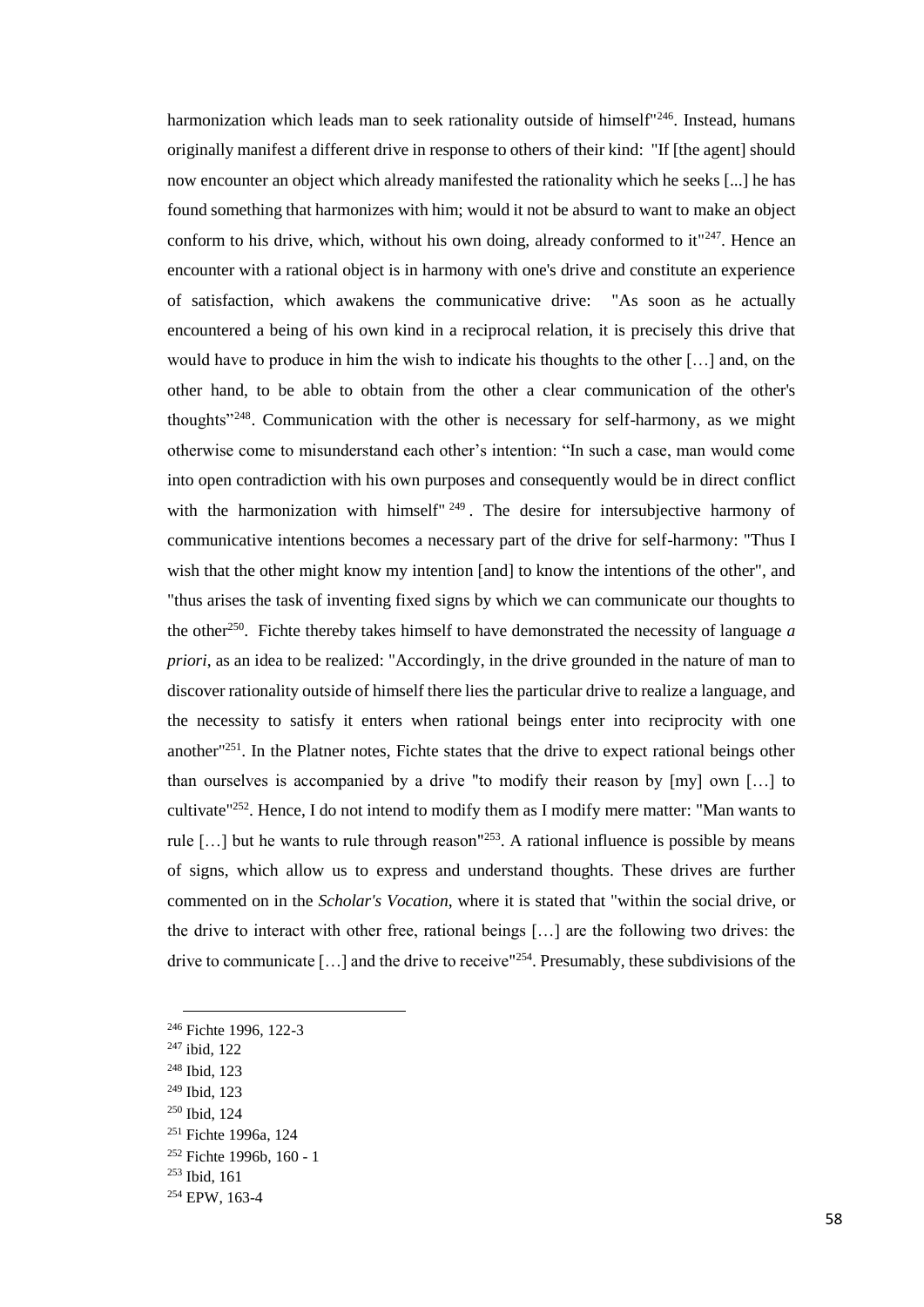harmonization which leads man to seek rationality outside of himself"[246]. Instead, humans originally manifest a different drive in response to others of their kind: "If [the agent] should now encounter an object which already manifested the rationality which he seeks [...] he has found something that harmonizes with him; would it not be absurd to want to make an object conform to his drive, which, without his own doing, already conformed to it"[247]. Hence an encounter with a rational object is in harmony with one's drive and constitute an experience of satisfaction, which awakens the communicative drive: "As soon as he actually encountered a being of his own kind in a reciprocal relation, it is precisely this drive that would have to produce in him the wish to indicate his thoughts to the other […] and, on the other hand, to be able to obtain from the other a clear communication of the other's thoughts"[248]. Communication with the other is necessary for self-harmony, as we might otherwise come to misunderstand each other's intention: "In such a case, man would come into open contradiction with his own purposes and consequently would be in direct conflict with the harmonization with himself"[249]. The desire for intersubjective harmony of communicative intentions becomes a necessary part of the drive for self-harmony: "Thus I wish that the other might know my intention [and] to know the intentions of the other", and "thus arises the task of inventing fixed signs by which we can communicate our thoughts to the other[250]. Fichte thereby takes himself to have demonstrated the necessity of language *a priori*, as an idea to be realized: "Accordingly, in the drive grounded in the nature of man to discover rationality outside of himself there lies the particular drive to realize a language, and the necessity to satisfy it enters when rational beings enter into reciprocity with one another"[251]. In the Platner notes, Fichte states that the drive to expect rational beings other than ourselves is accompanied by a drive "to modify their reason by [my] own […] to cultivate"[252]. Hence, I do not intend to modify them as I modify mere matter: "Man wants to rule […] but he wants to rule through reason"[253]. A rational influence is possible by means of signs, which allow us to express and understand thoughts. These drives are further commented on in the *Scholar's Vocation*, where it is stated that "within the social drive, or the drive to interact with other free, rational beings […] are the following two drives: the drive to communicate […] and the drive to receive"[254]. Presumably, these subdivisions of the

---

[246] Fichte 1996, 122-3
[247] ibid, 122
[248] Ibid, 123
[249] Ibid, 123
[250] Ibid, 124
[251] Fichte 1996a, 124
[252] Fichte 1996b, 160 - 1
[253] Ibid, 161
[254] EPW, 163-4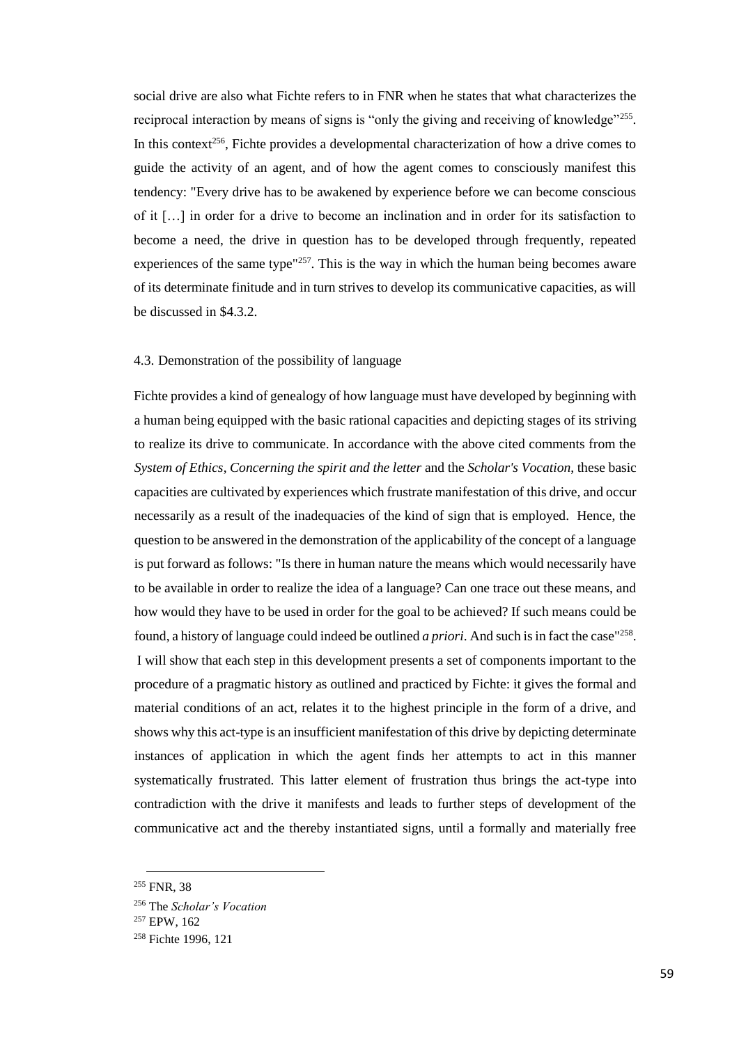social drive are also what Fichte refers to in FNR when he states that what characterizes the reciprocal interaction by means of signs is "only the giving and receiving of knowledge"[255]. In this context[256], Fichte provides a developmental characterization of how a drive comes to guide the activity of an agent, and of how the agent comes to consciously manifest this tendency: "Every drive has to be awakened by experience before we can become conscious of it […] in order for a drive to become an inclination and in order for its satisfaction to become a need, the drive in question has to be developed through frequently, repeated experiences of the same type"[257]. This is the way in which the human being becomes aware of its determinate finitude and in turn strives to develop its communicative capacities, as will be discussed in $4.3.2.

### 4.3. Demonstration of the possibility of language

Fichte provides a kind of genealogy of how language must have developed by beginning with a human being equipped with the basic rational capacities and depicting stages of its striving to realize its drive to communicate. In accordance with the above cited comments from the *System of Ethics*, *Concerning the spirit and the letter* and the *Scholar's Vocation*, these basic capacities are cultivated by experiences which frustrate manifestation of this drive, and occur necessarily as a result of the inadequacies of the kind of sign that is employed. Hence, the question to be answered in the demonstration of the applicability of the concept of a language is put forward as follows: "Is there in human nature the means which would necessarily have to be available in order to realize the idea of a language? Can one trace out these means, and how would they have to be used in order for the goal to be achieved? If such means could be found, a history of language could indeed be outlined *a priori*. And such is in fact the case"[258]. I will show that each step in this development presents a set of components important to the procedure of a pragmatic history as outlined and practiced by Fichte: it gives the formal and material conditions of an act, relates it to the highest principle in the form of a drive, and shows why this act-type is an insufficient manifestation of this drive by depicting determinate instances of application in which the agent finds her attempts to act in this manner systematically frustrated. This latter element of frustration thus brings the act-type into contradiction with the drive it manifests and leads to further steps of development of the communicative act and the thereby instantiated signs, until a formally and materially free

---

[255] FNR, 38

[256] The *Scholar's Vocation*

[257] EPW, 162

[258] Fichte 1996, 121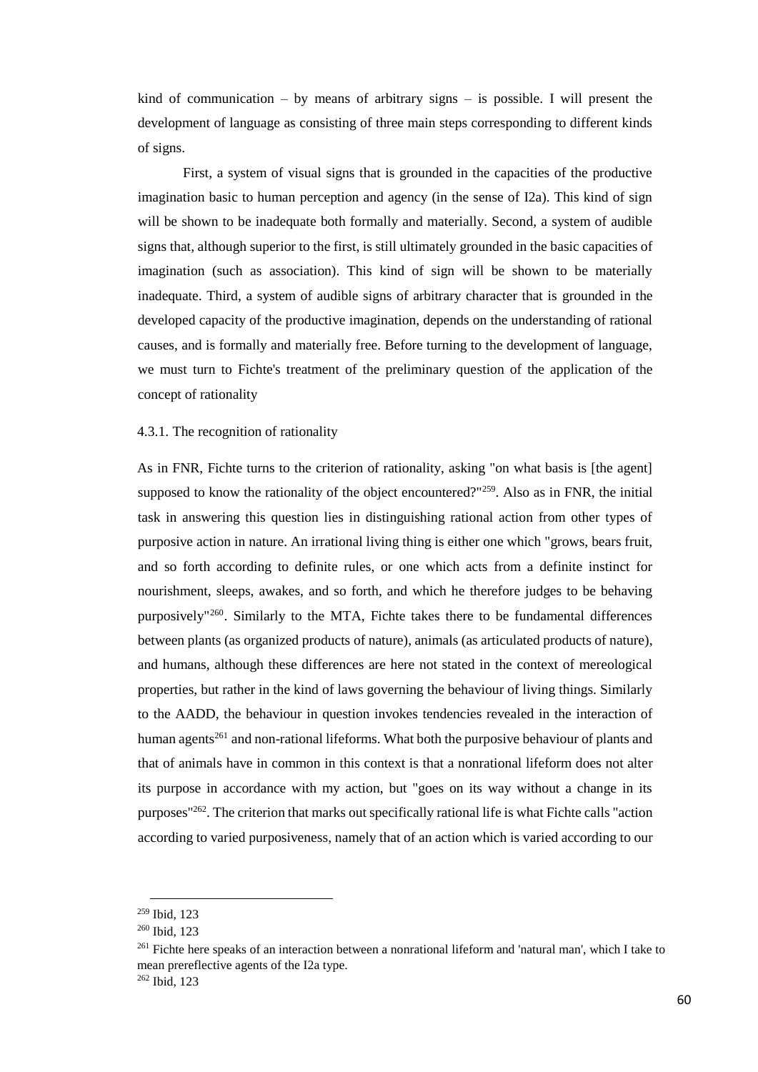kind of communication – by means of arbitrary signs – is possible. I will present the development of language as consisting of three main steps corresponding to different kinds of signs.

First, a system of visual signs that is grounded in the capacities of the productive imagination basic to human perception and agency (in the sense of I2a). This kind of sign will be shown to be inadequate both formally and materially. Second, a system of audible signs that, although superior to the first, is still ultimately grounded in the basic capacities of imagination (such as association). This kind of sign will be shown to be materially inadequate. Third, a system of audible signs of arbitrary character that is grounded in the developed capacity of the productive imagination, depends on the understanding of rational causes, and is formally and materially free. Before turning to the development of language, we must turn to Fichte's treatment of the preliminary question of the application of the concept of rationality

### 4.3.1. The recognition of rationality

As in FNR, Fichte turns to the criterion of rationality, asking "on what basis is [the agent] supposed to know the rationality of the object encountered?"[259]. Also as in FNR, the initial task in answering this question lies in distinguishing rational action from other types of purposive action in nature. An irrational living thing is either one which "grows, bears fruit, and so forth according to definite rules, or one which acts from a definite instinct for nourishment, sleeps, awakes, and so forth, and which he therefore judges to be behaving purposively"[260]. Similarly to the MTA, Fichte takes there to be fundamental differences between plants (as organized products of nature), animals (as articulated products of nature), and humans, although these differences are here not stated in the context of mereological properties, but rather in the kind of laws governing the behaviour of living things. Similarly to the AADD, the behaviour in question invokes tendencies revealed in the interaction of human agents[261] and non-rational lifeforms. What both the purposive behaviour of plants and that of animals have in common in this context is that a nonrational lifeform does not alter its purpose in accordance with my action, but "goes on its way without a change in its purposes"[262]. The criterion that marks out specifically rational life is what Fichte calls "action according to varied purposiveness, namely that of an action which is varied according to our

---

[259] Ibid, 123

[260] Ibid, 123

[261] Fichte here speaks of an interaction between a nonrational lifeform and 'natural man', which I take to mean prereflective agents of the I2a type.

[262] Ibid, 123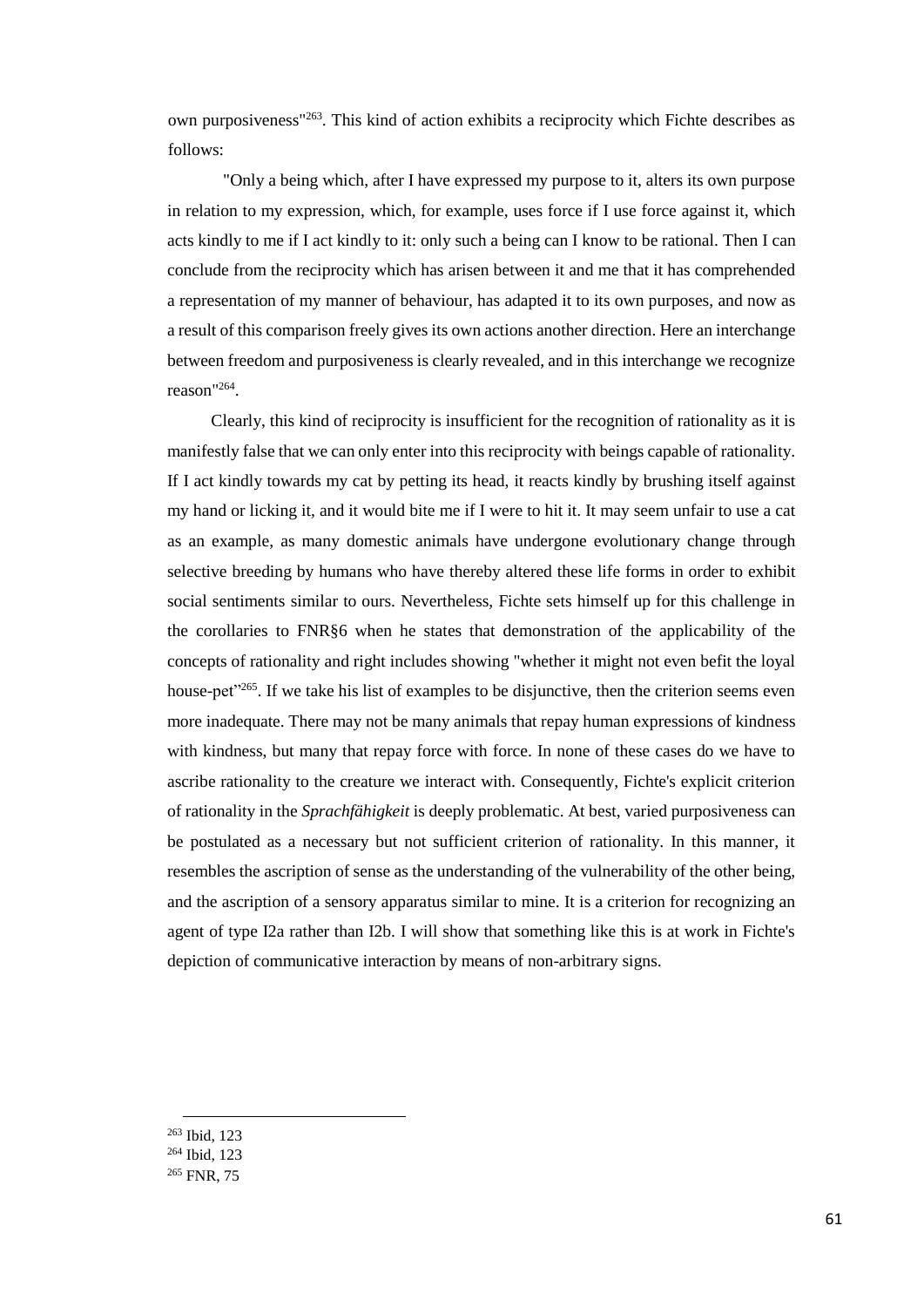own purposiveness"[263]. This kind of action exhibits a reciprocity which Fichte describes as follows:

"Only a being which, after I have expressed my purpose to it, alters its own purpose in relation to my expression, which, for example, uses force if I use force against it, which acts kindly to me if I act kindly to it: only such a being can I know to be rational. Then I can conclude from the reciprocity which has arisen between it and me that it has comprehended a representation of my manner of behaviour, has adapted it to its own purposes, and now as a result of this comparison freely gives its own actions another direction. Here an interchange between freedom and purposiveness is clearly revealed, and in this interchange we recognize reason"[264].

Clearly, this kind of reciprocity is insufficient for the recognition of rationality as it is manifestly false that we can only enter into this reciprocity with beings capable of rationality. If I act kindly towards my cat by petting its head, it reacts kindly by brushing itself against my hand or licking it, and it would bite me if I were to hit it. It may seem unfair to use a cat as an example, as many domestic animals have undergone evolutionary change through selective breeding by humans who have thereby altered these life forms in order to exhibit social sentiments similar to ours. Nevertheless, Fichte sets himself up for this challenge in the corollaries to FNR§6 when he states that demonstration of the applicability of the concepts of rationality and right includes showing "whether it might not even befit the loyal house-pet"[265]. If we take his list of examples to be disjunctive, then the criterion seems even more inadequate. There may not be many animals that repay human expressions of kindness with kindness, but many that repay force with force. In none of these cases do we have to ascribe rationality to the creature we interact with. Consequently, Fichte's explicit criterion of rationality in the *Sprachfähigkeit* is deeply problematic. At best, varied purposiveness can be postulated as a necessary but not sufficient criterion of rationality. In this manner, it resembles the ascription of sense as the understanding of the vulnerability of the other being, and the ascription of a sensory apparatus similar to mine. It is a criterion for recognizing an agent of type I2a rather than I2b. I will show that something like this is at work in Fichte's depiction of communicative interaction by means of non-arbitrary signs.

---

[263] Ibid, 123

[264] Ibid, 123

[265] FNR, 75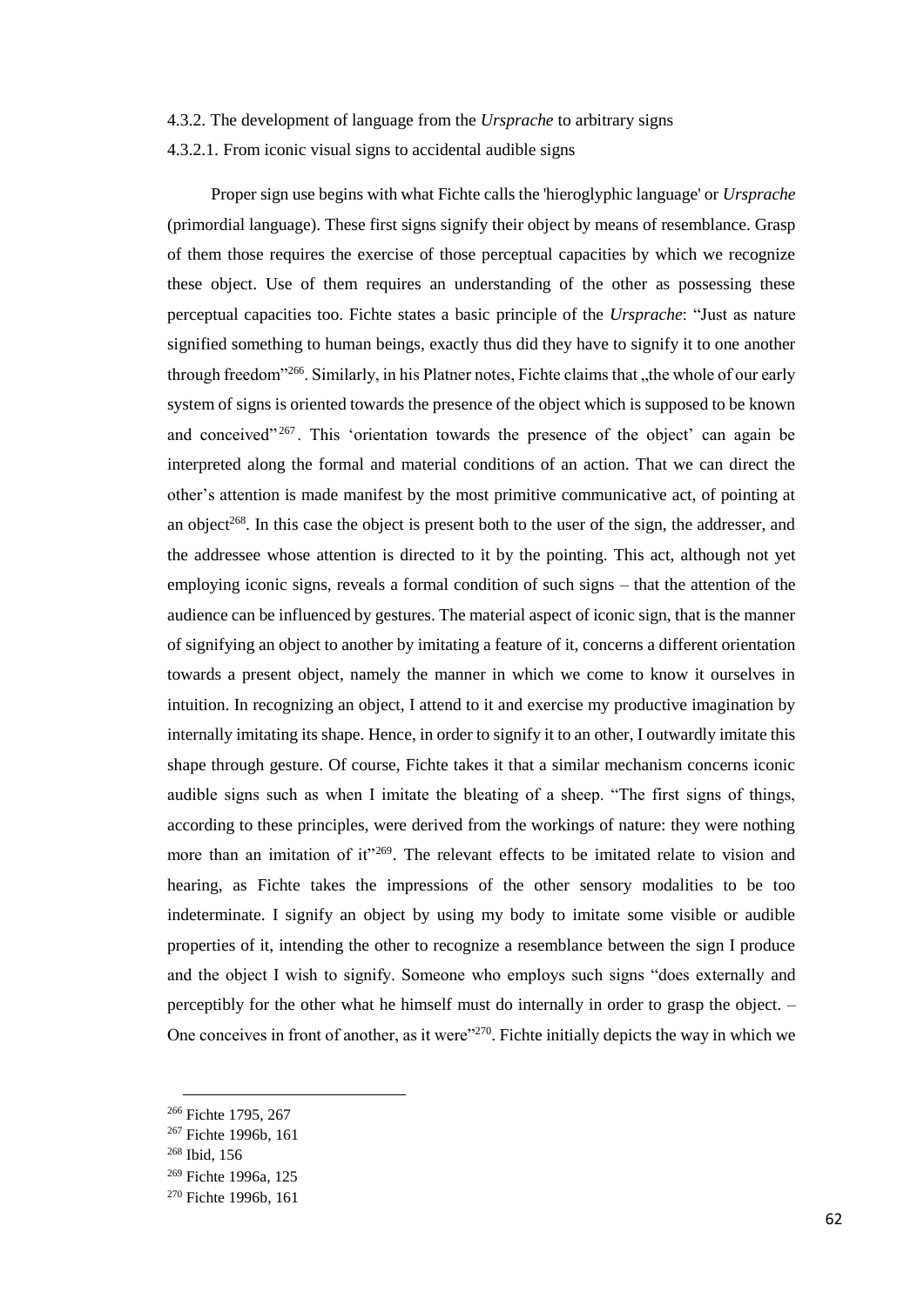### 4.3.2. The development of language from the *Ursprache* to arbitrary signs

#### 4.3.2.1. From iconic visual signs to accidental audible signs

Proper sign use begins with what Fichte calls the 'hieroglyphic language' or *Ursprache* (primordial language). These first signs signify their object by means of resemblance. Grasp of them those requires the exercise of those perceptual capacities by which we recognize these object. Use of them requires an understanding of the other as possessing these perceptual capacities too. Fichte states a basic principle of the *Ursprache*: "Just as nature signified something to human beings, exactly thus did they have to signify it to one another through freedom"[266]. Similarly, in his Platner notes, Fichte claims that „the whole of our early system of signs is oriented towards the presence of the object which is supposed to be known and conceived"[267]. This 'orientation towards the presence of the object' can again be interpreted along the formal and material conditions of an action. That we can direct the other's attention is made manifest by the most primitive communicative act, of pointing at an object[268]. In this case the object is present both to the user of the sign, the addresser, and the addressee whose attention is directed to it by the pointing. This act, although not yet employing iconic signs, reveals a formal condition of such signs – that the attention of the audience can be influenced by gestures. The material aspect of iconic sign, that is the manner of signifying an object to another by imitating a feature of it, concerns a different orientation towards a present object, namely the manner in which we come to know it ourselves in intuition. In recognizing an object, I attend to it and exercise my productive imagination by internally imitating its shape. Hence, in order to signify it to an other, I outwardly imitate this shape through gesture. Of course, Fichte takes it that a similar mechanism concerns iconic audible signs such as when I imitate the bleating of a sheep. "The first signs of things, according to these principles, were derived from the workings of nature: they were nothing more than an imitation of it"[269]. The relevant effects to be imitated relate to vision and hearing, as Fichte takes the impressions of the other sensory modalities to be too indeterminate. I signify an object by using my body to imitate some visible or audible properties of it, intending the other to recognize a resemblance between the sign I produce and the object I wish to signify. Someone who employs such signs "does externally and perceptibly for the other what he himself must do internally in order to grasp the object. – One conceives in front of another, as it were"[270]. Fichte initially depicts the way in which we

---

[266] Fichte 1795, 267

[267] Fichte 1996b, 161

[268] Ibid, 156

[269] Fichte 1996a, 125

[270] Fichte 1996b, 161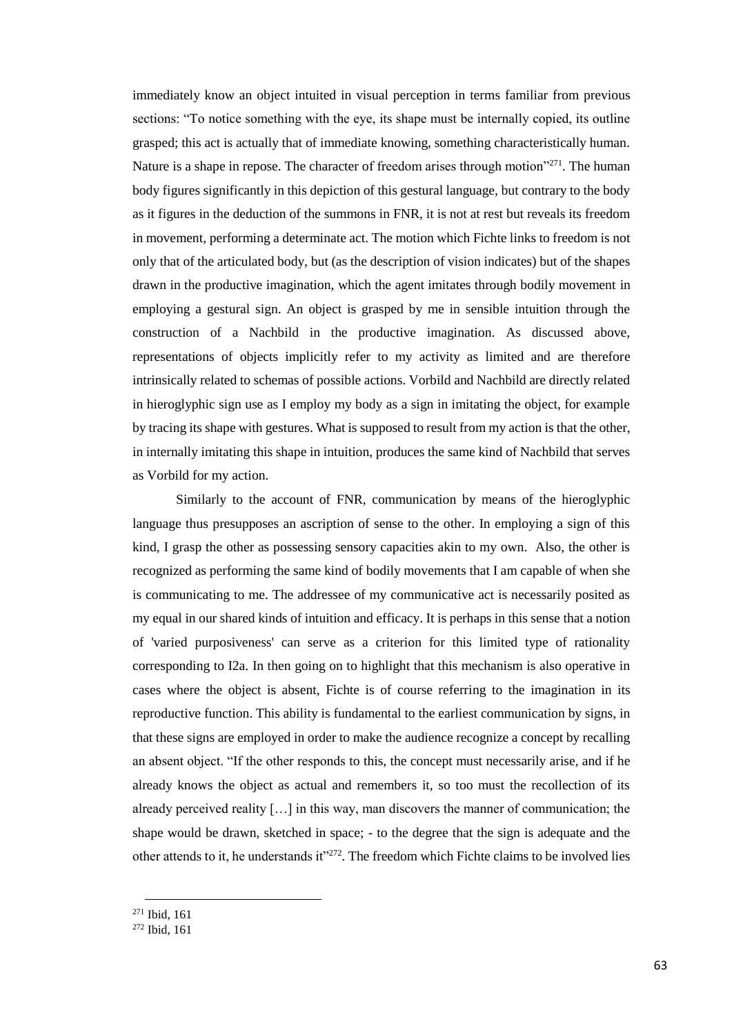immediately know an object intuited in visual perception in terms familiar from previous sections: "To notice something with the eye, its shape must be internally copied, its outline grasped; this act is actually that of immediate knowing, something characteristically human. Nature is a shape in repose. The character of freedom arises through motion"[271]. The human body figures significantly in this depiction of this gestural language, but contrary to the body as it figures in the deduction of the summons in FNR, it is not at rest but reveals its freedom in movement, performing a determinate act. The motion which Fichte links to freedom is not only that of the articulated body, but (as the description of vision indicates) but of the shapes drawn in the productive imagination, which the agent imitates through bodily movement in employing a gestural sign. An object is grasped by me in sensible intuition through the construction of a Nachbild in the productive imagination. As discussed above, representations of objects implicitly refer to my activity as limited and are therefore intrinsically related to schemas of possible actions. Vorbild and Nachbild are directly related in hieroglyphic sign use as I employ my body as a sign in imitating the object, for example by tracing its shape with gestures. What is supposed to result from my action is that the other, in internally imitating this shape in intuition, produces the same kind of Nachbild that serves as Vorbild for my action.

Similarly to the account of FNR, communication by means of the hieroglyphic language thus presupposes an ascription of sense to the other. In employing a sign of this kind, I grasp the other as possessing sensory capacities akin to my own. Also, the other is recognized as performing the same kind of bodily movements that I am capable of when she is communicating to me. The addressee of my communicative act is necessarily posited as my equal in our shared kinds of intuition and efficacy. It is perhaps in this sense that a notion of 'varied purposiveness' can serve as a criterion for this limited type of rationality corresponding to I2a. In then going on to highlight that this mechanism is also operative in cases where the object is absent, Fichte is of course referring to the imagination in its reproductive function. This ability is fundamental to the earliest communication by signs, in that these signs are employed in order to make the audience recognize a concept by recalling an absent object. "If the other responds to this, the concept must necessarily arise, and if he already knows the object as actual and remembers it, so too must the recollection of its already perceived reality […] in this way, man discovers the manner of communication; the shape would be drawn, sketched in space; - to the degree that the sign is adequate and the other attends to it, he understands it"[272]. The freedom which Fichte claims to be involved lies

---

[271] Ibid, 161

[272] Ibid, 161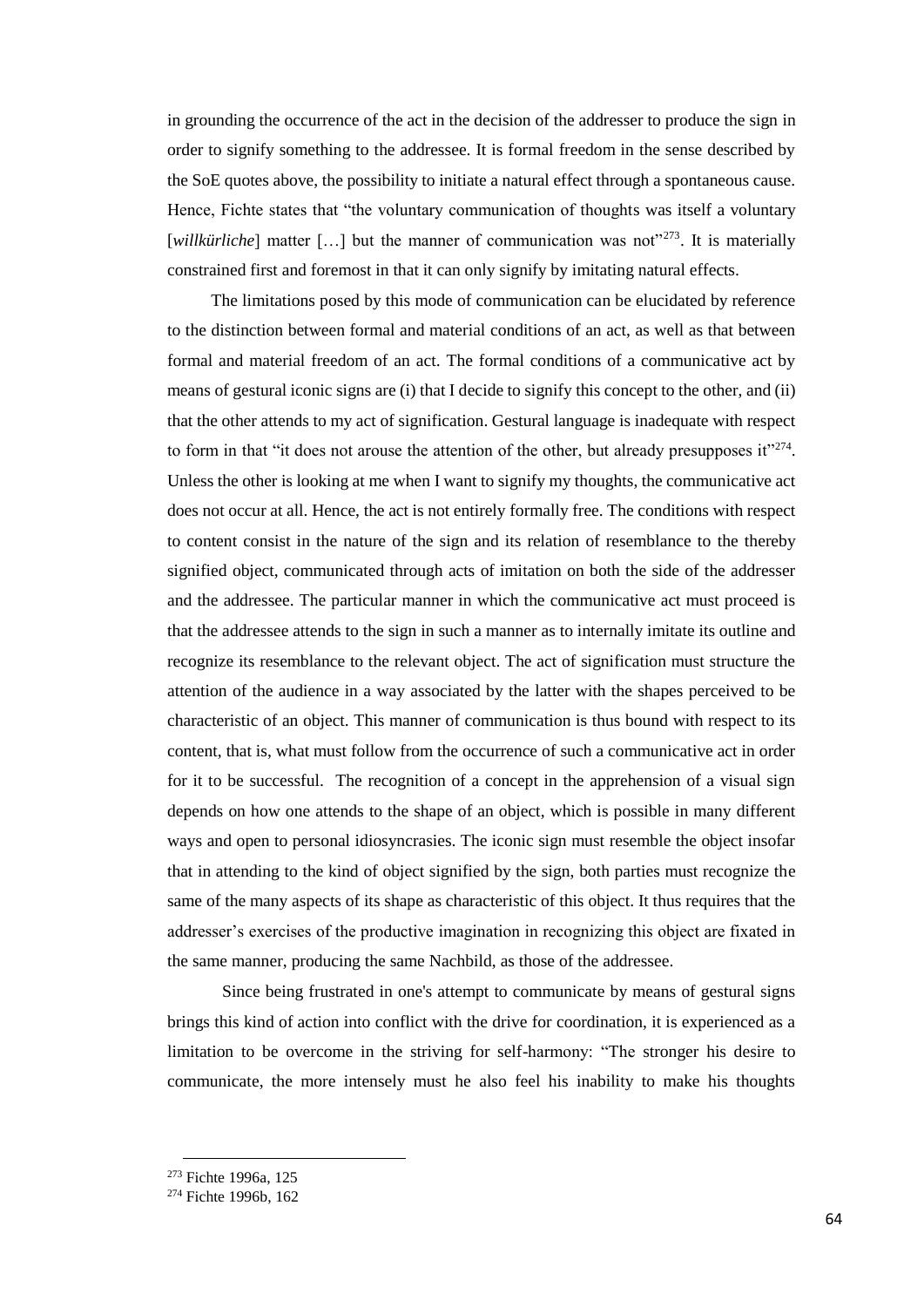in grounding the occurrence of the act in the decision of the addresser to produce the sign in order to signify something to the addressee. It is formal freedom in the sense described by the SoE quotes above, the possibility to initiate a natural effect through a spontaneous cause. Hence, Fichte states that "the voluntary communication of thoughts was itself a voluntary [*willkürliche*] matter […] but the manner of communication was not"[273]. It is materially constrained first and foremost in that it can only signify by imitating natural effects.

The limitations posed by this mode of communication can be elucidated by reference to the distinction between formal and material conditions of an act, as well as that between formal and material freedom of an act. The formal conditions of a communicative act by means of gestural iconic signs are (i) that I decide to signify this concept to the other, and (ii) that the other attends to my act of signification. Gestural language is inadequate with respect to form in that "it does not arouse the attention of the other, but already presupposes it"[274]. Unless the other is looking at me when I want to signify my thoughts, the communicative act does not occur at all. Hence, the act is not entirely formally free. The conditions with respect to content consist in the nature of the sign and its relation of resemblance to the thereby signified object, communicated through acts of imitation on both the side of the addresser and the addressee. The particular manner in which the communicative act must proceed is that the addressee attends to the sign in such a manner as to internally imitate its outline and recognize its resemblance to the relevant object. The act of signification must structure the attention of the audience in a way associated by the latter with the shapes perceived to be characteristic of an object. This manner of communication is thus bound with respect to its content, that is, what must follow from the occurrence of such a communicative act in order for it to be successful. The recognition of a concept in the apprehension of a visual sign depends on how one attends to the shape of an object, which is possible in many different ways and open to personal idiosyncrasies. The iconic sign must resemble the object insofar that in attending to the kind of object signified by the sign, both parties must recognize the same of the many aspects of its shape as characteristic of this object. It thus requires that the addresser's exercises of the productive imagination in recognizing this object are fixated in the same manner, producing the same Nachbild, as those of the addressee.

Since being frustrated in one's attempt to communicate by means of gestural signs brings this kind of action into conflict with the drive for coordination, it is experienced as a limitation to be overcome in the striving for self-harmony: "The stronger his desire to communicate, the more intensely must he also feel his inability to make his thoughts

---

[273] Fichte 1996a, 125

[274] Fichte 1996b, 162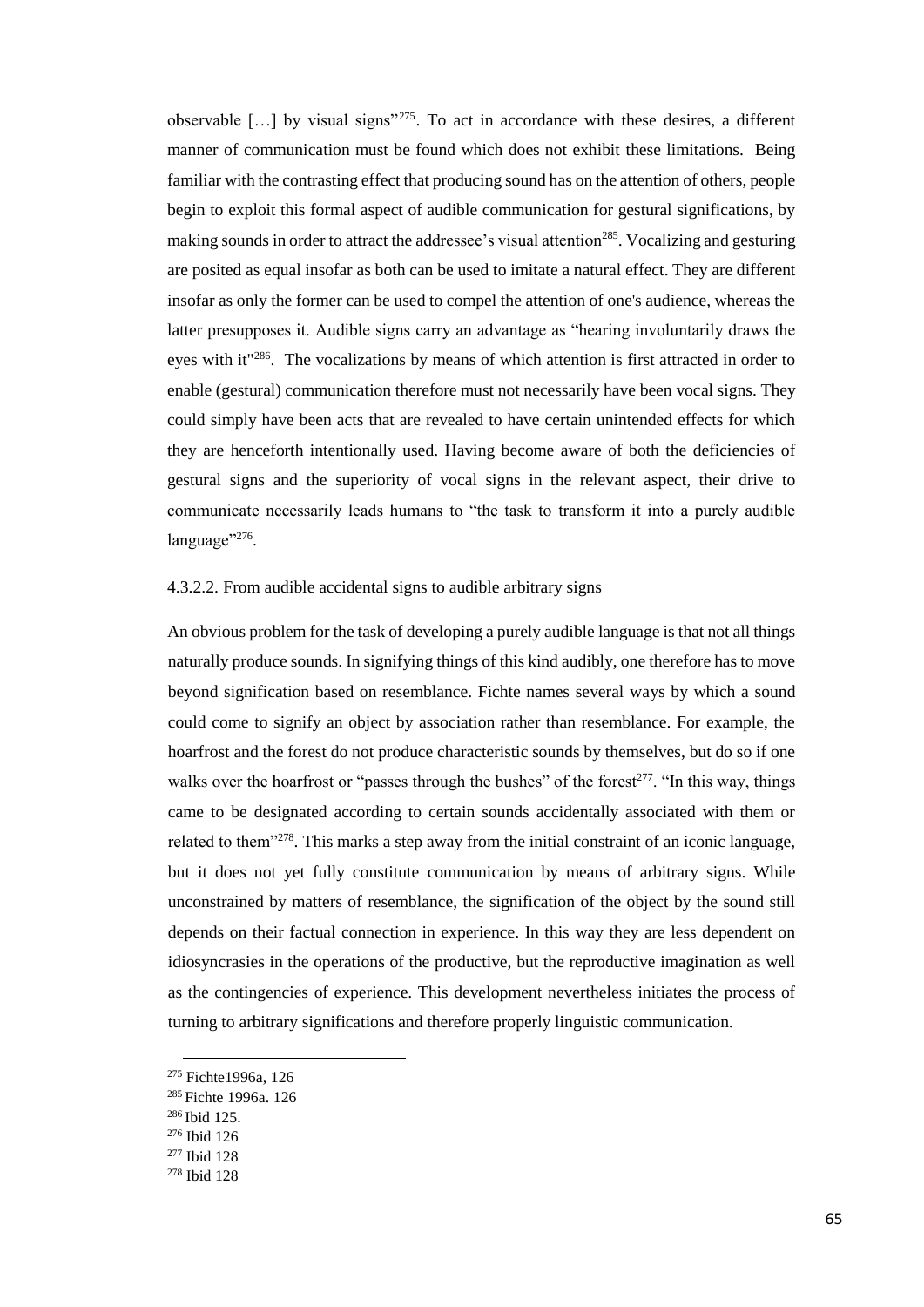observable […] by visual signs"[275]. To act in accordance with these desires, a different manner of communication must be found which does not exhibit these limitations. Being familiar with the contrasting effect that producing sound has on the attention of others, people begin to exploit this formal aspect of audible communication for gestural significations, by making sounds in order to attract the addressee's visual attention[285]. Vocalizing and gesturing are posited as equal insofar as both can be used to imitate a natural effect. They are different insofar as only the former can be used to compel the attention of one's audience, whereas the latter presupposes it. Audible signs carry an advantage as "hearing involuntarily draws the eyes with it"[286]. The vocalizations by means of which attention is first attracted in order to enable (gestural) communication therefore must not necessarily have been vocal signs. They could simply have been acts that are revealed to have certain unintended effects for which they are henceforth intentionally used. Having become aware of both the deficiencies of gestural signs and the superiority of vocal signs in the relevant aspect, their drive to communicate necessarily leads humans to "the task to transform it into a purely audible language"[276].

#### 4.3.2.2. From audible accidental signs to audible arbitrary signs

An obvious problem for the task of developing a purely audible language is that not all things naturally produce sounds. In signifying things of this kind audibly, one therefore has to move beyond signification based on resemblance. Fichte names several ways by which a sound could come to signify an object by association rather than resemblance. For example, the hoarfrost and the forest do not produce characteristic sounds by themselves, but do so if one walks over the hoarfrost or "passes through the bushes" of the forest[277]. "In this way, things came to be designated according to certain sounds accidentally associated with them or related to them"[278]. This marks a step away from the initial constraint of an iconic language, but it does not yet fully constitute communication by means of arbitrary signs. While unconstrained by matters of resemblance, the signification of the object by the sound still depends on their factual connection in experience. In this way they are less dependent on idiosyncrasies in the operations of the productive, but the reproductive imagination as well as the contingencies of experience. This development nevertheless initiates the process of turning to arbitrary significations and therefore properly linguistic communication.

---

[275] Fichte1996a, 126
[285] Fichte 1996a. 126
[286] Ibid 125.
[276] Ibid 126
[277] Ibid 128
[278] Ibid 128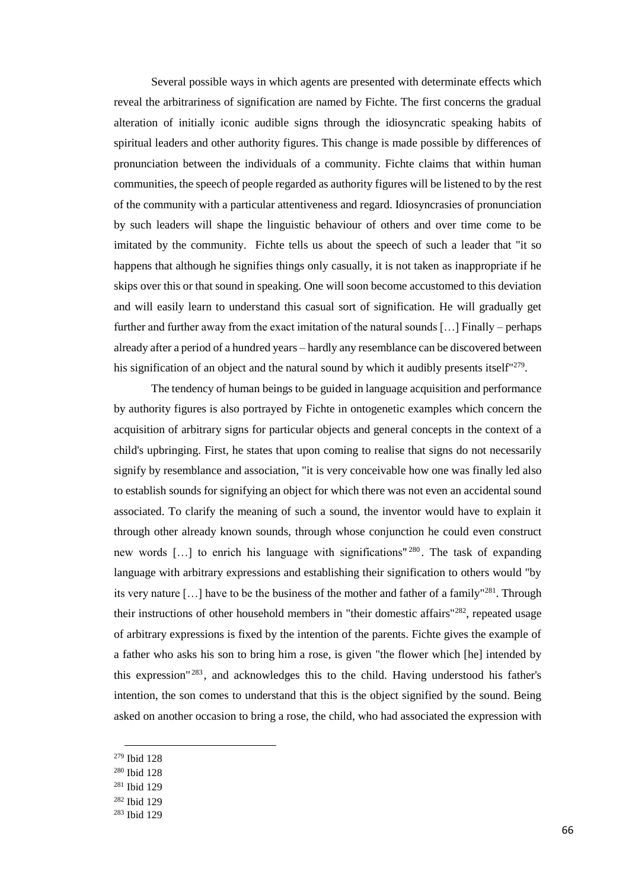Several possible ways in which agents are presented with determinate effects which reveal the arbitrariness of signification are named by Fichte. The first concerns the gradual alteration of initially iconic audible signs through the idiosyncratic speaking habits of spiritual leaders and other authority figures. This change is made possible by differences of pronunciation between the individuals of a community. Fichte claims that within human communities, the speech of people regarded as authority figures will be listened to by the rest of the community with a particular attentiveness and regard. Idiosyncrasies of pronunciation by such leaders will shape the linguistic behaviour of others and over time come to be imitated by the community. Fichte tells us about the speech of such a leader that "it so happens that although he signifies things only casually, it is not taken as inappropriate if he skips over this or that sound in speaking. One will soon become accustomed to this deviation and will easily learn to understand this casual sort of signification. He will gradually get further and further away from the exact imitation of the natural sounds […] Finally – perhaps already after a period of a hundred years – hardly any resemblance can be discovered between his signification of an object and the natural sound by which it audibly presents itself"[279].

The tendency of human beings to be guided in language acquisition and performance by authority figures is also portrayed by Fichte in ontogenetic examples which concern the acquisition of arbitrary signs for particular objects and general concepts in the context of a child's upbringing. First, he states that upon coming to realise that signs do not necessarily signify by resemblance and association, "it is very conceivable how one was finally led also to establish sounds for signifying an object for which there was not even an accidental sound associated. To clarify the meaning of such a sound, the inventor would have to explain it through other already known sounds, through whose conjunction he could even construct new words […] to enrich his language with significations"[280]. The task of expanding language with arbitrary expressions and establishing their signification to others would "by its very nature […] have to be the business of the mother and father of a family"[281]. Through their instructions of other household members in "their domestic affairs"[282], repeated usage of arbitrary expressions is fixed by the intention of the parents. Fichte gives the example of a father who asks his son to bring him a rose, is given "the flower which [he] intended by this expression"[283], and acknowledges this to the child. Having understood his father's intention, the son comes to understand that this is the object signified by the sound. Being asked on another occasion to bring a rose, the child, who had associated the expression with

---

[279] Ibid 128

[280] Ibid 128

[281] Ibid 129

[282] Ibid 129

[283] Ibid 129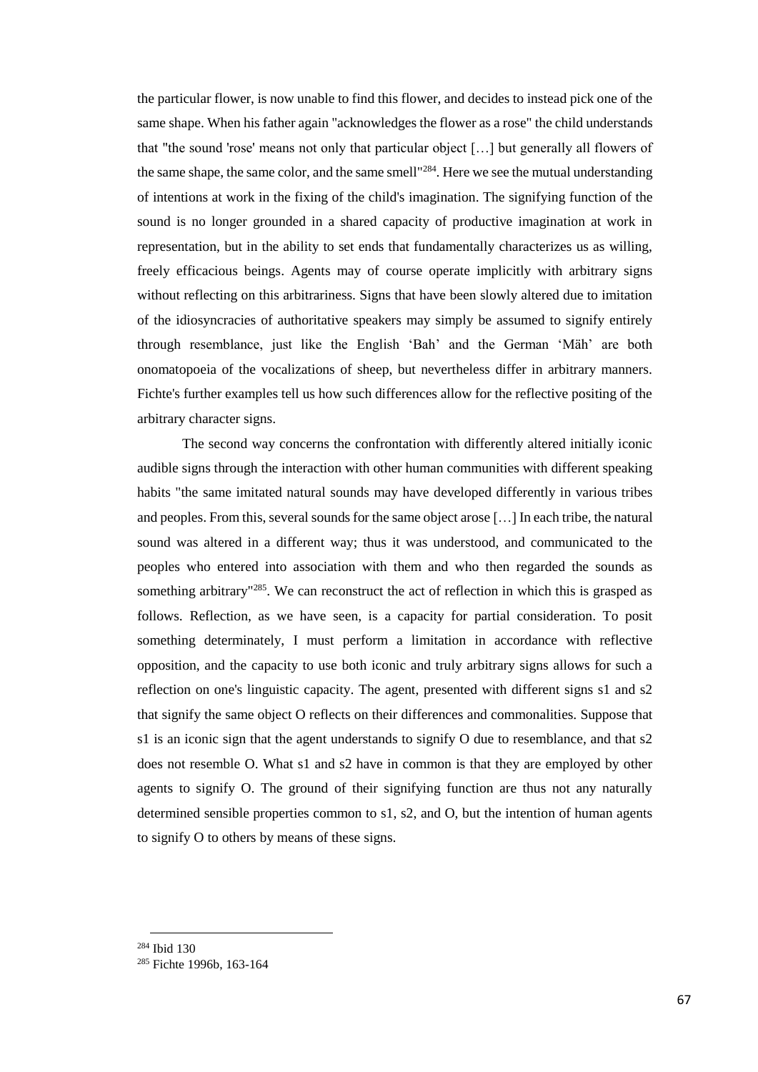the particular flower, is now unable to find this flower, and decides to instead pick one of the same shape. When his father again "acknowledges the flower as a rose" the child understands that "the sound 'rose' means not only that particular object […] but generally all flowers of the same shape, the same color, and the same smell"[284]. Here we see the mutual understanding of intentions at work in the fixing of the child's imagination. The signifying function of the sound is no longer grounded in a shared capacity of productive imagination at work in representation, but in the ability to set ends that fundamentally characterizes us as willing, freely efficacious beings. Agents may of course operate implicitly with arbitrary signs without reflecting on this arbitrariness. Signs that have been slowly altered due to imitation of the idiosyncracies of authoritative speakers may simply be assumed to signify entirely through resemblance, just like the English 'Bah' and the German 'Mäh' are both onomatopoeia of the vocalizations of sheep, but nevertheless differ in arbitrary manners. Fichte's further examples tell us how such differences allow for the reflective positing of the arbitrary character signs.

The second way concerns the confrontation with differently altered initially iconic audible signs through the interaction with other human communities with different speaking habits "the same imitated natural sounds may have developed differently in various tribes and peoples. From this, several sounds for the same object arose […] In each tribe, the natural sound was altered in a different way; thus it was understood, and communicated to the peoples who entered into association with them and who then regarded the sounds as something arbitrary"[285]. We can reconstruct the act of reflection in which this is grasped as follows. Reflection, as we have seen, is a capacity for partial consideration. To posit something determinately, I must perform a limitation in accordance with reflective opposition, and the capacity to use both iconic and truly arbitrary signs allows for such a reflection on one's linguistic capacity. The agent, presented with different signs s1 and s2 that signify the same object O reflects on their differences and commonalities. Suppose that s1 is an iconic sign that the agent understands to signify O due to resemblance, and that s2 does not resemble O. What s1 and s2 have in common is that they are employed by other agents to signify O. The ground of their signifying function are thus not any naturally determined sensible properties common to s1, s2, and O, but the intention of human agents to signify O to others by means of these signs.

---

[284] Ibid 130

[285] Fichte 1996b, 163-164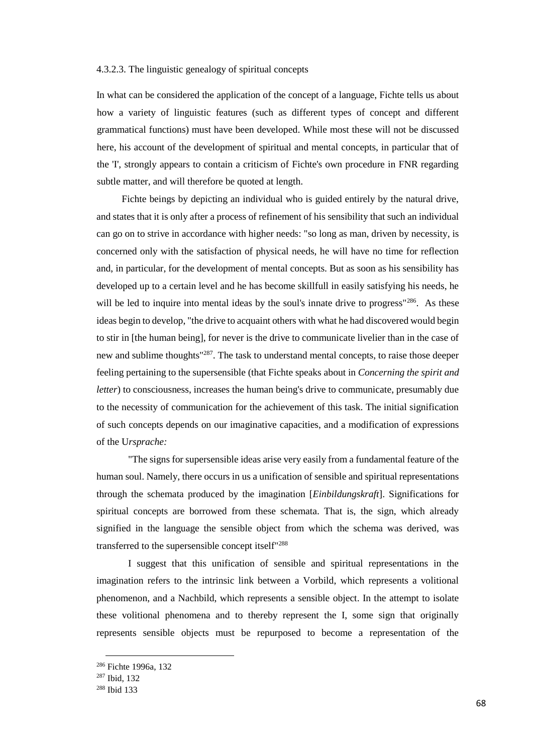#### 4.3.2.3. The linguistic genealogy of spiritual concepts

In what can be considered the application of the concept of a language, Fichte tells us about how a variety of linguistic features (such as different types of concept and different grammatical functions) must have been developed. While most these will not be discussed here, his account of the development of spiritual and mental concepts, in particular that of the 'I', strongly appears to contain a criticism of Fichte's own procedure in FNR regarding subtle matter, and will therefore be quoted at length.

Fichte beings by depicting an individual who is guided entirely by the natural drive, and states that it is only after a process of refinement of his sensibility that such an individual can go on to strive in accordance with higher needs: "so long as man, driven by necessity, is concerned only with the satisfaction of physical needs, he will have no time for reflection and, in particular, for the development of mental concepts. But as soon as his sensibility has developed up to a certain level and he has become skillfull in easily satisfying his needs, he will be led to inquire into mental ideas by the soul's innate drive to progress"[286]. As these ideas begin to develop, "the drive to acquaint others with what he had discovered would begin to stir in [the human being], for never is the drive to communicate livelier than in the case of new and sublime thoughts"[287]. The task to understand mental concepts, to raise those deeper feeling pertaining to the supersensible (that Fichte speaks about in *Concerning the spirit and letter*) to consciousness, increases the human being's drive to communicate, presumably due to the necessity of communication for the achievement of this task. The initial signification of such concepts depends on our imaginative capacities, and a modification of expressions of the U*rsprache:*

"The signs for supersensible ideas arise very easily from a fundamental feature of the human soul. Namely, there occurs in us a unification of sensible and spiritual representations through the schemata produced by the imagination [*Einbildungskraft*]. Significations for spiritual concepts are borrowed from these schemata. That is, the sign, which already signified in the language the sensible object from which the schema was derived, was transferred to the supersensible concept itself"[288]

I suggest that this unification of sensible and spiritual representations in the imagination refers to the intrinsic link between a Vorbild, which represents a volitional phenomenon, and a Nachbild, which represents a sensible object. In the attempt to isolate these volitional phenomena and to thereby represent the I, some sign that originally represents sensible objects must be repurposed to become a representation of the

[286] Fichte 1996a, 132

[287] Ibid, 132

[288] Ibid 133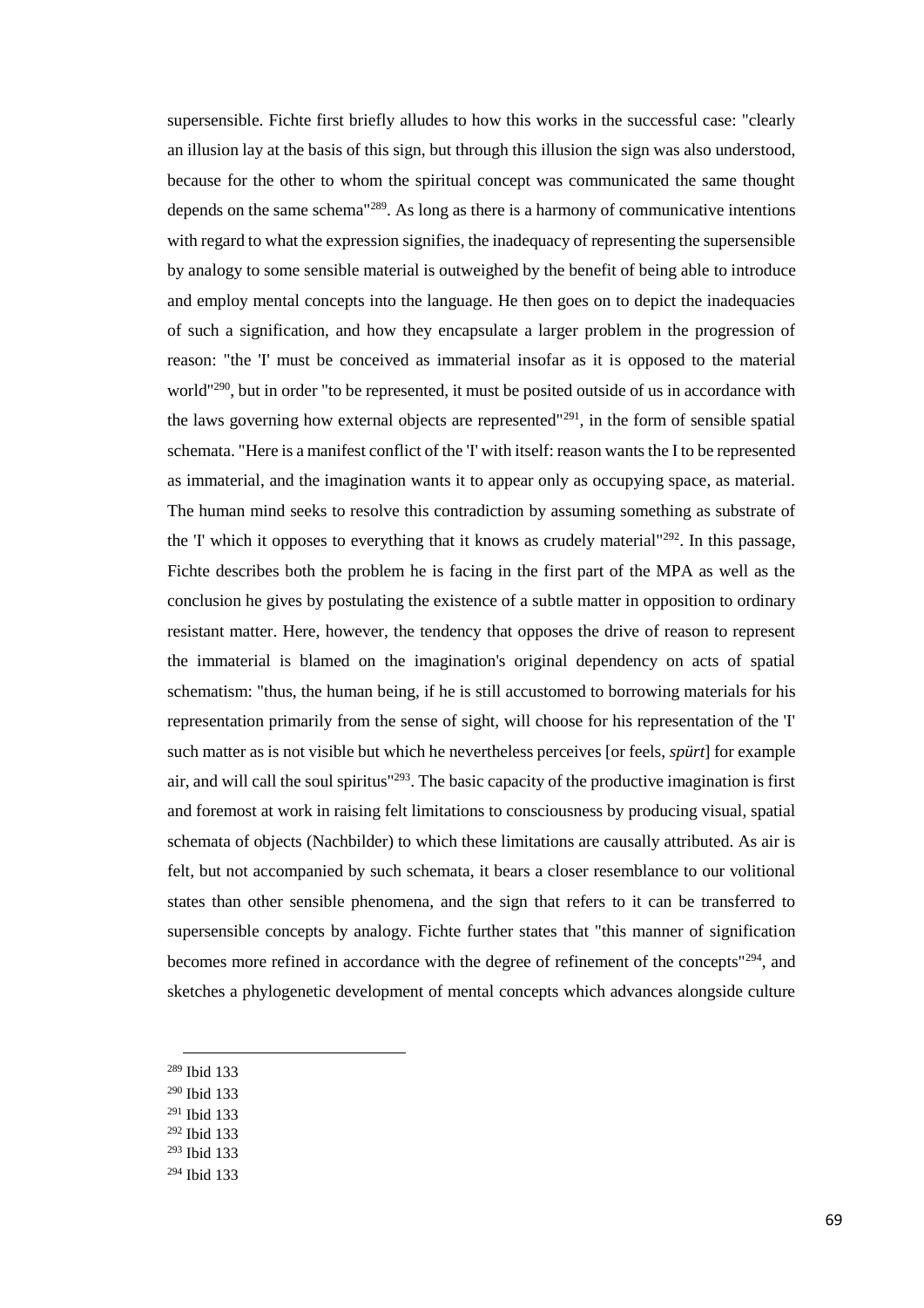supersensible. Fichte first briefly alludes to how this works in the successful case: "clearly an illusion lay at the basis of this sign, but through this illusion the sign was also understood, because for the other to whom the spiritual concept was communicated the same thought depends on the same schema"[289]. As long as there is a harmony of communicative intentions with regard to what the expression signifies, the inadequacy of representing the supersensible by analogy to some sensible material is outweighed by the benefit of being able to introduce and employ mental concepts into the language. He then goes on to depict the inadequacies of such a signification, and how they encapsulate a larger problem in the progression of reason: "the 'I' must be conceived as immaterial insofar as it is opposed to the material world"[290], but in order "to be represented, it must be posited outside of us in accordance with the laws governing how external objects are represented"[291], in the form of sensible spatial schemata. "Here is a manifest conflict of the 'I' with itself: reason wants the I to be represented as immaterial, and the imagination wants it to appear only as occupying space, as material. The human mind seeks to resolve this contradiction by assuming something as substrate of the 'I' which it opposes to everything that it knows as crudely material"[292]. In this passage, Fichte describes both the problem he is facing in the first part of the MPA as well as the conclusion he gives by postulating the existence of a subtle matter in opposition to ordinary resistant matter. Here, however, the tendency that opposes the drive of reason to represent the immaterial is blamed on the imagination's original dependency on acts of spatial schematism: "thus, the human being, if he is still accustomed to borrowing materials for his representation primarily from the sense of sight, will choose for his representation of the 'I' such matter as is not visible but which he nevertheless perceives [or feels, *spürt*] for example air, and will call the soul spiritus"[293]. The basic capacity of the productive imagination is first and foremost at work in raising felt limitations to consciousness by producing visual, spatial schemata of objects (Nachbilder) to which these limitations are causally attributed. As air is felt, but not accompanied by such schemata, it bears a closer resemblance to our volitional states than other sensible phenomena, and the sign that refers to it can be transferred to supersensible concepts by analogy. Fichte further states that "this manner of signification becomes more refined in accordance with the degree of refinement of the concepts"[294], and sketches a phylogenetic development of mental concepts which advances alongside culture

[289] Ibid 133
[290] Ibid 133
[291] Ibid 133
[292] Ibid 133
[293] Ibid 133
[294] Ibid 133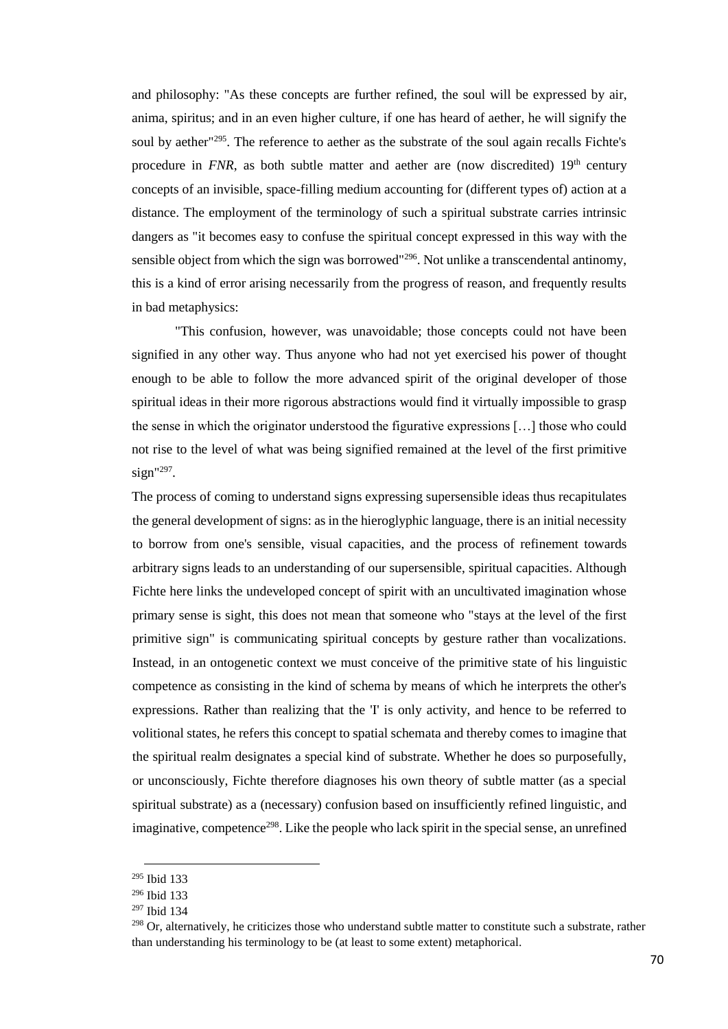and philosophy: "As these concepts are further refined, the soul will be expressed by air, anima, spiritus; and in an even higher culture, if one has heard of aether, he will signify the soul by aether"[295]. The reference to aether as the substrate of the soul again recalls Fichte's procedure in *FNR*, as both subtle matter and aether are (now discredited) 19th century concepts of an invisible, space-filling medium accounting for (different types of) action at a distance. The employment of the terminology of such a spiritual substrate carries intrinsic dangers as "it becomes easy to confuse the spiritual concept expressed in this way with the sensible object from which the sign was borrowed"[296]. Not unlike a transcendental antinomy, this is a kind of error arising necessarily from the progress of reason, and frequently results in bad metaphysics:

"This confusion, however, was unavoidable; those concepts could not have been signified in any other way. Thus anyone who had not yet exercised his power of thought enough to be able to follow the more advanced spirit of the original developer of those spiritual ideas in their more rigorous abstractions would find it virtually impossible to grasp the sense in which the originator understood the figurative expressions […] those who could not rise to the level of what was being signified remained at the level of the first primitive sign"[297].

The process of coming to understand signs expressing supersensible ideas thus recapitulates the general development of signs: as in the hieroglyphic language, there is an initial necessity to borrow from one's sensible, visual capacities, and the process of refinement towards arbitrary signs leads to an understanding of our supersensible, spiritual capacities. Although Fichte here links the undeveloped concept of spirit with an uncultivated imagination whose primary sense is sight, this does not mean that someone who "stays at the level of the first primitive sign" is communicating spiritual concepts by gesture rather than vocalizations. Instead, in an ontogenetic context we must conceive of the primitive state of his linguistic competence as consisting in the kind of schema by means of which he interprets the other's expressions. Rather than realizing that the 'I' is only activity, and hence to be referred to volitional states, he refers this concept to spatial schemata and thereby comes to imagine that the spiritual realm designates a special kind of substrate. Whether he does so purposefully, or unconsciously, Fichte therefore diagnoses his own theory of subtle matter (as a special spiritual substrate) as a (necessary) confusion based on insufficiently refined linguistic, and imaginative, competence[298]. Like the people who lack spirit in the special sense, an unrefined

---

[295] Ibid 133

[296] Ibid 133

[297] Ibid 134

[298] Or, alternatively, he criticizes those who understand subtle matter to constitute such a substrate, rather than understanding his terminology to be (at least to some extent) metaphorical.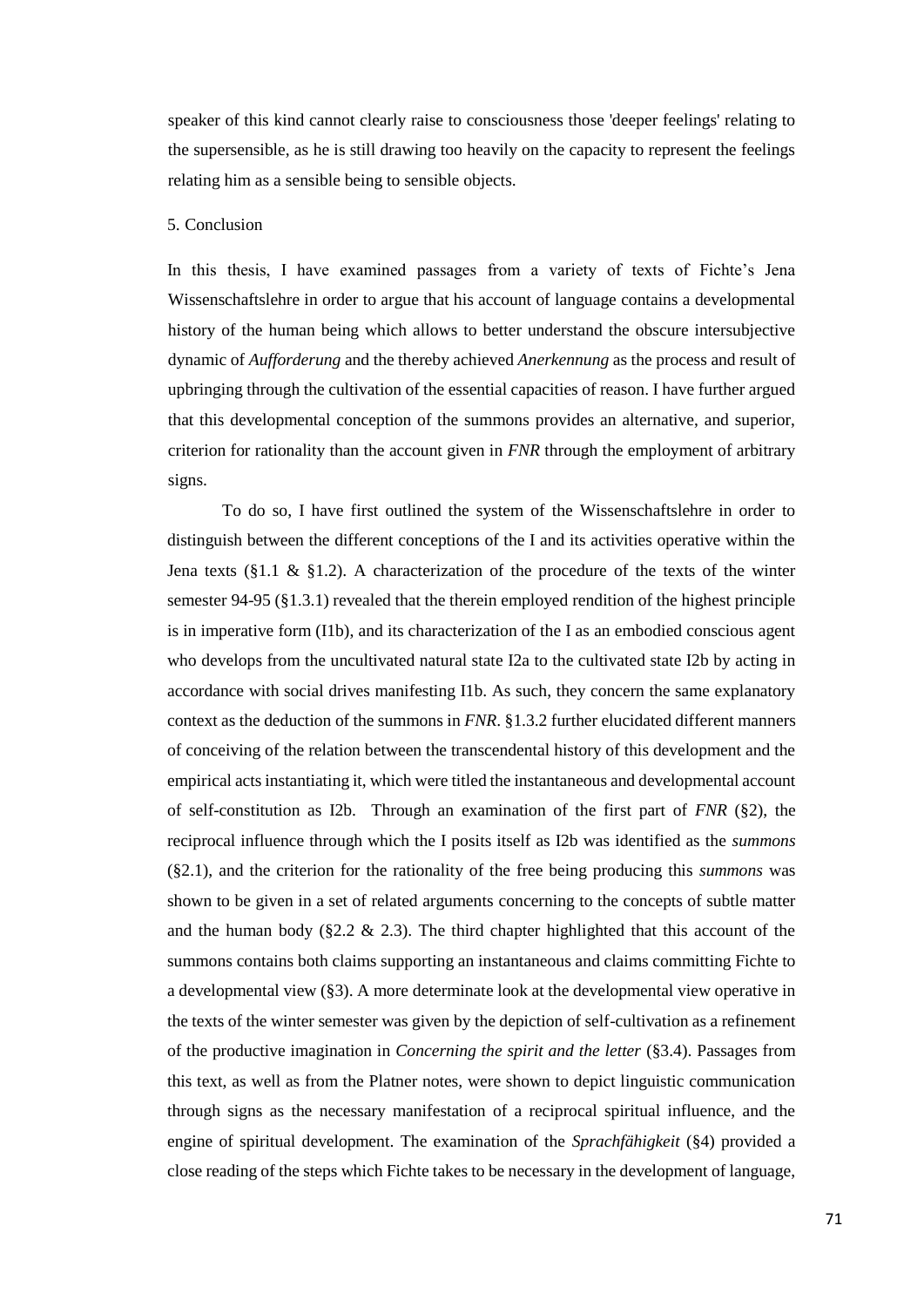speaker of this kind cannot clearly raise to consciousness those 'deeper feelings' relating to the supersensible, as he is still drawing too heavily on the capacity to represent the feelings relating him as a sensible being to sensible objects.

## 5. Conclusion

In this thesis, I have examined passages from a variety of texts of Fichte's Jena Wissenschaftslehre in order to argue that his account of language contains a developmental history of the human being which allows to better understand the obscure intersubjective dynamic of *Aufforderung* and the thereby achieved *Anerkennung* as the process and result of upbringing through the cultivation of the essential capacities of reason. I have further argued that this developmental conception of the summons provides an alternative, and superior, criterion for rationality than the account given in *FNR* through the employment of arbitrary signs.

To do so, I have first outlined the system of the Wissenschaftslehre in order to distinguish between the different conceptions of the I and its activities operative within the Jena texts (§1.1 & §1.2). A characterization of the procedure of the texts of the winter semester 94-95 (§1.3.1) revealed that the therein employed rendition of the highest principle is in imperative form (I1b), and its characterization of the I as an embodied conscious agent who develops from the uncultivated natural state I2a to the cultivated state I2b by acting in accordance with social drives manifesting I1b. As such, they concern the same explanatory context as the deduction of the summons in *FNR*. §1.3.2 further elucidated different manners of conceiving of the relation between the transcendental history of this development and the empirical acts instantiating it, which were titled the instantaneous and developmental account of self-constitution as I2b. Through an examination of the first part of *FNR* (§2), the reciprocal influence through which the I posits itself as I2b was identified as the *summons* (§2.1), and the criterion for the rationality of the free being producing this *summons* was shown to be given in a set of related arguments concerning to the concepts of subtle matter and the human body (§2.2 & 2.3). The third chapter highlighted that this account of the summons contains both claims supporting an instantaneous and claims committing Fichte to a developmental view (§3). A more determinate look at the developmental view operative in the texts of the winter semester was given by the depiction of self-cultivation as a refinement of the productive imagination in *Concerning the spirit and the letter* (§3.4). Passages from this text, as well as from the Platner notes, were shown to depict linguistic communication through signs as the necessary manifestation of a reciprocal spiritual influence, and the engine of spiritual development. The examination of the *Sprachfähigkeit* (§4) provided a close reading of the steps which Fichte takes to be necessary in the development of language,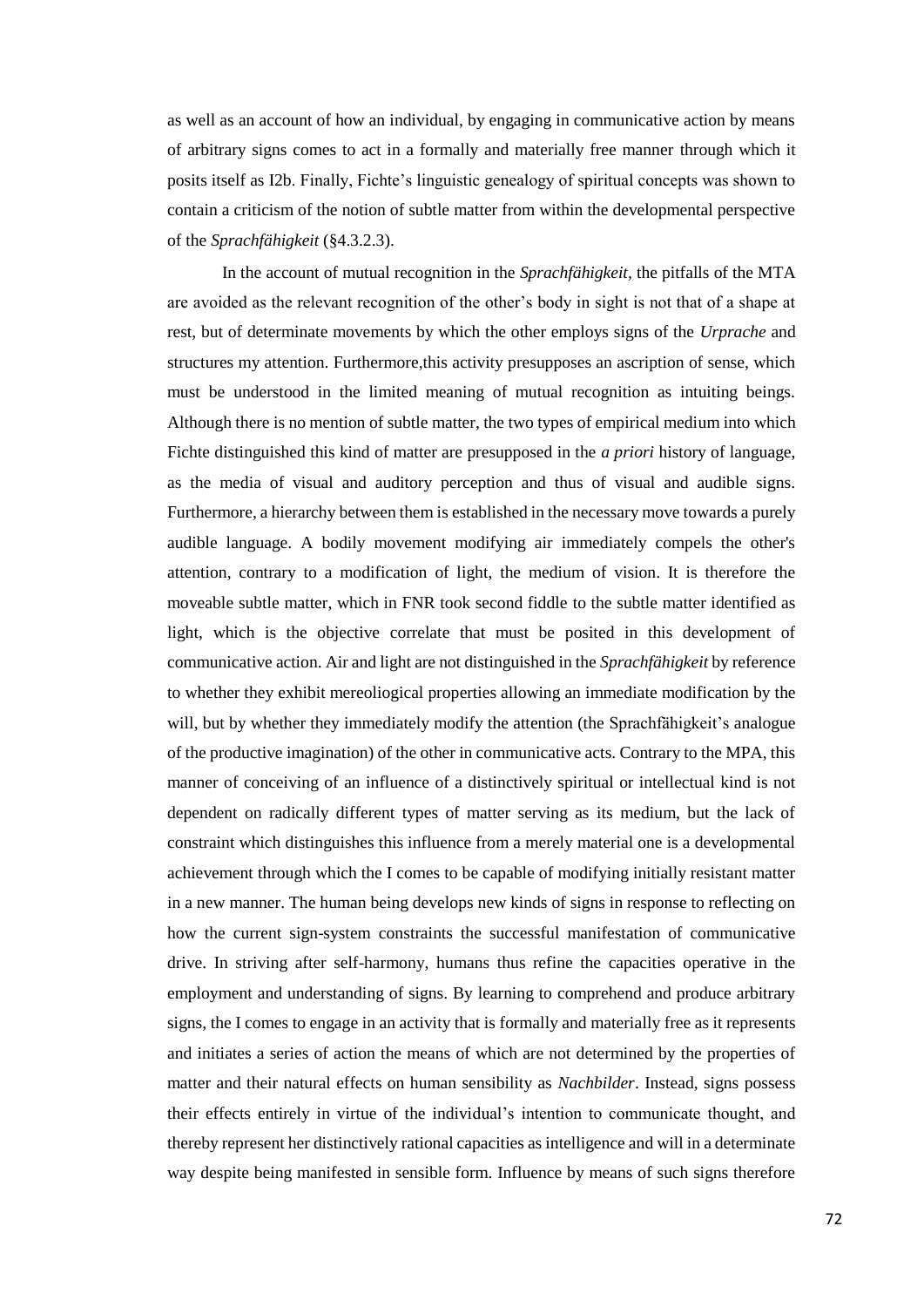as well as an account of how an individual, by engaging in communicative action by means of arbitrary signs comes to act in a formally and materially free manner through which it posits itself as I2b. Finally, Fichte's linguistic genealogy of spiritual concepts was shown to contain a criticism of the notion of subtle matter from within the developmental perspective of the *Sprachfähigkeit* (§4.3.2.3).

In the account of mutual recognition in the *Sprachfähigkeit*, the pitfalls of the MTA are avoided as the relevant recognition of the other's body in sight is not that of a shape at rest, but of determinate movements by which the other employs signs of the *Urprache* and structures my attention. Furthermore,this activity presupposes an ascription of sense, which must be understood in the limited meaning of mutual recognition as intuiting beings. Although there is no mention of subtle matter, the two types of empirical medium into which Fichte distinguished this kind of matter are presupposed in the *a priori* history of language, as the media of visual and auditory perception and thus of visual and audible signs. Furthermore, a hierarchy between them is established in the necessary move towards a purely audible language. A bodily movement modifying air immediately compels the other's attention, contrary to a modification of light, the medium of vision. It is therefore the moveable subtle matter, which in FNR took second fiddle to the subtle matter identified as light, which is the objective correlate that must be posited in this development of communicative action. Air and light are not distinguished in the *Sprachfähigkeit* by reference to whether they exhibit mereoliogical properties allowing an immediate modification by the will, but by whether they immediately modify the attention (the Sprachfähigkeit's analogue of the productive imagination) of the other in communicative acts. Contrary to the MPA, this manner of conceiving of an influence of a distinctively spiritual or intellectual kind is not dependent on radically different types of matter serving as its medium, but the lack of constraint which distinguishes this influence from a merely material one is a developmental achievement through which the I comes to be capable of modifying initially resistant matter in a new manner. The human being develops new kinds of signs in response to reflecting on how the current sign-system constraints the successful manifestation of communicative drive. In striving after self-harmony, humans thus refine the capacities operative in the employment and understanding of signs. By learning to comprehend and produce arbitrary signs, the I comes to engage in an activity that is formally and materially free as it represents and initiates a series of action the means of which are not determined by the properties of matter and their natural effects on human sensibility as *Nachbilder*. Instead, signs possess their effects entirely in virtue of the individual's intention to communicate thought, and thereby represent her distinctively rational capacities as intelligence and will in a determinate way despite being manifested in sensible form. Influence by means of such signs therefore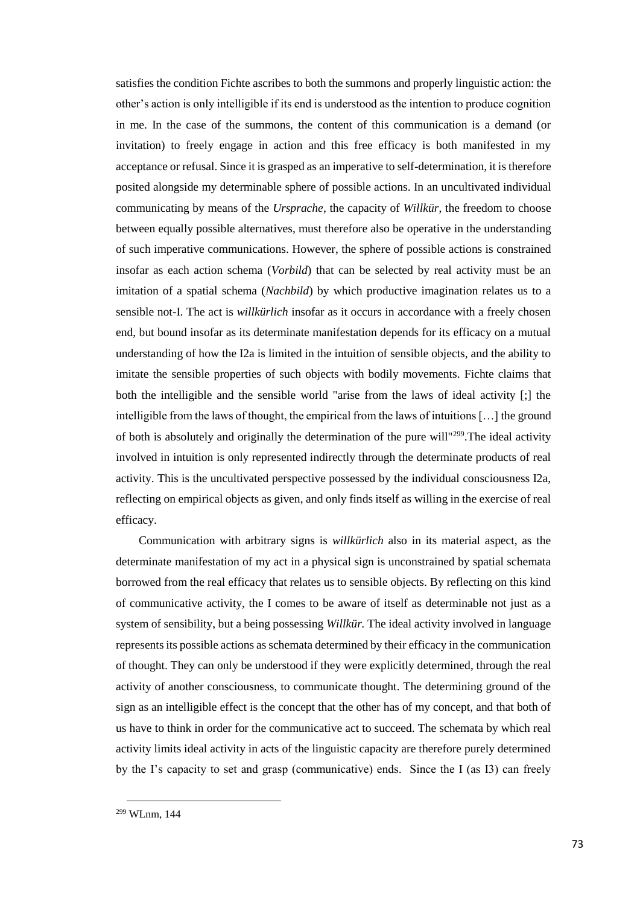satisfies the condition Fichte ascribes to both the summons and properly linguistic action: the other's action is only intelligible if its end is understood as the intention to produce cognition in me. In the case of the summons, the content of this communication is a demand (or invitation) to freely engage in action and this free efficacy is both manifested in my acceptance or refusal. Since it is grasped as an imperative to self-determination, it is therefore posited alongside my determinable sphere of possible actions. In an uncultivated individual communicating by means of the *Ursprache*, the capacity of *Willkür*, the freedom to choose between equally possible alternatives, must therefore also be operative in the understanding of such imperative communications. However, the sphere of possible actions is constrained insofar as each action schema (*Vorbild*) that can be selected by real activity must be an imitation of a spatial schema (*Nachbild*) by which productive imagination relates us to a sensible not-I. The act is *willkürlich* insofar as it occurs in accordance with a freely chosen end, but bound insofar as its determinate manifestation depends for its efficacy on a mutual understanding of how the I2a is limited in the intuition of sensible objects, and the ability to imitate the sensible properties of such objects with bodily movements. Fichte claims that both the intelligible and the sensible world "arise from the laws of ideal activity [;] the intelligible from the laws of thought, the empirical from the laws of intuitions […] the ground of both is absolutely and originally the determination of the pure will"[299].The ideal activity involved in intuition is only represented indirectly through the determinate products of real activity. This is the uncultivated perspective possessed by the individual consciousness I2a, reflecting on empirical objects as given, and only finds itself as willing in the exercise of real efficacy.

Communication with arbitrary signs is *willkürlich* also in its material aspect, as the determinate manifestation of my act in a physical sign is unconstrained by spatial schemata borrowed from the real efficacy that relates us to sensible objects. By reflecting on this kind of communicative activity, the I comes to be aware of itself as determinable not just as a system of sensibility, but a being possessing *Willkür.* The ideal activity involved in language represents its possible actions as schemata determined by their efficacy in the communication of thought. They can only be understood if they were explicitly determined, through the real activity of another consciousness, to communicate thought. The determining ground of the sign as an intelligible effect is the concept that the other has of my concept, and that both of us have to think in order for the communicative act to succeed. The schemata by which real activity limits ideal activity in acts of the linguistic capacity are therefore purely determined by the I's capacity to set and grasp (communicative) ends. Since the I (as I3) can freely

[299] WLnm, 144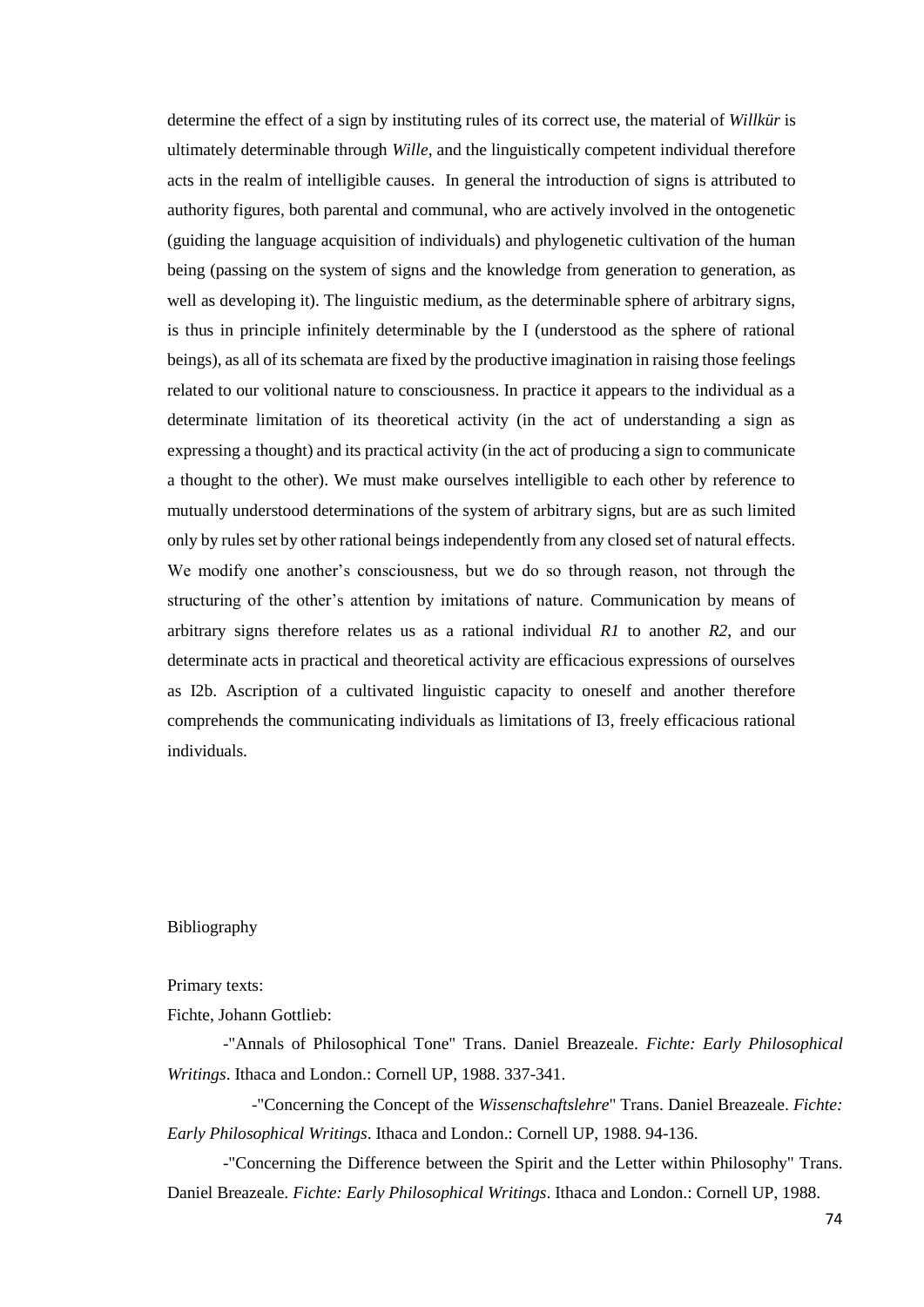determine the effect of a sign by instituting rules of its correct use, the material of *Willkür* is ultimately determinable through *Wille*, and the linguistically competent individual therefore acts in the realm of intelligible causes. In general the introduction of signs is attributed to authority figures, both parental and communal, who are actively involved in the ontogenetic (guiding the language acquisition of individuals) and phylogenetic cultivation of the human being (passing on the system of signs and the knowledge from generation to generation, as well as developing it). The linguistic medium, as the determinable sphere of arbitrary signs, is thus in principle infinitely determinable by the I (understood as the sphere of rational beings), as all of its schemata are fixed by the productive imagination in raising those feelings related to our volitional nature to consciousness. In practice it appears to the individual as a determinate limitation of its theoretical activity (in the act of understanding a sign as expressing a thought) and its practical activity (in the act of producing a sign to communicate a thought to the other). We must make ourselves intelligible to each other by reference to mutually understood determinations of the system of arbitrary signs, but are as such limited only by rules set by other rational beings independently from any closed set of natural effects. We modify one another's consciousness, but we do so through reason, not through the structuring of the other's attention by imitations of nature. Communication by means of arbitrary signs therefore relates us as a rational individual *R1* to another *R2*, and our determinate acts in practical and theoretical activity are efficacious expressions of ourselves as I2b. Ascription of a cultivated linguistic capacity to oneself and another therefore comprehends the communicating individuals as limitations of I3, freely efficacious rational individuals.

## Bibliography

Primary texts:

Fichte, Johann Gottlieb:

-"Annals of Philosophical Tone" Trans. Daniel Breazeale. *Fichte: Early Philosophical Writings*. Ithaca and London.: Cornell UP, 1988. 337-341.

-"Concerning the Concept of the *Wissenschaftslehre*" Trans. Daniel Breazeale. *Fichte: Early Philosophical Writings*. Ithaca and London.: Cornell UP, 1988. 94-136.

-"Concerning the Difference between the Spirit and the Letter within Philosophy" Trans. Daniel Breazeale. *Fichte: Early Philosophical Writings*. Ithaca and London.: Cornell UP, 1988.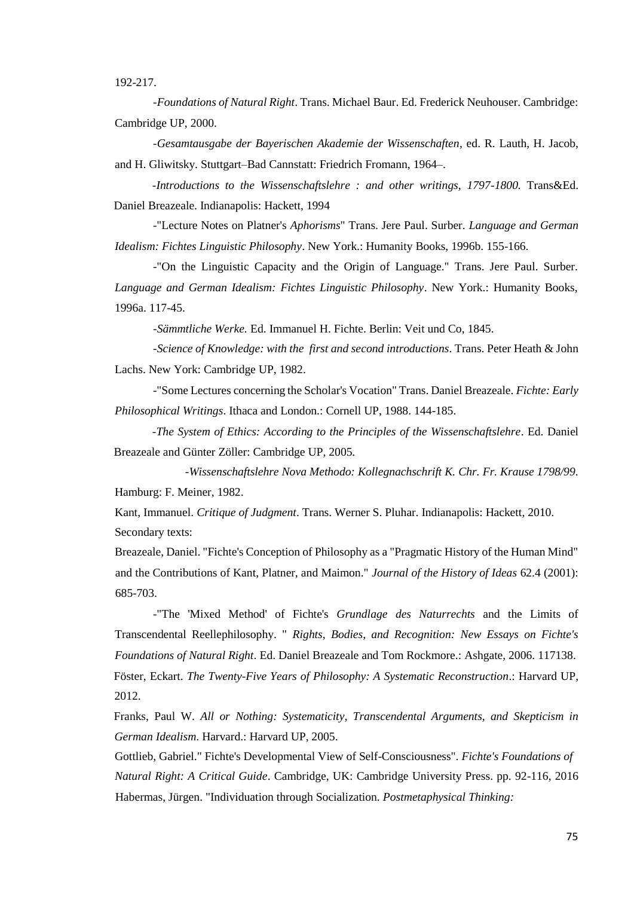192-217.

-*Foundations of Natural Right*. Trans. Michael Baur. Ed. Frederick Neuhouser. Cambridge: Cambridge UP, 2000.

-*Gesamtausgabe der Bayerischen Akademie der Wissenschaften*, ed. R. Lauth, H. Jacob, and H. Gliwitsky. Stuttgart–Bad Cannstatt: Friedrich Fromann, 1964–.

-*Introductions to the Wissenschaftslehre : and other writings, 1797-1800.* Trans&Ed. Daniel Breazeale. Indianapolis: Hackett, 1994

-"Lecture Notes on Platner's *Aphorisms*" Trans. Jere Paul. Surber. *Language and German Idealism: Fichtes Linguistic Philosophy*. New York.: Humanity Books, 1996b. 155-166.

-"On the Linguistic Capacity and the Origin of Language." Trans. Jere Paul. Surber. *Language and German Idealism: Fichtes Linguistic Philosophy*. New York.: Humanity Books, 1996a. 117-45.

-*Sämmtliche Werke.* Ed. Immanuel H. Fichte. Berlin: Veit und Co, 1845.

-*Science of Knowledge: with the first and second introductions*. Trans. Peter Heath & John Lachs. New York: Cambridge UP, 1982.

-"Some Lectures concerning the Scholar's Vocation" Trans. Daniel Breazeale. *Fichte: Early Philosophical Writings*. Ithaca and London.: Cornell UP, 1988. 144-185.

-*The System of Ethics: According to the Principles of the Wissenschaftslehre*. Ed. Daniel Breazeale and Günter Zöller: Cambridge UP, 2005.

-*Wissenschaftslehre Nova Methodo: Kollegnachschrift K. Chr. Fr. Krause 1798/99*. Hamburg: F. Meiner, 1982.

Kant, Immanuel. *Critique of Judgment*. Trans. Werner S. Pluhar. Indianapolis: Hackett, 2010.

Secondary texts:

Breazeale, Daniel. "Fichte's Conception of Philosophy as a "Pragmatic History of the Human Mind" and the Contributions of Kant, Platner, and Maimon." *Journal of the History of Ideas* 62.4 (2001): 685-703.

-"The 'Mixed Method' of Fichte's *Grundlage des Naturrechts* and the Limits of Transcendental Reellephilosophy. " *Rights, Bodies, and Recognition: New Essays on Fichte's Foundations of Natural Right*. Ed. Daniel Breazeale and Tom Rockmore.: Ashgate, 2006. 117138.

Föster, Eckart. *The Twenty-Five Years of Philosophy: A Systematic Reconstruction*.: Harvard UP, 2012.

Franks, Paul W. *All or Nothing: Systematicity, Transcendental Arguments, and Skepticism in German Idealism*. Harvard.: Harvard UP, 2005.

Gottlieb, Gabriel." Fichte's Developmental View of Self-Consciousness". *Fichte's Foundations of Natural Right: A Critical Guide*. Cambridge, UK: Cambridge University Press. pp. 92-116, 2016

Habermas, Jürgen. "Individuation through Socialization. *Postmetaphysical Thinking:*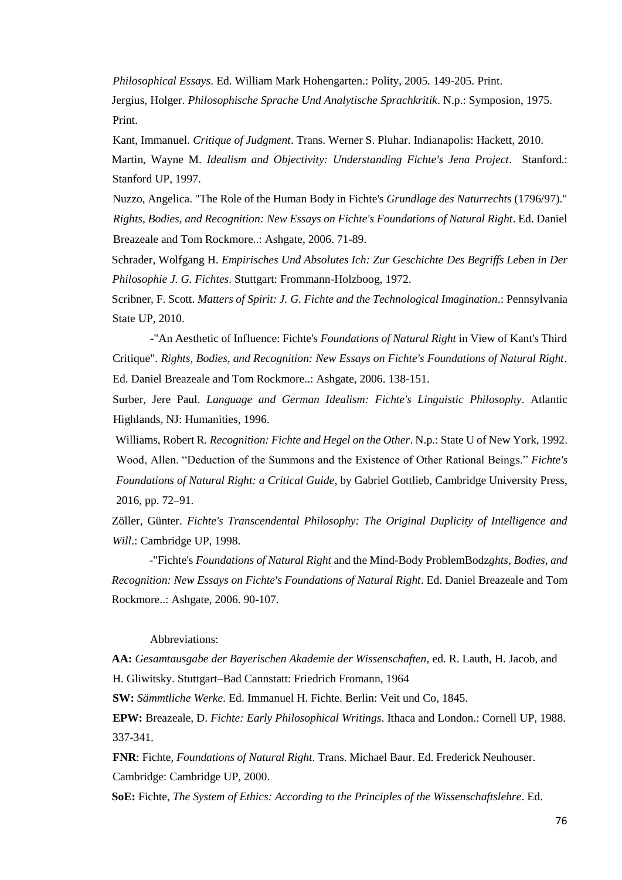*Philosophical Essays*. Ed. William Mark Hohengarten.: Polity, 2005. 149-205. Print.

Jergius, Holger. *Philosophische Sprache Und Analytische Sprachkritik*. N.p.: Symposion, 1975. Print.

Kant, Immanuel. *Critique of Judgment*. Trans. Werner S. Pluhar. Indianapolis: Hackett, 2010.

Martin, Wayne M. *Idealism and Objectivity: Understanding Fichte's Jena Project*. Stanford.: Stanford UP, 1997.

Nuzzo, Angelica. "The Role of the Human Body in Fichte's *Grundlage des Naturrechts* (1796/97)." *Rights, Bodies, and Recognition: New Essays on Fichte's Foundations of Natural Right*. Ed. Daniel Breazeale and Tom Rockmore..: Ashgate, 2006. 71-89.

Schrader, Wolfgang H. *Empirisches Und Absolutes Ich: Zur Geschichte Des Begriffs Leben in Der Philosophie J. G. Fichtes*. Stuttgart: Frommann-Holzboog, 1972.

Scribner, F. Scott. *Matters of Spirit: J. G. Fichte and the Technological Imagination*.: Pennsylvania State UP, 2010.

-"An Aesthetic of Influence: Fichte's *Foundations of Natural Right* in View of Kant's Third Critique". *Rights, Bodies, and Recognition: New Essays on Fichte's Foundations of Natural Right*. Ed. Daniel Breazeale and Tom Rockmore..: Ashgate, 2006. 138-151.

Surber, Jere Paul. *Language and German Idealism: Fichte's Linguistic Philosophy*. Atlantic Highlands, NJ: Humanities, 1996.

Williams, Robert R. *Recognition: Fichte and Hegel on the Other*. N.p.: State U of New York, 1992.

Wood, Allen. "Deduction of the Summons and the Existence of Other Rational Beings." *Fichte's Foundations of Natural Right: a Critical Guide*, by Gabriel Gottlieb, Cambridge University Press, 2016, pp. 72–91.

Zöller, Günter. *Fichte's Transcendental Philosophy: The Original Duplicity of Intelligence and Will*.: Cambridge UP, 1998.

-"Fichte's *Foundations of Natural Right* and the Mind-Body ProblemBodz*ghts, Bodies, and Recognition: New Essays on Fichte's Foundations of Natural Right*. Ed. Daniel Breazeale and Tom Rockmore..: Ashgate, 2006. 90-107.

Abbreviations:

**AA:** *Gesamtausgabe der Bayerischen Akademie der Wissenschaften*, ed. R. Lauth, H. Jacob, and H. Gliwitsky. Stuttgart–Bad Cannstatt: Friedrich Fromann, 1964

**SW:** *Sämmtliche Werke.* Ed. Immanuel H. Fichte. Berlin: Veit und Co, 1845.

**EPW:** Breazeale, D. *Fichte: Early Philosophical Writings*. Ithaca and London.: Cornell UP, 1988. 337-341.

**FNR**: Fichte, *Foundations of Natural Right*. Trans. Michael Baur. Ed. Frederick Neuhouser. Cambridge: Cambridge UP, 2000.

**SoE:** Fichte, *The System of Ethics: According to the Principles of the Wissenschaftslehre*. Ed.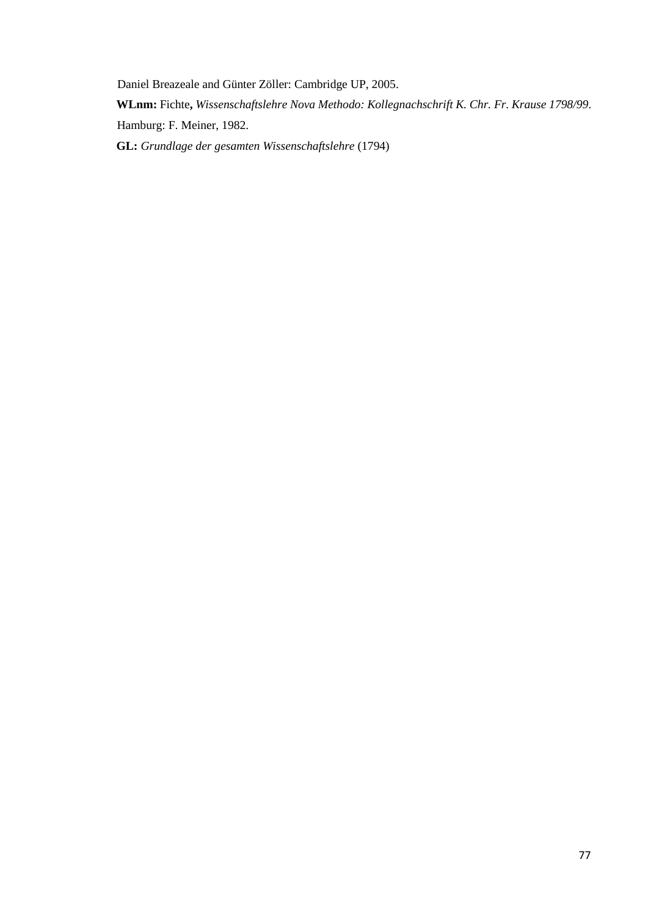Daniel Breazeale and Günter Zöller: Cambridge UP, 2005.

**WLnm:** Fichte**,** *Wissenschaftslehre Nova Methodo: Kollegnachschrift K. Chr. Fr. Krause 1798/99*. Hamburg: F. Meiner, 1982.

**GL:** *Grundlage der gesamten Wissenschaftslehre* (1794)